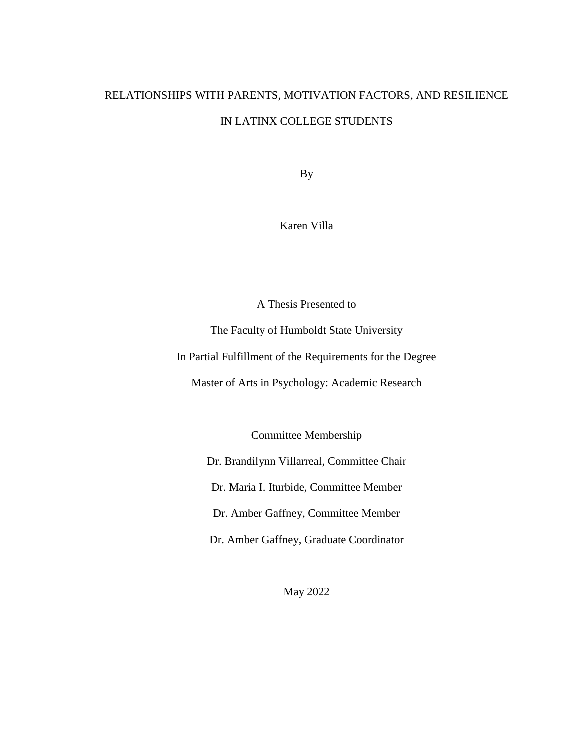# RELATIONSHIPS WITH PARENTS, MOTIVATION FACTORS, AND RESILIENCE IN LATINX COLLEGE STUDENTS

By

Karen Villa

A Thesis Presented to

The Faculty of Humboldt State University

In Partial Fulfillment of the Requirements for the Degree

Master of Arts in Psychology: Academic Research

Committee Membership

Dr. Brandilynn Villarreal, Committee Chair

Dr. Maria I. Iturbide, Committee Member

Dr. Amber Gaffney, Committee Member

Dr. Amber Gaffney, Graduate Coordinator

May 2022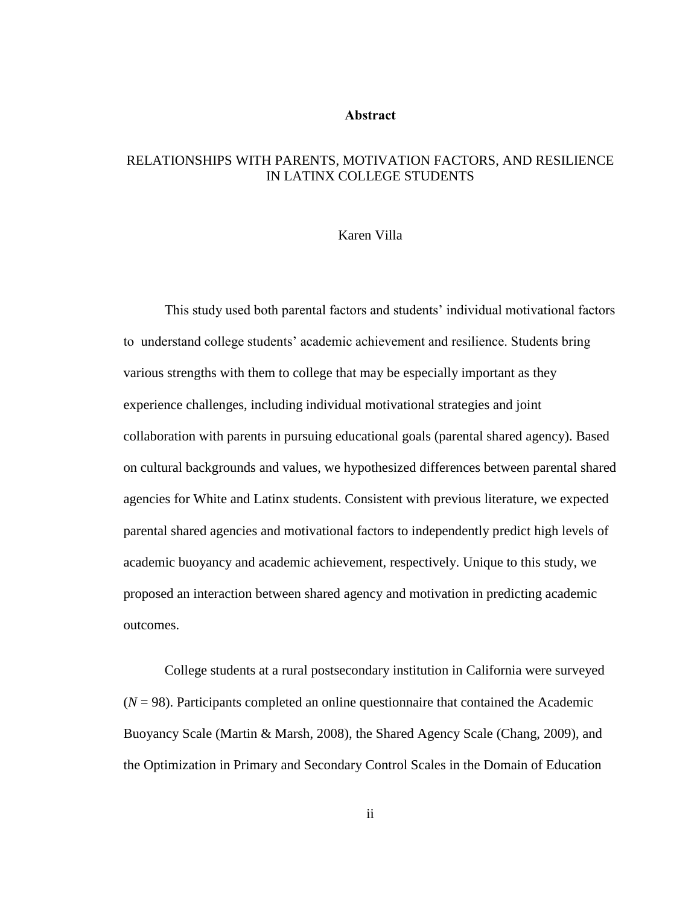# Abstract

## RELATIONSHIPS WITH PARENTS, MOTIVATION FACTORS, AND RESILIENCE IN LATINX COLLEGE STUDENTS

Karen Villa

This study used both parental factors and students' individual motivational factors to understand college students' academic achievement and resilience. Students bring various strengths with them to college that may be especially important as they experience challenges, including individual motivational strategies and joint collaboration with parents in pursuing educational goals (parental shared agency). Based on cultural backgrounds and values, we hypothesized differences between parental shared agencies for White and Latinx students. Consistent with previous literature, we expected parental shared agencies and motivational factors to independently predict high levels of academic buoyancy and academic achievement, respectively. Unique to this study, we proposed an interaction between shared agency and motivation in predicting academic outcomes.

College students at a rural postsecondary institution in California were surveyed ($N = 98$). Participants completed an online questionnaire that contained the Academic Buoyancy Scale (Martin & Marsh, 2008), the Shared Agency Scale (Chang, 2009), and the Optimization in Primary and Secondary Control Scales in the Domain of Education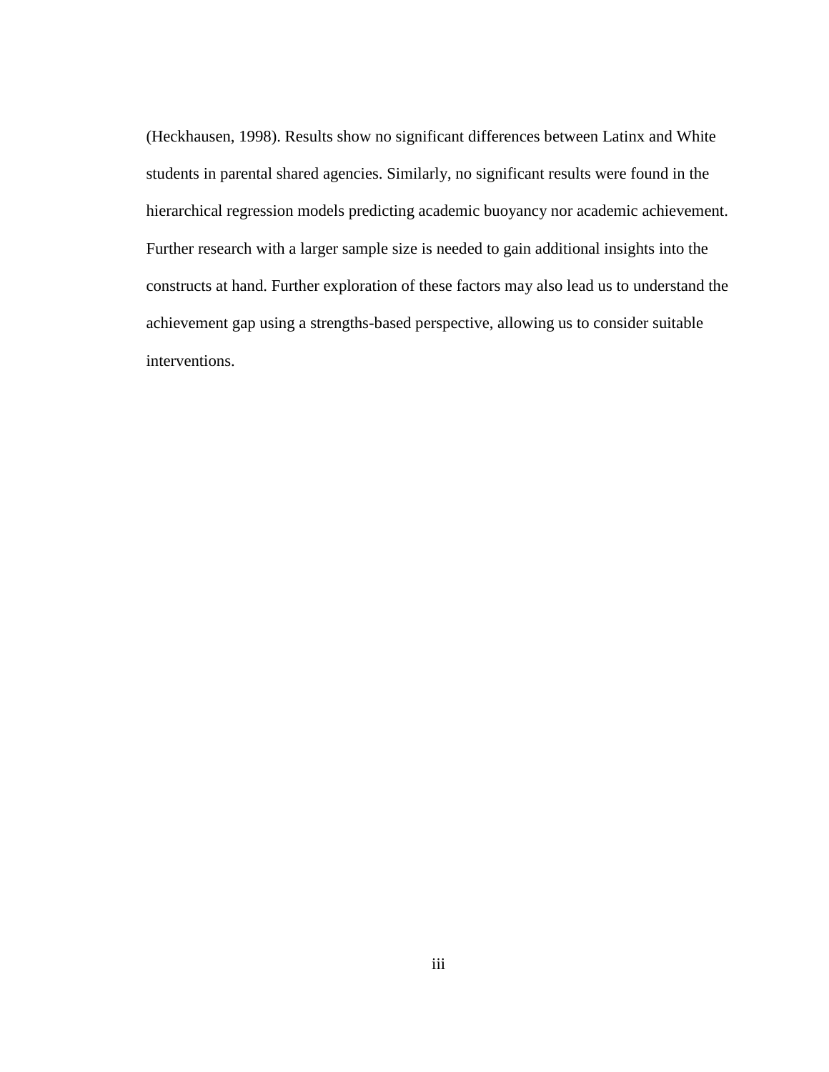(Heckhausen, 1998). Results show no significant differences between Latinx and White students in parental shared agencies. Similarly, no significant results were found in the hierarchical regression models predicting academic buoyancy nor academic achievement. Further research with a larger sample size is needed to gain additional insights into the constructs at hand. Further exploration of these factors may also lead us to understand the achievement gap using a strengths-based perspective, allowing us to consider suitable interventions.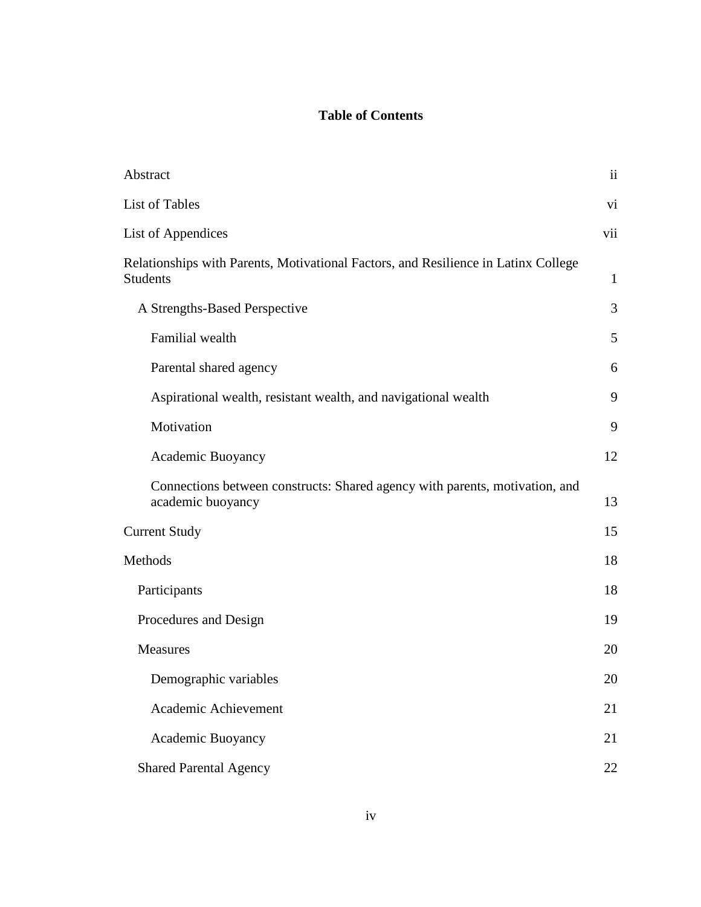# Table of Contents

| | |
|---|---|
| Abstract | ii |
| List of Tables | vi |
| List of Appendices | vii |
| Relationships with Parents, Motivational Factors, and Resilience in Latinx College Students | 1 |
| A Strengths-Based Perspective | 3 |
| Familial wealth | 5 |
| Parental shared agency | 6 |
| Aspirational wealth, resistant wealth, and navigational wealth | 9 |
| Motivation | 9 |
| Academic Buoyancy | 12 |
| Connections between constructs: Shared agency with parents, motivation, and academic buoyancy | 13 |
| Current Study | 15 |
| Methods | 18 |
| Participants | 18 |
| Procedures and Design | 19 |
| Measures | 20 |
| Demographic variables | 20 |
| Academic Achievement | 21 |
| Academic Buoyancy | 21 |
| Shared Parental Agency | 22 |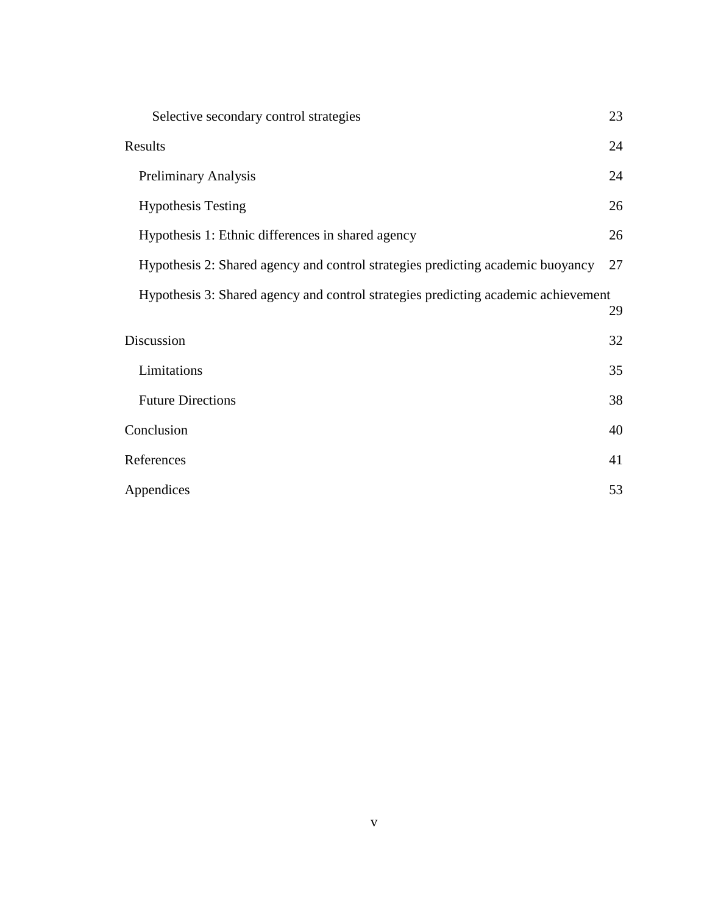Selective secondary control strategies 23

Results 24

Preliminary Analysis 24

Hypothesis Testing 26

Hypothesis 1: Ethnic differences in shared agency 26

Hypothesis 2: Shared agency and control strategies predicting academic buoyancy 27

Hypothesis 3: Shared agency and control strategies predicting academic achievement 29

Discussion 32

Limitations 35

Future Directions 38

Conclusion 40

References 41

Appendices 53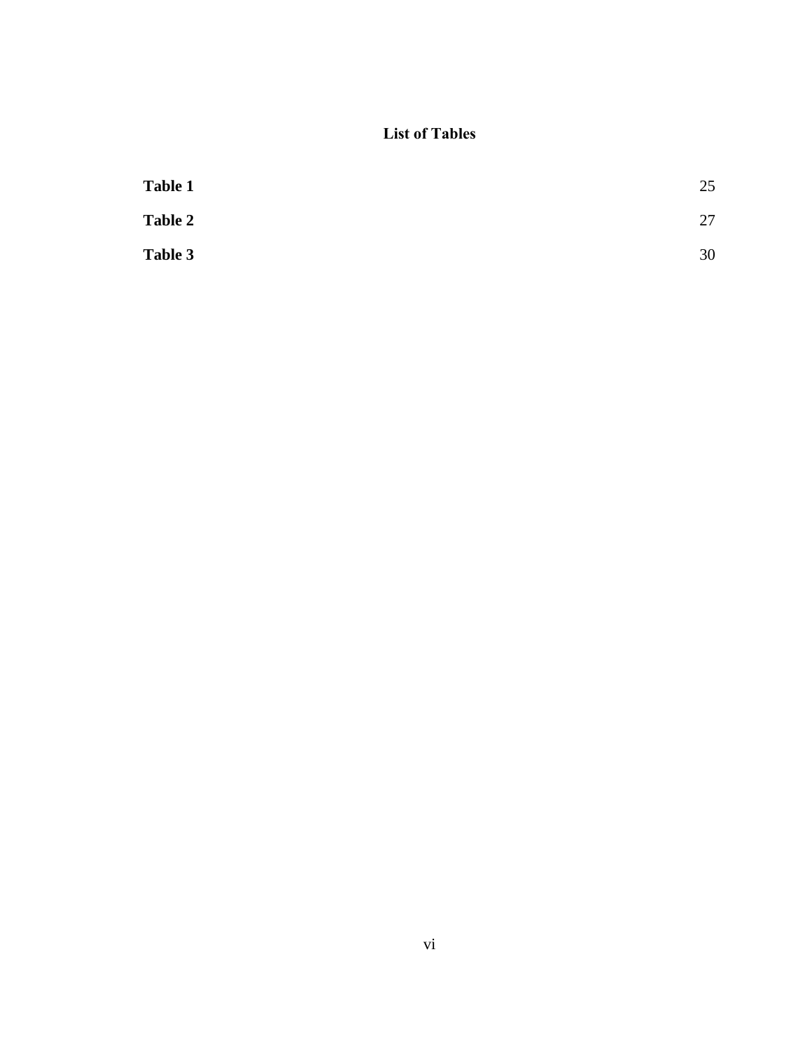# List of Tables

**Table 1** 25

**Table 2** 27

**Table 3** 30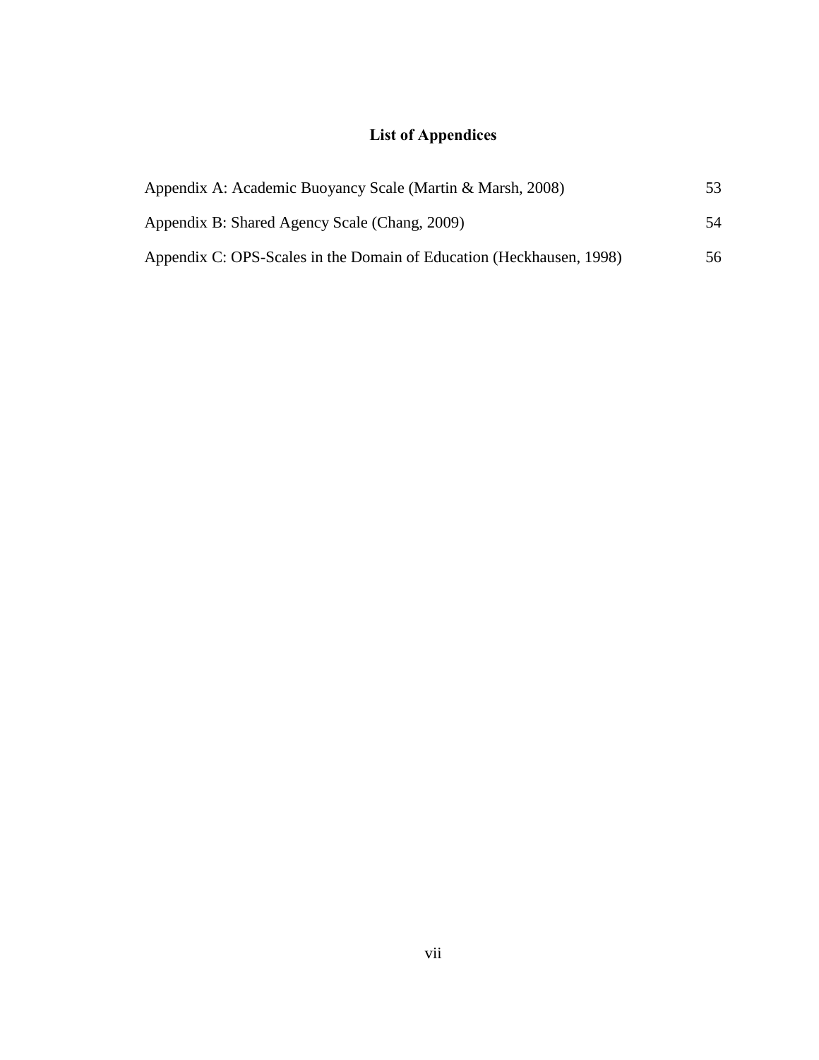# List of Appendices

Appendix A: Academic Buoyancy Scale (Martin & Marsh, 2008) 53

Appendix B: Shared Agency Scale (Chang, 2009) 54

Appendix C: OPS-Scales in the Domain of Education (Heckhausen, 1998) 56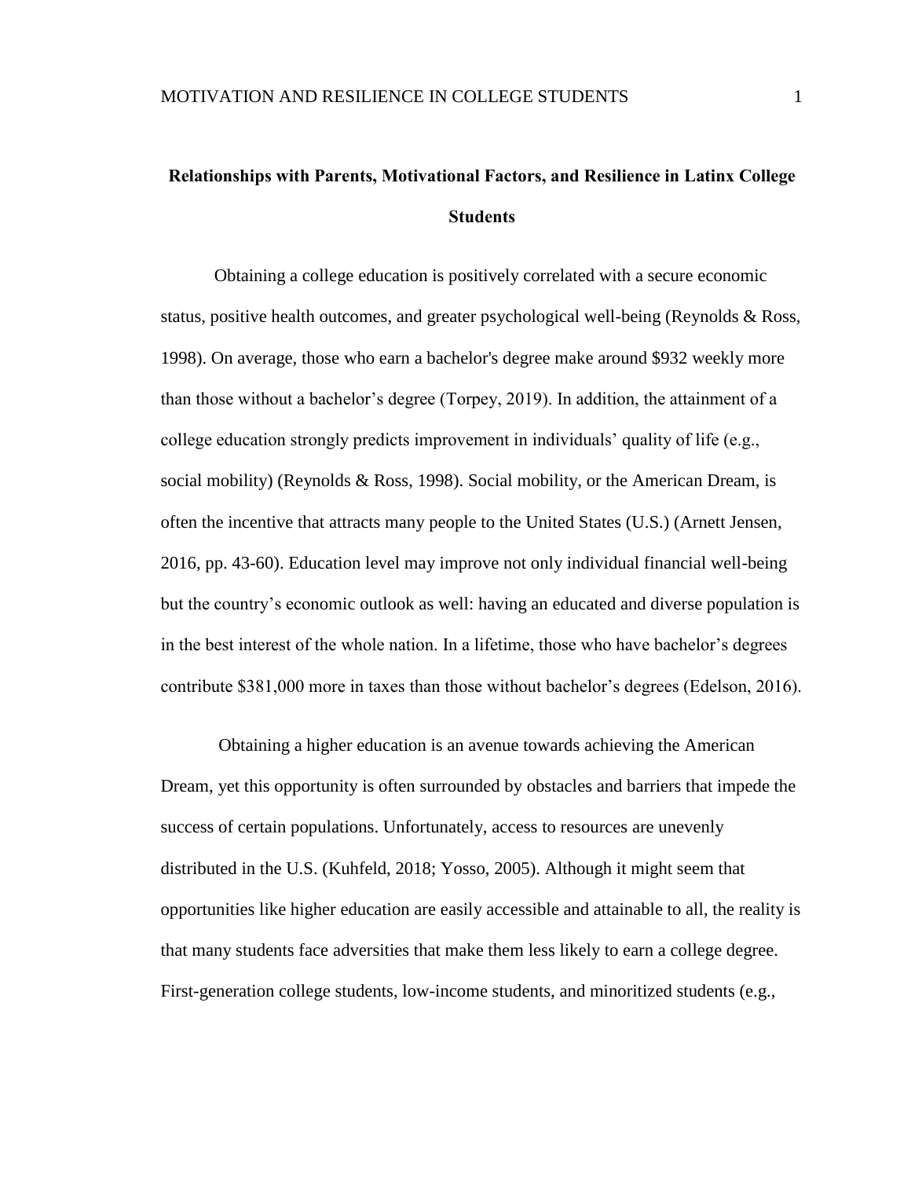# Relationships with Parents, Motivational Factors, and Resilience in Latinx College Students

Obtaining a college education is positively correlated with a secure economic status, positive health outcomes, and greater psychological well-being (Reynolds & Ross, 1998). On average, those who earn a bachelor's degree make around $932 weekly more than those without a bachelor's degree (Torpey, 2019). In addition, the attainment of a college education strongly predicts improvement in individuals' quality of life (e.g., social mobility) (Reynolds & Ross, 1998). Social mobility, or the American Dream, is often the incentive that attracts many people to the United States (U.S.) (Arnett Jensen, 2016, pp. 43-60). Education level may improve not only individual financial well-being but the country's economic outlook as well: having an educated and diverse population is in the best interest of the whole nation. In a lifetime, those who have bachelor's degrees contribute $381,000 more in taxes than those without bachelor's degrees (Edelson, 2016).

Obtaining a higher education is an avenue towards achieving the American Dream, yet this opportunity is often surrounded by obstacles and barriers that impede the success of certain populations. Unfortunately, access to resources are unevenly distributed in the U.S. (Kuhfeld, 2018; Yosso, 2005). Although it might seem that opportunities like higher education are easily accessible and attainable to all, the reality is that many students face adversities that make them less likely to earn a college degree. First-generation college students, low-income students, and minoritized students (e.g.,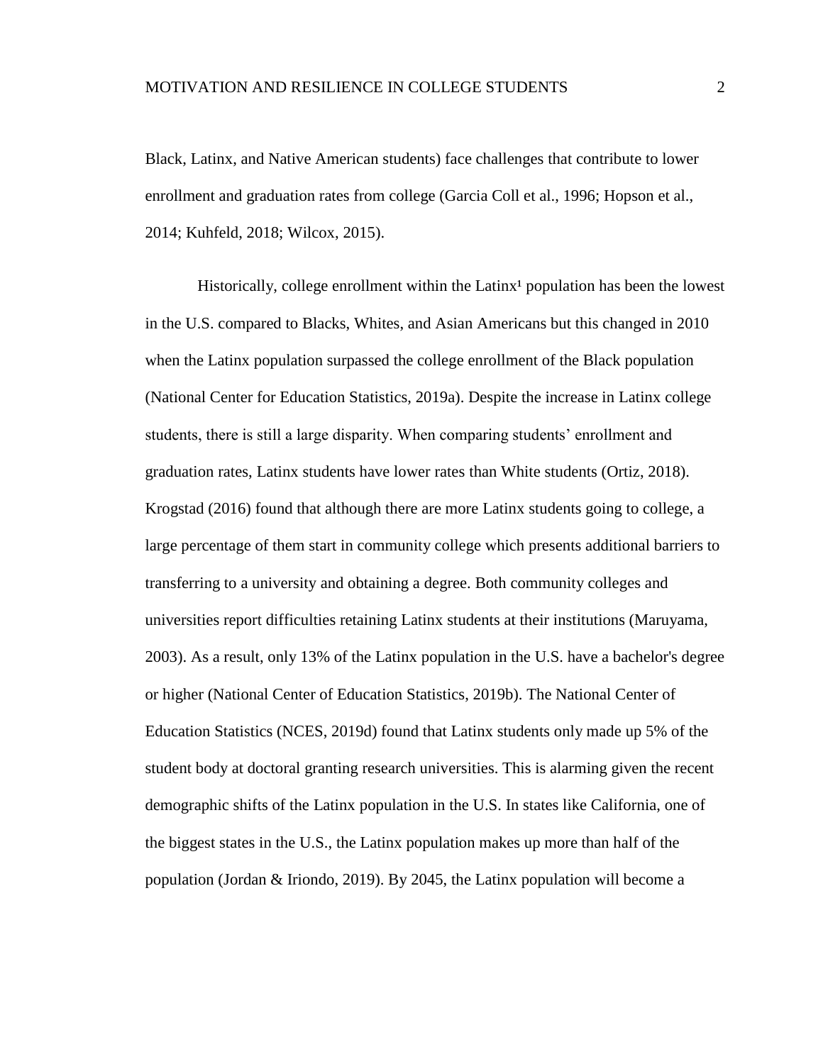Black, Latinx, and Native American students) face challenges that contribute to lower enrollment and graduation rates from college (Garcia Coll et al., 1996; Hopson et al., 2014; Kuhfeld, 2018; Wilcox, 2015).

Historically, college enrollment within the Latinx[1] population has been the lowest in the U.S. compared to Blacks, Whites, and Asian Americans but this changed in 2010 when the Latinx population surpassed the college enrollment of the Black population (National Center for Education Statistics, 2019a). Despite the increase in Latinx college students, there is still a large disparity. When comparing students' enrollment and graduation rates, Latinx students have lower rates than White students (Ortiz, 2018). Krogstad (2016) found that although there are more Latinx students going to college, a large percentage of them start in community college which presents additional barriers to transferring to a university and obtaining a degree. Both community colleges and universities report difficulties retaining Latinx students at their institutions (Maruyama, 2003). As a result, only 13% of the Latinx population in the U.S. have a bachelor's degree or higher (National Center of Education Statistics, 2019b). The National Center of Education Statistics (NCES, 2019d) found that Latinx students only made up 5% of the student body at doctoral granting research universities. This is alarming given the recent demographic shifts of the Latinx population in the U.S. In states like California, one of the biggest states in the U.S., the Latinx population makes up more than half of the population (Jordan & Iriondo, 2019). By 2045, the Latinx population will become a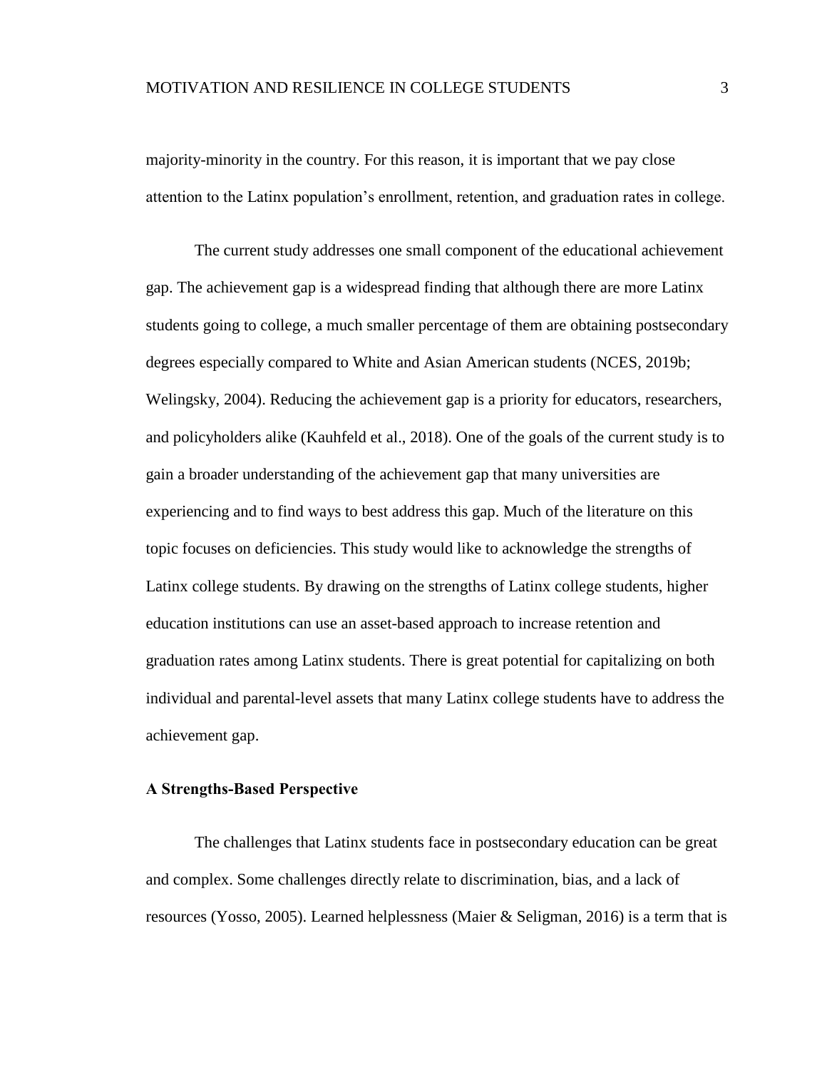majority-minority in the country. For this reason, it is important that we pay close attention to the Latinx population's enrollment, retention, and graduation rates in college.

The current study addresses one small component of the educational achievement gap. The achievement gap is a widespread finding that although there are more Latinx students going to college, a much smaller percentage of them are obtaining postsecondary degrees especially compared to White and Asian American students (NCES, 2019b; Welingsky, 2004). Reducing the achievement gap is a priority for educators, researchers, and policyholders alike (Kauhfeld et al., 2018). One of the goals of the current study is to gain a broader understanding of the achievement gap that many universities are experiencing and to find ways to best address this gap. Much of the literature on this topic focuses on deficiencies. This study would like to acknowledge the strengths of Latinx college students. By drawing on the strengths of Latinx college students, higher education institutions can use an asset-based approach to increase retention and graduation rates among Latinx students. There is great potential for capitalizing on both individual and parental-level assets that many Latinx college students have to address the achievement gap.

### A Strengths-Based Perspective

The challenges that Latinx students face in postsecondary education can be great and complex. Some challenges directly relate to discrimination, bias, and a lack of resources (Yosso, 2005). Learned helplessness (Maier & Seligman, 2016) is a term that is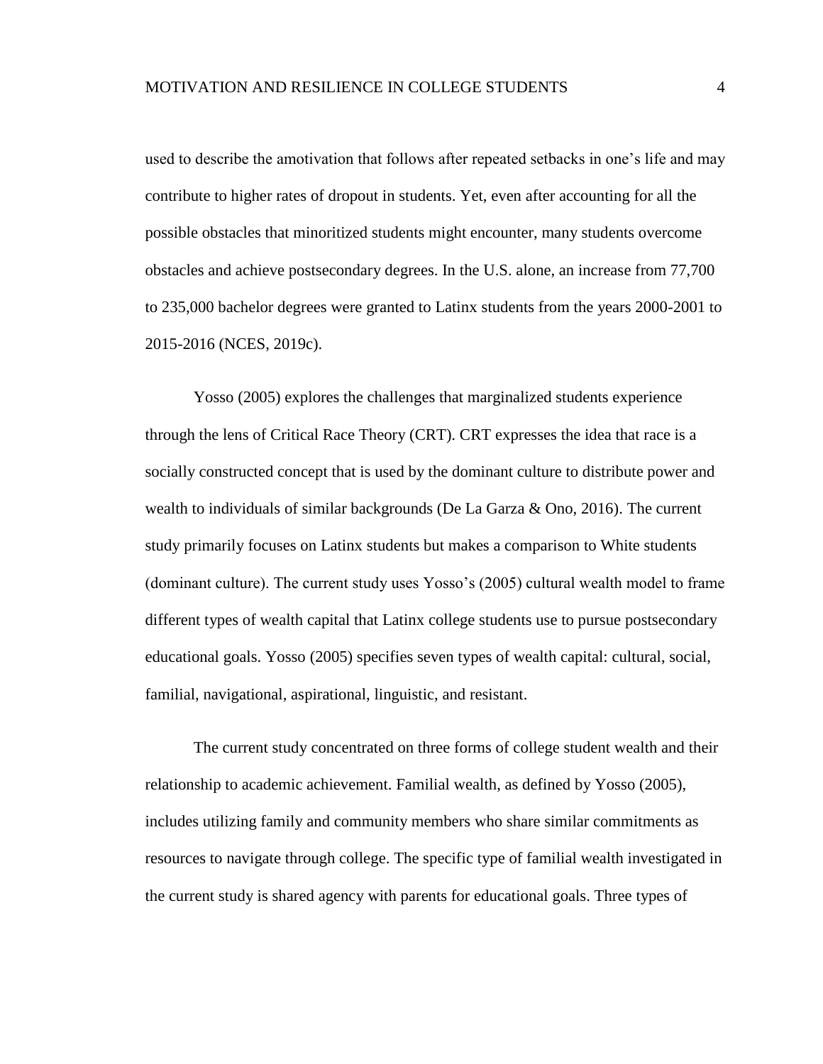used to describe the amotivation that follows after repeated setbacks in one's life and may contribute to higher rates of dropout in students. Yet, even after accounting for all the possible obstacles that minoritized students might encounter, many students overcome obstacles and achieve postsecondary degrees. In the U.S. alone, an increase from 77,700 to 235,000 bachelor degrees were granted to Latinx students from the years 2000-2001 to 2015-2016 (NCES, 2019c).

Yosso (2005) explores the challenges that marginalized students experience through the lens of Critical Race Theory (CRT). CRT expresses the idea that race is a socially constructed concept that is used by the dominant culture to distribute power and wealth to individuals of similar backgrounds (De La Garza & Ono, 2016). The current study primarily focuses on Latinx students but makes a comparison to White students (dominant culture). The current study uses Yosso's (2005) cultural wealth model to frame different types of wealth capital that Latinx college students use to pursue postsecondary educational goals. Yosso (2005) specifies seven types of wealth capital: cultural, social, familial, navigational, aspirational, linguistic, and resistant.

The current study concentrated on three forms of college student wealth and their relationship to academic achievement. Familial wealth, as defined by Yosso (2005), includes utilizing family and community members who share similar commitments as resources to navigate through college. The specific type of familial wealth investigated in the current study is shared agency with parents for educational goals. Three types of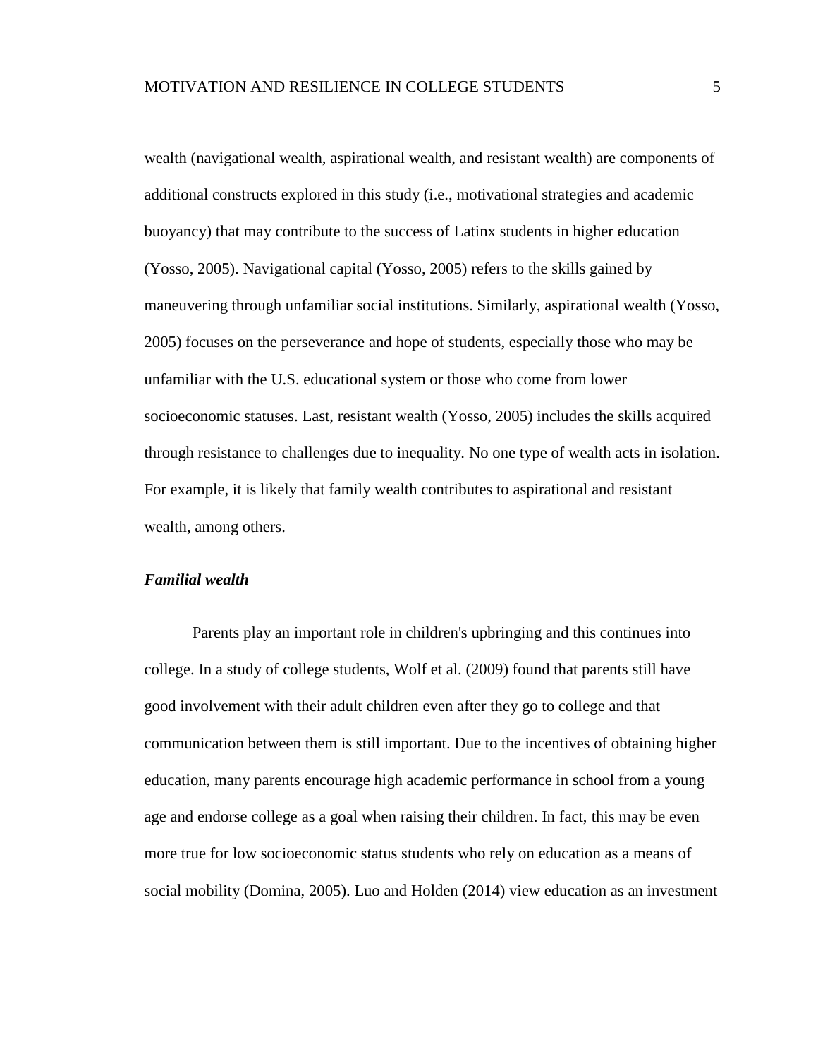wealth (navigational wealth, aspirational wealth, and resistant wealth) are components of additional constructs explored in this study (i.e., motivational strategies and academic buoyancy) that may contribute to the success of Latinx students in higher education (Yosso, 2005). Navigational capital (Yosso, 2005) refers to the skills gained by maneuvering through unfamiliar social institutions. Similarly, aspirational wealth (Yosso, 2005) focuses on the perseverance and hope of students, especially those who may be unfamiliar with the U.S. educational system or those who come from lower socioeconomic statuses. Last, resistant wealth (Yosso, 2005) includes the skills acquired through resistance to challenges due to inequality. No one type of wealth acts in isolation. For example, it is likely that family wealth contributes to aspirational and resistant wealth, among others.

### *Familial wealth*

Parents play an important role in children's upbringing and this continues into college. In a study of college students, Wolf et al. (2009) found that parents still have good involvement with their adult children even after they go to college and that communication between them is still important. Due to the incentives of obtaining higher education, many parents encourage high academic performance in school from a young age and endorse college as a goal when raising their children. In fact, this may be even more true for low socioeconomic status students who rely on education as a means of social mobility (Domina, 2005). Luo and Holden (2014) view education as an investment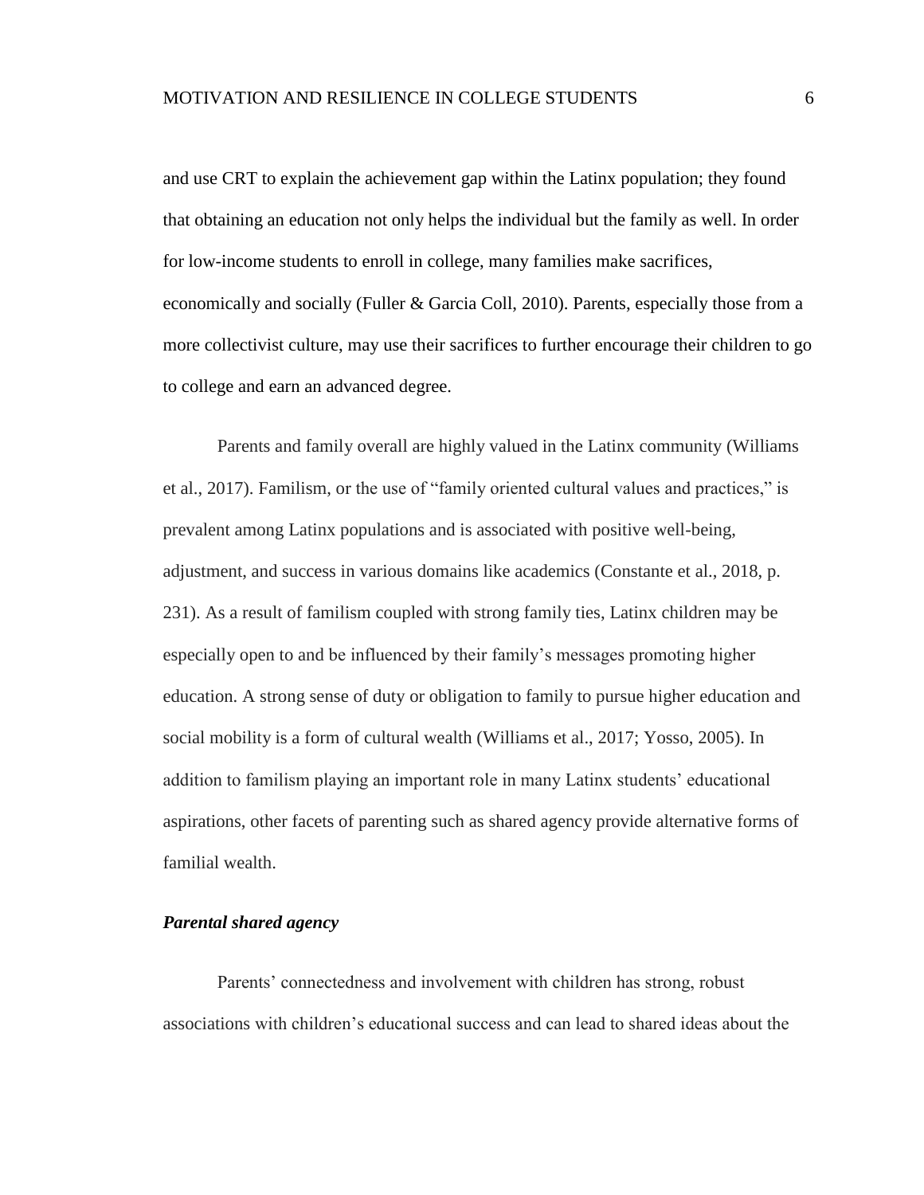and use CRT to explain the achievement gap within the Latinx population; they found that obtaining an education not only helps the individual but the family as well. In order for low-income students to enroll in college, many families make sacrifices, economically and socially (Fuller & Garcia Coll, 2010). Parents, especially those from a more collectivist culture, may use their sacrifices to further encourage their children to go to college and earn an advanced degree.

Parents and family overall are highly valued in the Latinx community (Williams et al., 2017). Familism, or the use of "family oriented cultural values and practices," is prevalent among Latinx populations and is associated with positive well-being, adjustment, and success in various domains like academics (Constante et al., 2018, p. 231). As a result of familism coupled with strong family ties, Latinx children may be especially open to and be influenced by their family's messages promoting higher education. A strong sense of duty or obligation to family to pursue higher education and social mobility is a form of cultural wealth (Williams et al., 2017; Yosso, 2005). In addition to familism playing an important role in many Latinx students' educational aspirations, other facets of parenting such as shared agency provide alternative forms of familial wealth.

### ***Parental shared agency***

Parents' connectedness and involvement with children has strong, robust associations with children's educational success and can lead to shared ideas about the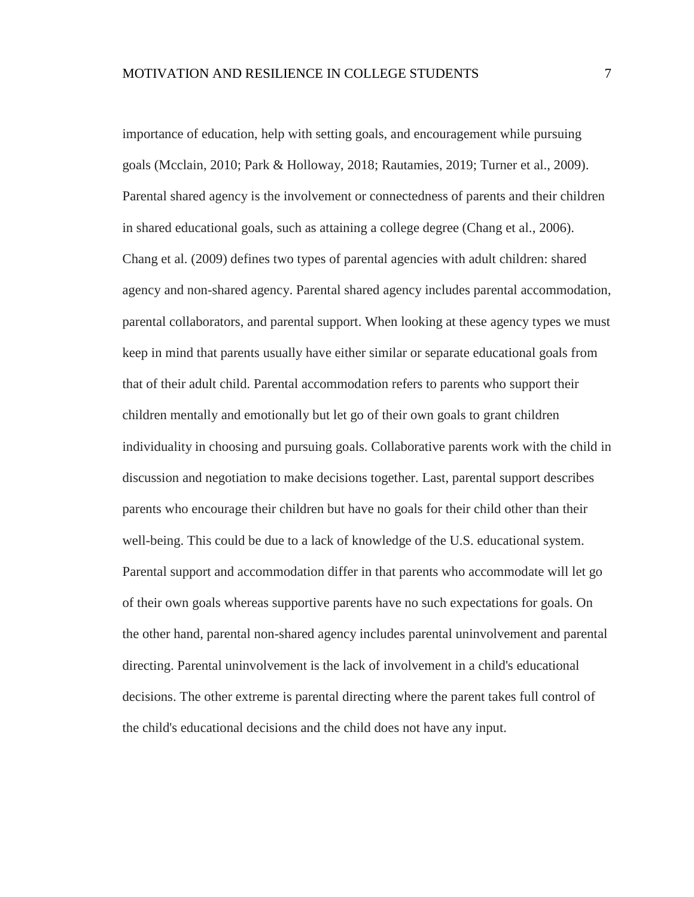importance of education, help with setting goals, and encouragement while pursuing goals (Mcclain, 2010; Park & Holloway, 2018; Rautamies, 2019; Turner et al., 2009). Parental shared agency is the involvement or connectedness of parents and their children in shared educational goals, such as attaining a college degree (Chang et al., 2006). Chang et al. (2009) defines two types of parental agencies with adult children: shared agency and non-shared agency. Parental shared agency includes parental accommodation, parental collaborators, and parental support. When looking at these agency types we must keep in mind that parents usually have either similar or separate educational goals from that of their adult child. Parental accommodation refers to parents who support their children mentally and emotionally but let go of their own goals to grant children individuality in choosing and pursuing goals. Collaborative parents work with the child in discussion and negotiation to make decisions together. Last, parental support describes parents who encourage their children but have no goals for their child other than their well-being. This could be due to a lack of knowledge of the U.S. educational system. Parental support and accommodation differ in that parents who accommodate will let go of their own goals whereas supportive parents have no such expectations for goals. On the other hand, parental non-shared agency includes parental uninvolvement and parental directing. Parental uninvolvement is the lack of involvement in a child's educational decisions. The other extreme is parental directing where the parent takes full control of the child's educational decisions and the child does not have any input.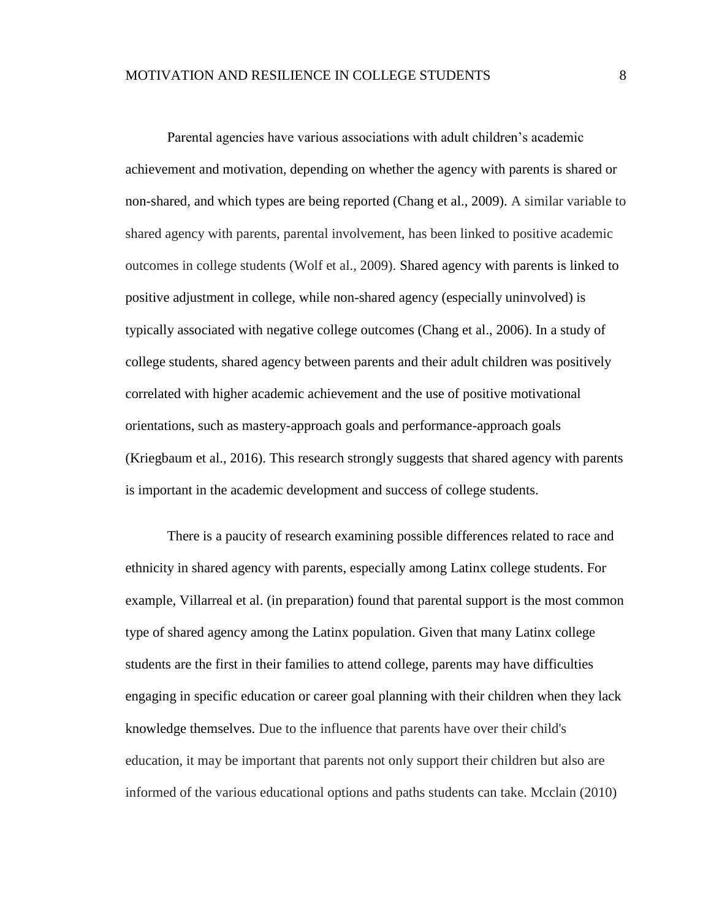Parental agencies have various associations with adult children's academic achievement and motivation, depending on whether the agency with parents is shared or non-shared, and which types are being reported (Chang et al., 2009). A similar variable to shared agency with parents, parental involvement, has been linked to positive academic outcomes in college students (Wolf et al., 2009). Shared agency with parents is linked to positive adjustment in college, while non-shared agency (especially uninvolved) is typically associated with negative college outcomes (Chang et al., 2006). In a study of college students, shared agency between parents and their adult children was positively correlated with higher academic achievement and the use of positive motivational orientations, such as mastery-approach goals and performance-approach goals (Kriegbaum et al., 2016). This research strongly suggests that shared agency with parents is important in the academic development and success of college students.

There is a paucity of research examining possible differences related to race and ethnicity in shared agency with parents, especially among Latinx college students. For example, Villarreal et al. (in preparation) found that parental support is the most common type of shared agency among the Latinx population. Given that many Latinx college students are the first in their families to attend college, parents may have difficulties engaging in specific education or career goal planning with their children when they lack knowledge themselves. Due to the influence that parents have over their child's education, it may be important that parents not only support their children but also are informed of the various educational options and paths students can take. Mcclain (2010)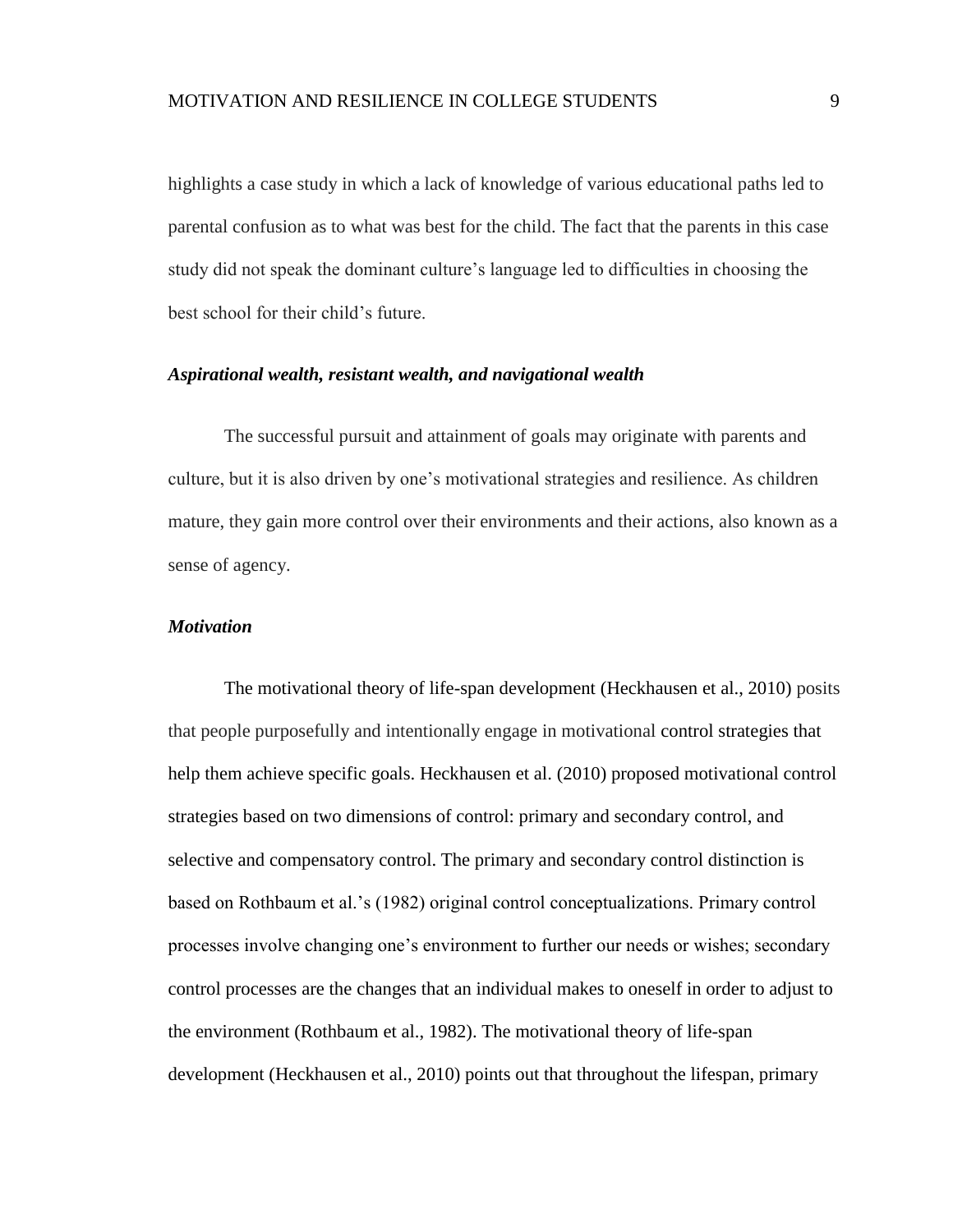highlights a case study in which a lack of knowledge of various educational paths led to parental confusion as to what was best for the child. The fact that the parents in this case study did not speak the dominant culture's language led to difficulties in choosing the best school for their child's future.

### *Aspirational wealth, resistant wealth, and navigational wealth*

The successful pursuit and attainment of goals may originate with parents and culture, but it is also driven by one's motivational strategies and resilience. As children mature, they gain more control over their environments and their actions, also known as a sense of agency.

### *Motivation*

The motivational theory of life-span development (Heckhausen et al., 2010) posits that people purposefully and intentionally engage in motivational control strategies that help them achieve specific goals. Heckhausen et al. (2010) proposed motivational control strategies based on two dimensions of control: primary and secondary control, and selective and compensatory control. The primary and secondary control distinction is based on Rothbaum et al.'s (1982) original control conceptualizations. Primary control processes involve changing one's environment to further our needs or wishes; secondary control processes are the changes that an individual makes to oneself in order to adjust to the environment (Rothbaum et al., 1982). The motivational theory of life-span development (Heckhausen et al., 2010) points out that throughout the lifespan, primary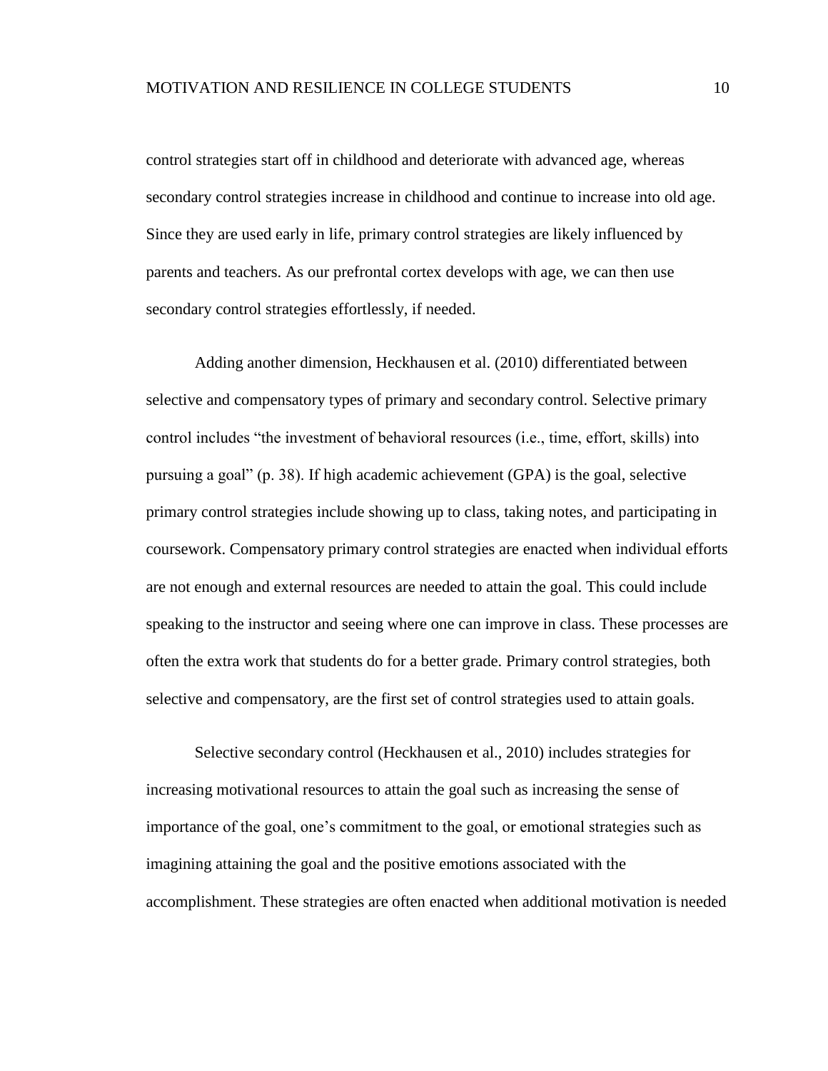control strategies start off in childhood and deteriorate with advanced age, whereas secondary control strategies increase in childhood and continue to increase into old age. Since they are used early in life, primary control strategies are likely influenced by parents and teachers. As our prefrontal cortex develops with age, we can then use secondary control strategies effortlessly, if needed.

Adding another dimension, Heckhausen et al. (2010) differentiated between selective and compensatory types of primary and secondary control. Selective primary control includes "the investment of behavioral resources (i.e., time, effort, skills) into pursuing a goal" (p. 38). If high academic achievement (GPA) is the goal, selective primary control strategies include showing up to class, taking notes, and participating in coursework. Compensatory primary control strategies are enacted when individual efforts are not enough and external resources are needed to attain the goal. This could include speaking to the instructor and seeing where one can improve in class. These processes are often the extra work that students do for a better grade. Primary control strategies, both selective and compensatory, are the first set of control strategies used to attain goals.

Selective secondary control (Heckhausen et al., 2010) includes strategies for increasing motivational resources to attain the goal such as increasing the sense of importance of the goal, one's commitment to the goal, or emotional strategies such as imagining attaining the goal and the positive emotions associated with the accomplishment. These strategies are often enacted when additional motivation is needed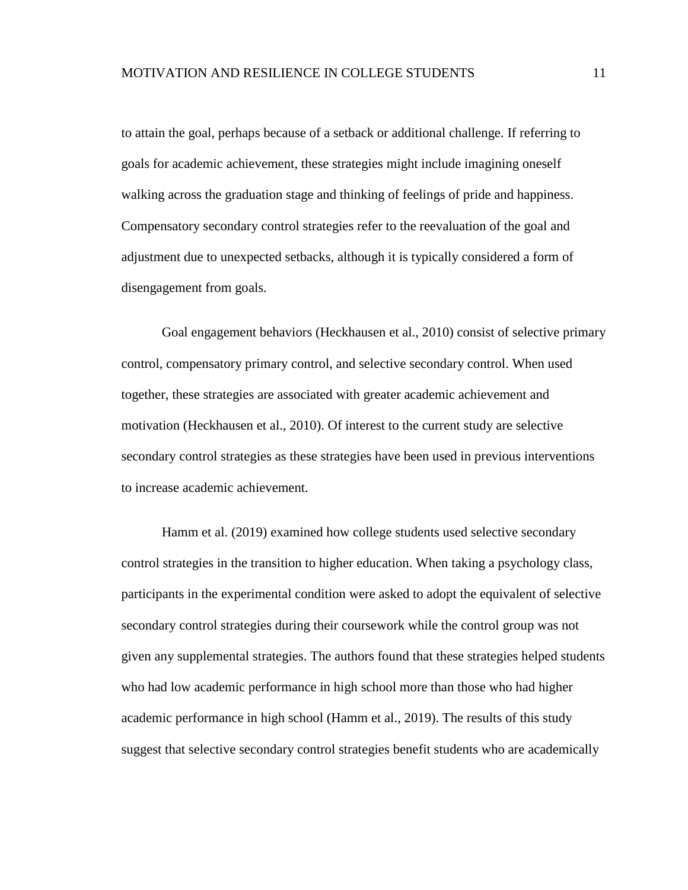to attain the goal, perhaps because of a setback or additional challenge. If referring to goals for academic achievement, these strategies might include imagining oneself walking across the graduation stage and thinking of feelings of pride and happiness. Compensatory secondary control strategies refer to the reevaluation of the goal and adjustment due to unexpected setbacks, although it is typically considered a form of disengagement from goals.

Goal engagement behaviors (Heckhausen et al., 2010) consist of selective primary control, compensatory primary control, and selective secondary control. When used together, these strategies are associated with greater academic achievement and motivation (Heckhausen et al., 2010). Of interest to the current study are selective secondary control strategies as these strategies have been used in previous interventions to increase academic achievement.

Hamm et al. (2019) examined how college students used selective secondary control strategies in the transition to higher education. When taking a psychology class, participants in the experimental condition were asked to adopt the equivalent of selective secondary control strategies during their coursework while the control group was not given any supplemental strategies. The authors found that these strategies helped students who had low academic performance in high school more than those who had higher academic performance in high school (Hamm et al., 2019). The results of this study suggest that selective secondary control strategies benefit students who are academically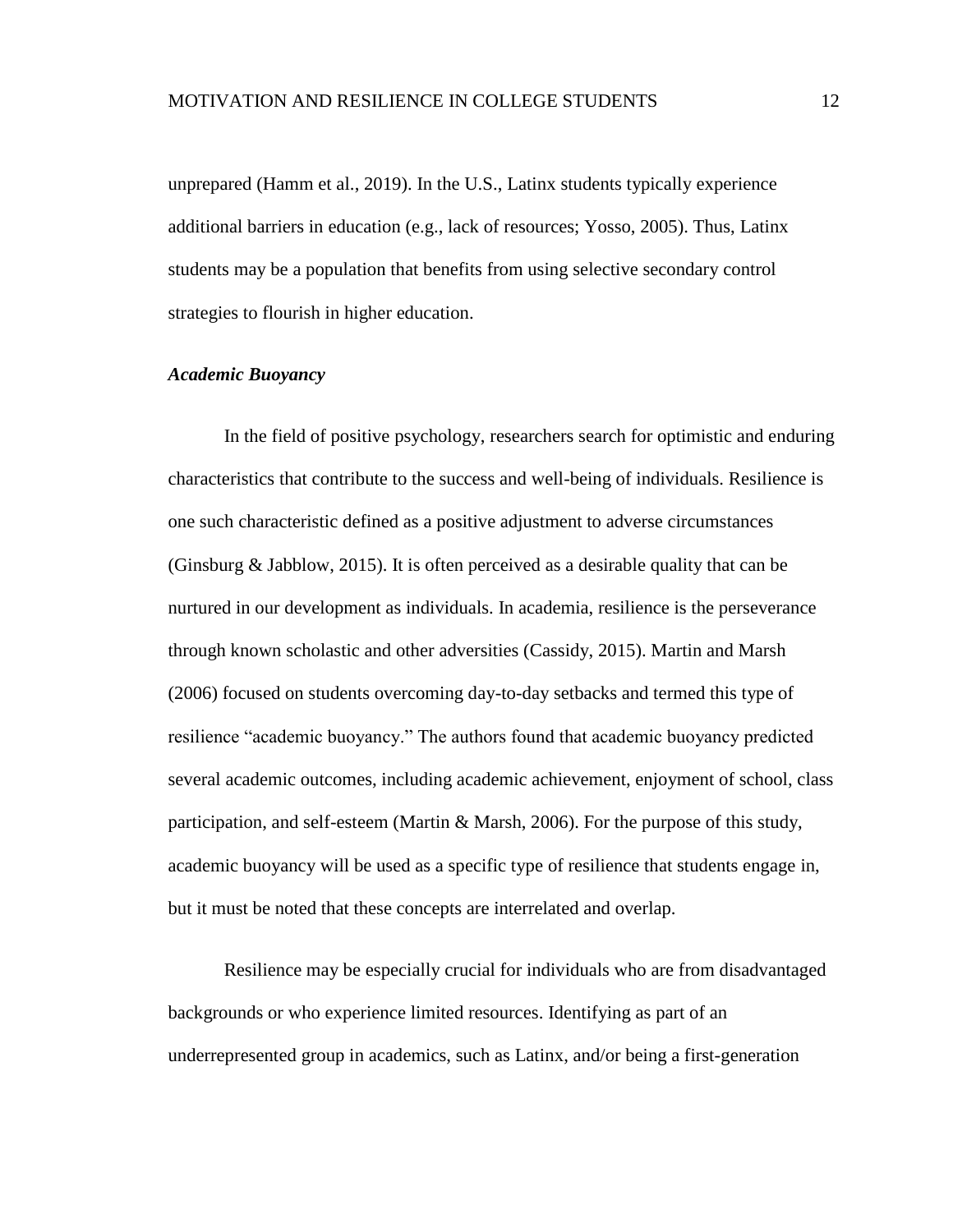unprepared (Hamm et al., 2019). In the U.S., Latinx students typically experience additional barriers in education (e.g., lack of resources; Yosso, 2005). Thus, Latinx students may be a population that benefits from using selective secondary control strategies to flourish in higher education.

### *Academic Buoyancy*

In the field of positive psychology, researchers search for optimistic and enduring characteristics that contribute to the success and well-being of individuals. Resilience is one such characteristic defined as a positive adjustment to adverse circumstances (Ginsburg & Jabblow, 2015). It is often perceived as a desirable quality that can be nurtured in our development as individuals. In academia, resilience is the perseverance through known scholastic and other adversities (Cassidy, 2015). Martin and Marsh (2006) focused on students overcoming day-to-day setbacks and termed this type of resilience "academic buoyancy." The authors found that academic buoyancy predicted several academic outcomes, including academic achievement, enjoyment of school, class participation, and self-esteem (Martin & Marsh, 2006). For the purpose of this study, academic buoyancy will be used as a specific type of resilience that students engage in, but it must be noted that these concepts are interrelated and overlap.

Resilience may be especially crucial for individuals who are from disadvantaged backgrounds or who experience limited resources. Identifying as part of an underrepresented group in academics, such as Latinx, and/or being a first-generation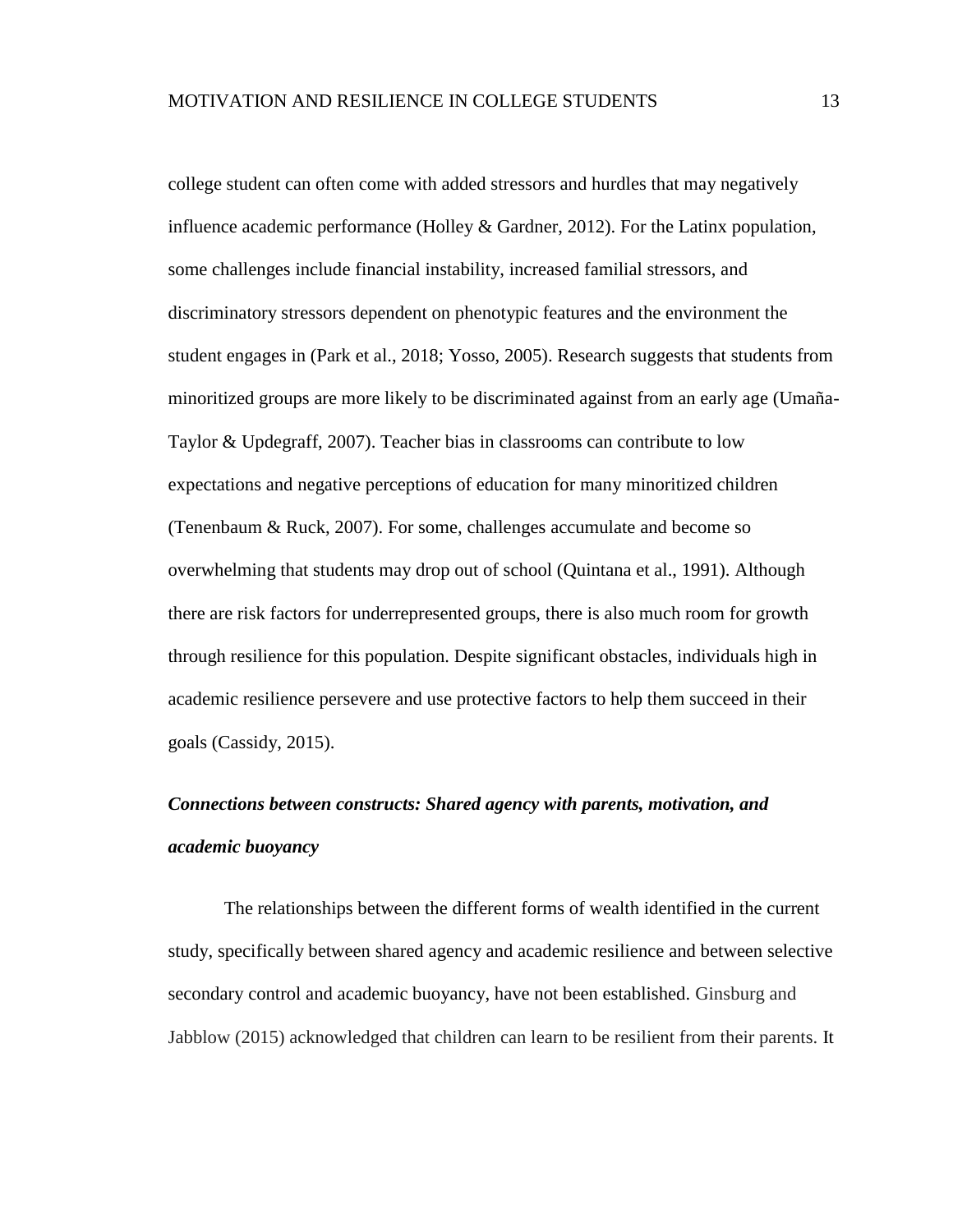college student can often come with added stressors and hurdles that may negatively influence academic performance (Holley & Gardner, 2012). For the Latinx population, some challenges include financial instability, increased familial stressors, and discriminatory stressors dependent on phenotypic features and the environment the student engages in (Park et al., 2018; Yosso, 2005). Research suggests that students from minoritized groups are more likely to be discriminated against from an early age (Umaña-Taylor & Updegraff, 2007). Teacher bias in classrooms can contribute to low expectations and negative perceptions of education for many minoritized children (Tenenbaum & Ruck, 2007). For some, challenges accumulate and become so overwhelming that students may drop out of school (Quintana et al., 1991). Although there are risk factors for underrepresented groups, there is also much room for growth through resilience for this population. Despite significant obstacles, individuals high in academic resilience persevere and use protective factors to help them succeed in their goals (Cassidy, 2015).

### *Connections between constructs: Shared agency with parents, motivation, and academic buoyancy*

The relationships between the different forms of wealth identified in the current study, specifically between shared agency and academic resilience and between selective secondary control and academic buoyancy, have not been established. Ginsburg and Jabblow (2015) acknowledged that children can learn to be resilient from their parents. It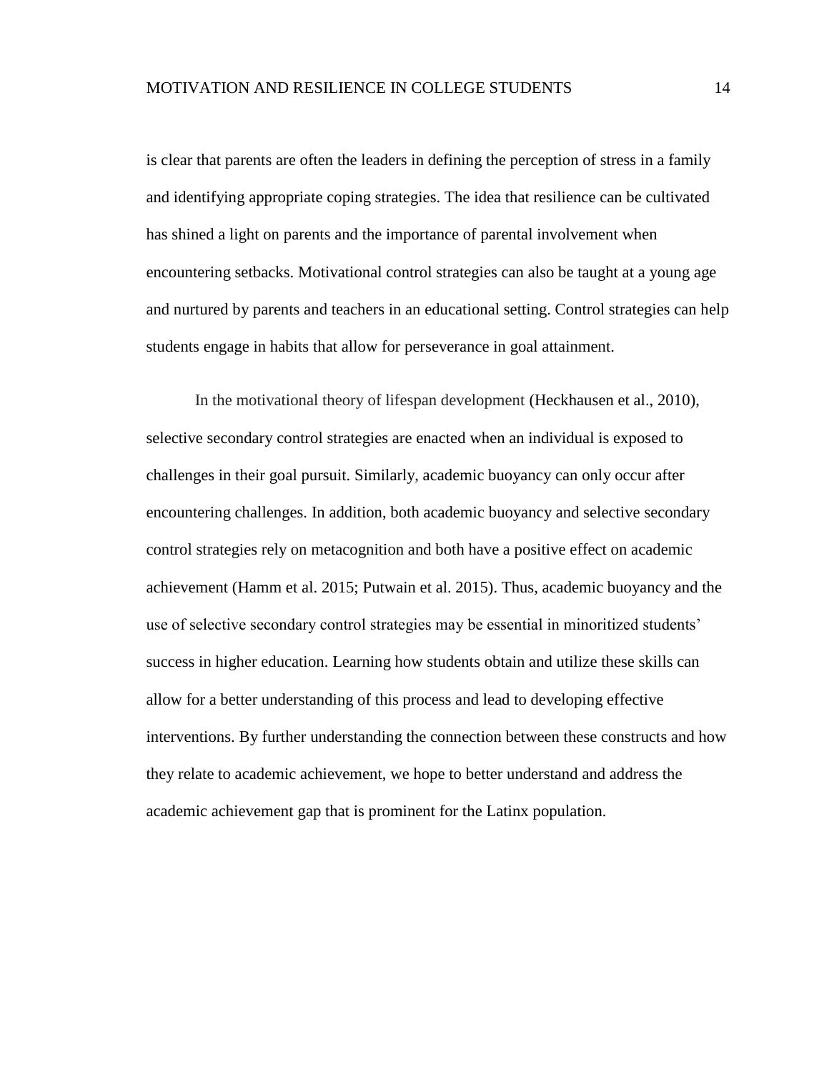is clear that parents are often the leaders in defining the perception of stress in a family and identifying appropriate coping strategies. The idea that resilience can be cultivated has shined a light on parents and the importance of parental involvement when encountering setbacks. Motivational control strategies can also be taught at a young age and nurtured by parents and teachers in an educational setting. Control strategies can help students engage in habits that allow for perseverance in goal attainment.

In the motivational theory of lifespan development (Heckhausen et al., 2010), selective secondary control strategies are enacted when an individual is exposed to challenges in their goal pursuit. Similarly, academic buoyancy can only occur after encountering challenges. In addition, both academic buoyancy and selective secondary control strategies rely on metacognition and both have a positive effect on academic achievement (Hamm et al. 2015; Putwain et al. 2015). Thus, academic buoyancy and the use of selective secondary control strategies may be essential in minoritized students' success in higher education. Learning how students obtain and utilize these skills can allow for a better understanding of this process and lead to developing effective interventions. By further understanding the connection between these constructs and how they relate to academic achievement, we hope to better understand and address the academic achievement gap that is prominent for the Latinx population.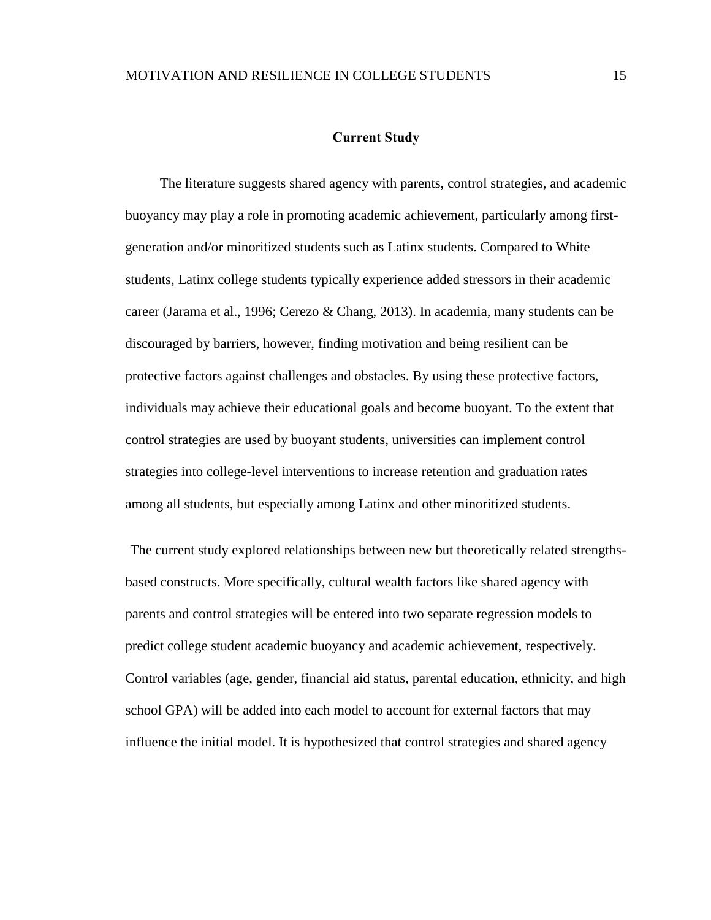## Current Study

The literature suggests shared agency with parents, control strategies, and academic buoyancy may play a role in promoting academic achievement, particularly among first-generation and/or minoritized students such as Latinx students. Compared to White students, Latinx college students typically experience added stressors in their academic career (Jarama et al., 1996; Cerezo & Chang, 2013). In academia, many students can be discouraged by barriers, however, finding motivation and being resilient can be protective factors against challenges and obstacles. By using these protective factors, individuals may achieve their educational goals and become buoyant. To the extent that control strategies are used by buoyant students, universities can implement control strategies into college-level interventions to increase retention and graduation rates among all students, but especially among Latinx and other minoritized students.

The current study explored relationships between new but theoretically related strengths-based constructs. More specifically, cultural wealth factors like shared agency with parents and control strategies will be entered into two separate regression models to predict college student academic buoyancy and academic achievement, respectively. Control variables (age, gender, financial aid status, parental education, ethnicity, and high school GPA) will be added into each model to account for external factors that may influence the initial model. It is hypothesized that control strategies and shared agency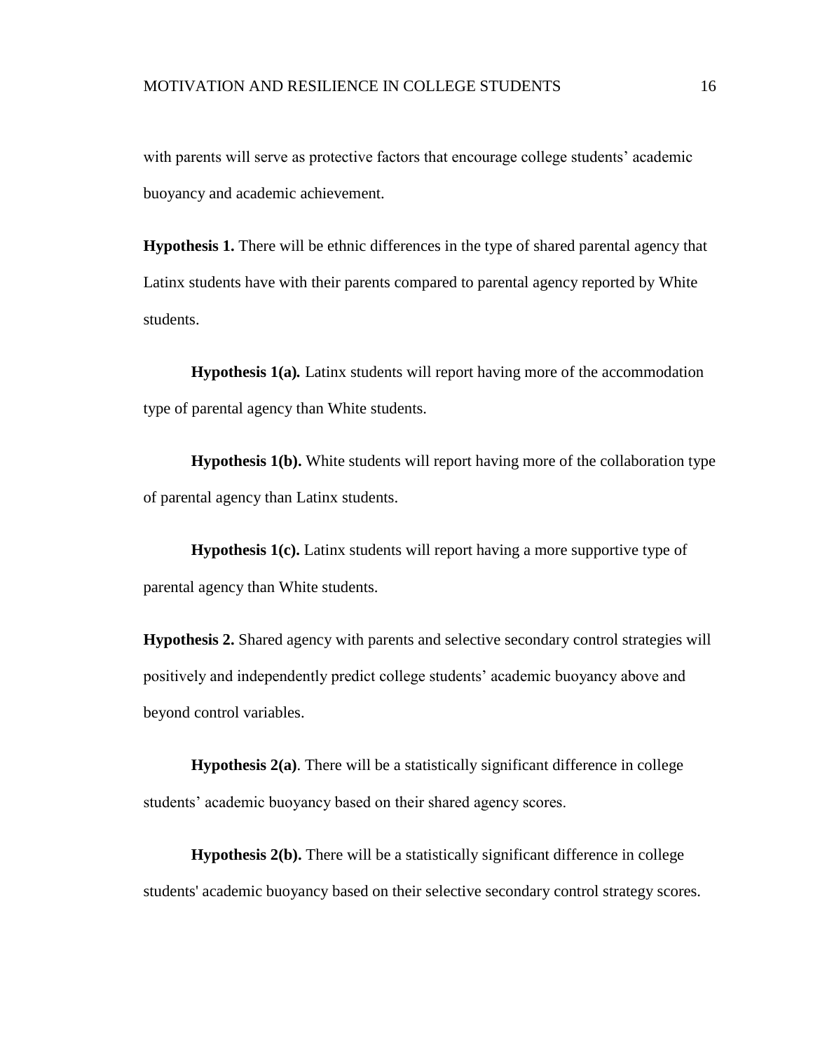with parents will serve as protective factors that encourage college students' academic buoyancy and academic achievement.

**Hypothesis 1.** There will be ethnic differences in the type of shared parental agency that Latinx students have with their parents compared to parental agency reported by White students.

**Hypothesis 1(a).** Latinx students will report having more of the accommodation type of parental agency than White students.

**Hypothesis 1(b).** White students will report having more of the collaboration type of parental agency than Latinx students.

**Hypothesis 1(c).** Latinx students will report having a more supportive type of parental agency than White students.

**Hypothesis 2.** Shared agency with parents and selective secondary control strategies will positively and independently predict college students' academic buoyancy above and beyond control variables.

**Hypothesis 2(a)**. There will be a statistically significant difference in college students' academic buoyancy based on their shared agency scores.

**Hypothesis 2(b).** There will be a statistically significant difference in college students' academic buoyancy based on their selective secondary control strategy scores.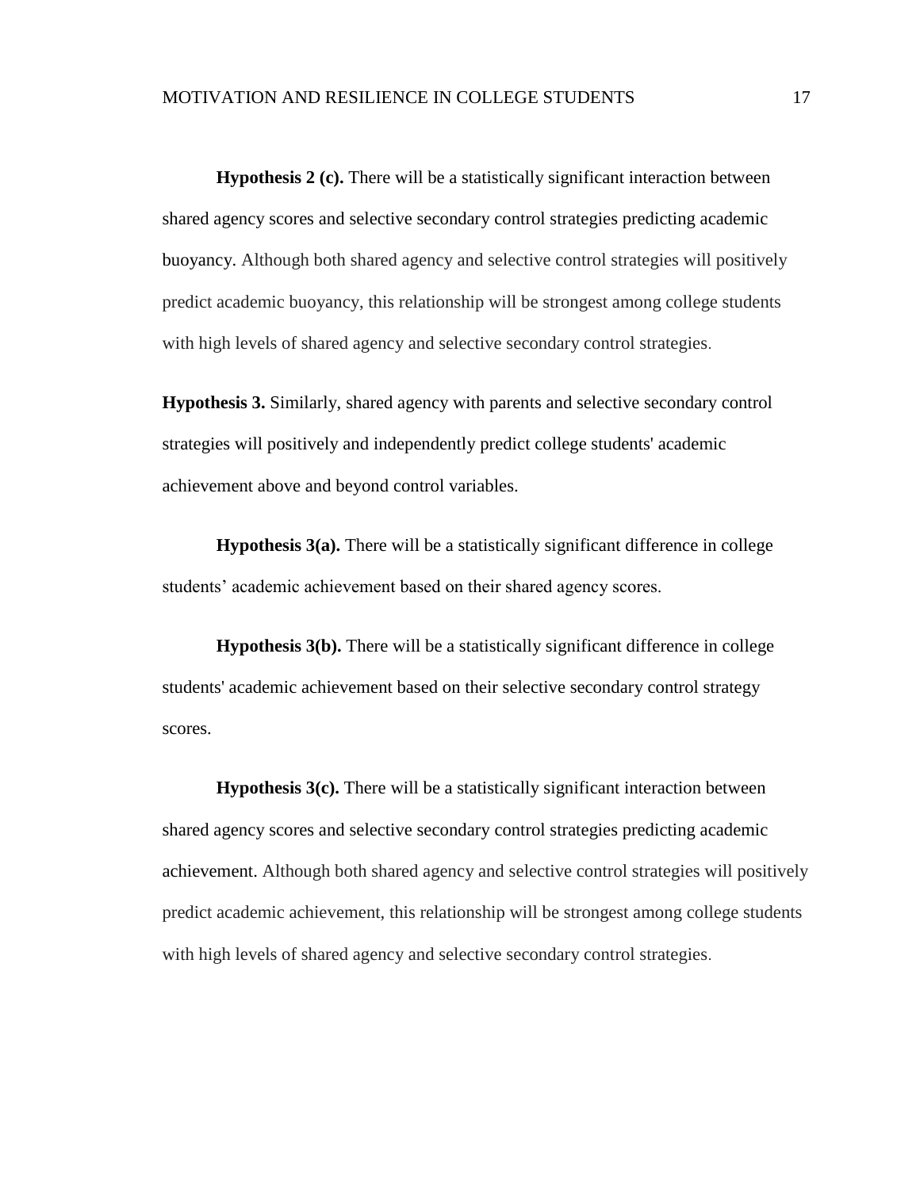**Hypothesis 2 (c).** There will be a statistically significant interaction between shared agency scores and selective secondary control strategies predicting academic buoyancy. Although both shared agency and selective control strategies will positively predict academic buoyancy, this relationship will be strongest among college students with high levels of shared agency and selective secondary control strategies.

**Hypothesis 3.** Similarly, shared agency with parents and selective secondary control strategies will positively and independently predict college students' academic achievement above and beyond control variables.

**Hypothesis 3(a).** There will be a statistically significant difference in college students' academic achievement based on their shared agency scores.

**Hypothesis 3(b).** There will be a statistically significant difference in college students' academic achievement based on their selective secondary control strategy scores.

**Hypothesis 3(c).** There will be a statistically significant interaction between shared agency scores and selective secondary control strategies predicting academic achievement. Although both shared agency and selective control strategies will positively predict academic achievement, this relationship will be strongest among college students with high levels of shared agency and selective secondary control strategies.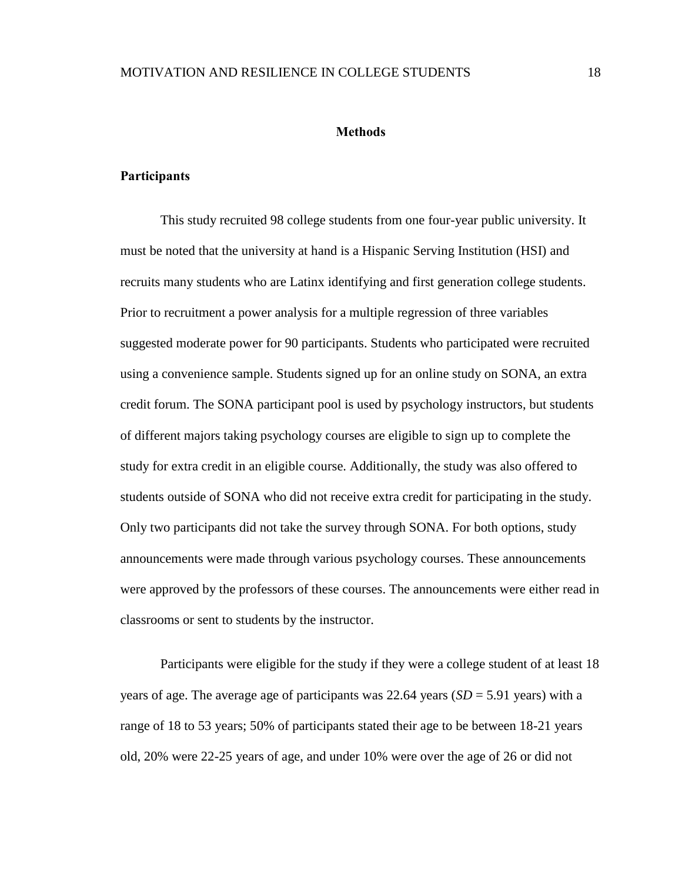# Methods

## Participants

This study recruited 98 college students from one four-year public university. It must be noted that the university at hand is a Hispanic Serving Institution (HSI) and recruits many students who are Latinx identifying and first generation college students. Prior to recruitment a power analysis for a multiple regression of three variables suggested moderate power for 90 participants. Students who participated were recruited using a convenience sample. Students signed up for an online study on SONA, an extra credit forum. The SONA participant pool is used by psychology instructors, but students of different majors taking psychology courses are eligible to sign up to complete the study for extra credit in an eligible course. Additionally, the study was also offered to students outside of SONA who did not receive extra credit for participating in the study. Only two participants did not take the survey through SONA. For both options, study announcements were made through various psychology courses. These announcements were approved by the professors of these courses. The announcements were either read in classrooms or sent to students by the instructor.

Participants were eligible for the study if they were a college student of at least 18 years of age. The average age of participants was 22.64 years (*SD* = 5.91 years) with a range of 18 to 53 years; 50% of participants stated their age to be between 18-21 years old, 20% were 22-25 years of age, and under 10% were over the age of 26 or did not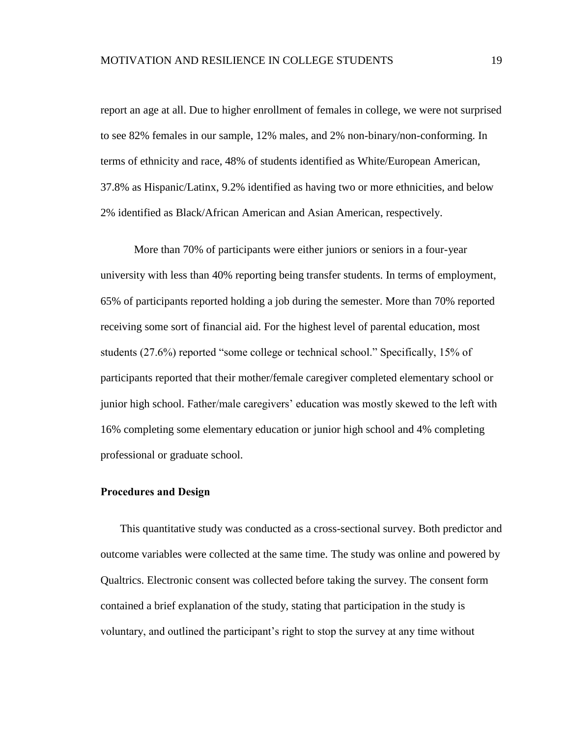report an age at all. Due to higher enrollment of females in college, we were not surprised to see 82% females in our sample, 12% males, and 2% non-binary/non-conforming. In terms of ethnicity and race, 48% of students identified as White/European American, 37.8% as Hispanic/Latinx, 9.2% identified as having two or more ethnicities, and below 2% identified as Black/African American and Asian American, respectively.

More than 70% of participants were either juniors or seniors in a four-year university with less than 40% reporting being transfer students. In terms of employment, 65% of participants reported holding a job during the semester. More than 70% reported receiving some sort of financial aid. For the highest level of parental education, most students (27.6%) reported "some college or technical school." Specifically, 15% of participants reported that their mother/female caregiver completed elementary school or junior high school. Father/male caregivers' education was mostly skewed to the left with 16% completing some elementary education or junior high school and 4% completing professional or graduate school.

### Procedures and Design

This quantitative study was conducted as a cross-sectional survey. Both predictor and outcome variables were collected at the same time. The study was online and powered by Qualtrics. Electronic consent was collected before taking the survey. The consent form contained a brief explanation of the study, stating that participation in the study is voluntary, and outlined the participant's right to stop the survey at any time without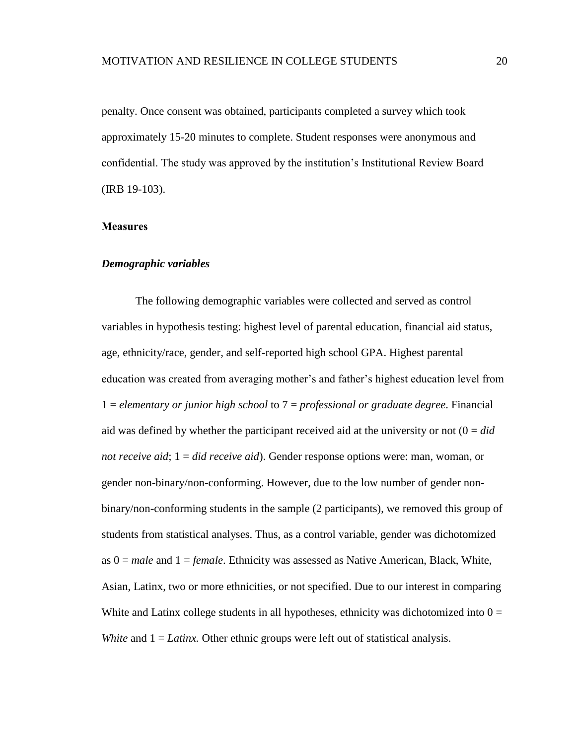penalty. Once consent was obtained, participants completed a survey which took approximately 15-20 minutes to complete. Student responses were anonymous and confidential. The study was approved by the institution's Institutional Review Board (IRB 19-103).

## Measures

### *Demographic variables*

The following demographic variables were collected and served as control variables in hypothesis testing: highest level of parental education, financial aid status, age, ethnicity/race, gender, and self-reported high school GPA. Highest parental education was created from averaging mother's and father's highest education level from 1 = *elementary or junior high school* to 7 = *professional or graduate degree*. Financial aid was defined by whether the participant received aid at the university or not (0 = *did not receive aid*; 1 = *did receive aid*). Gender response options were: man, woman, or gender non-binary/non-conforming. However, due to the low number of gender non-binary/non-conforming students in the sample (2 participants), we removed this group of students from statistical analyses. Thus, as a control variable, gender was dichotomized as 0 = *male* and 1 = *female*. Ethnicity was assessed as Native American, Black, White, Asian, Latinx, two or more ethnicities, or not specified. Due to our interest in comparing White and Latinx college students in all hypotheses, ethnicity was dichotomized into 0 = *White* and 1 = *Latinx.* Other ethnic groups were left out of statistical analysis.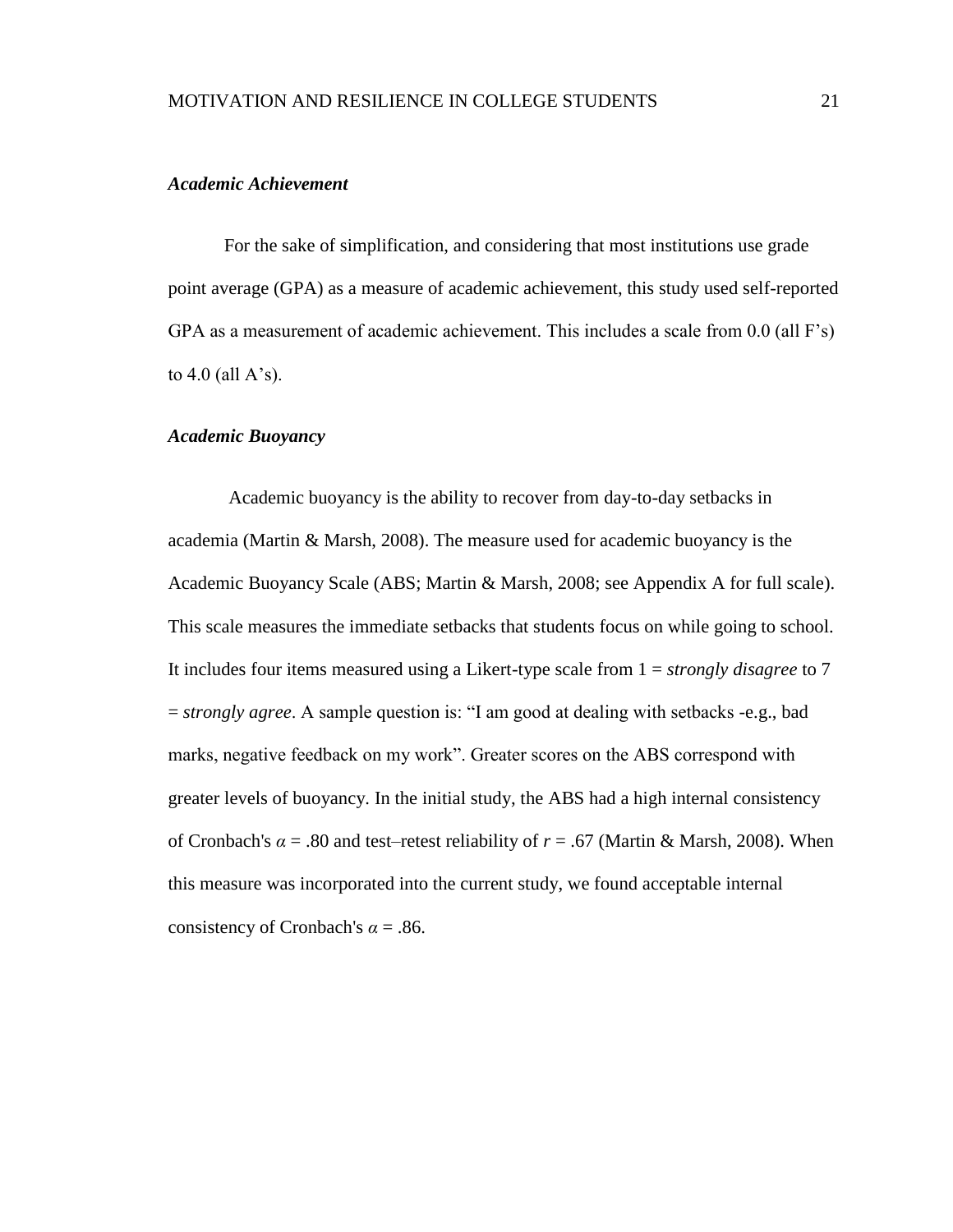### *Academic Achievement*

For the sake of simplification, and considering that most institutions use grade point average (GPA) as a measure of academic achievement, this study used self-reported GPA as a measurement of academic achievement. This includes a scale from 0.0 (all F's) to 4.0 (all A's).

### *Academic Buoyancy*

Academic buoyancy is the ability to recover from day-to-day setbacks in academia (Martin & Marsh, 2008). The measure used for academic buoyancy is the Academic Buoyancy Scale (ABS; Martin & Marsh, 2008; see Appendix A for full scale). This scale measures the immediate setbacks that students focus on while going to school. It includes four items measured using a Likert-type scale from 1 = *strongly disagree* to 7 = *strongly agree*. A sample question is: "I am good at dealing with setbacks -e.g., bad marks, negative feedback on my work". Greater scores on the ABS correspond with greater levels of buoyancy. In the initial study, the ABS had a high internal consistency of Cronbach's $\alpha = .80$ and test–retest reliability of $r = .67$ (Martin & Marsh, 2008). When this measure was incorporated into the current study, we found acceptable internal consistency of Cronbach's $\alpha = .86$.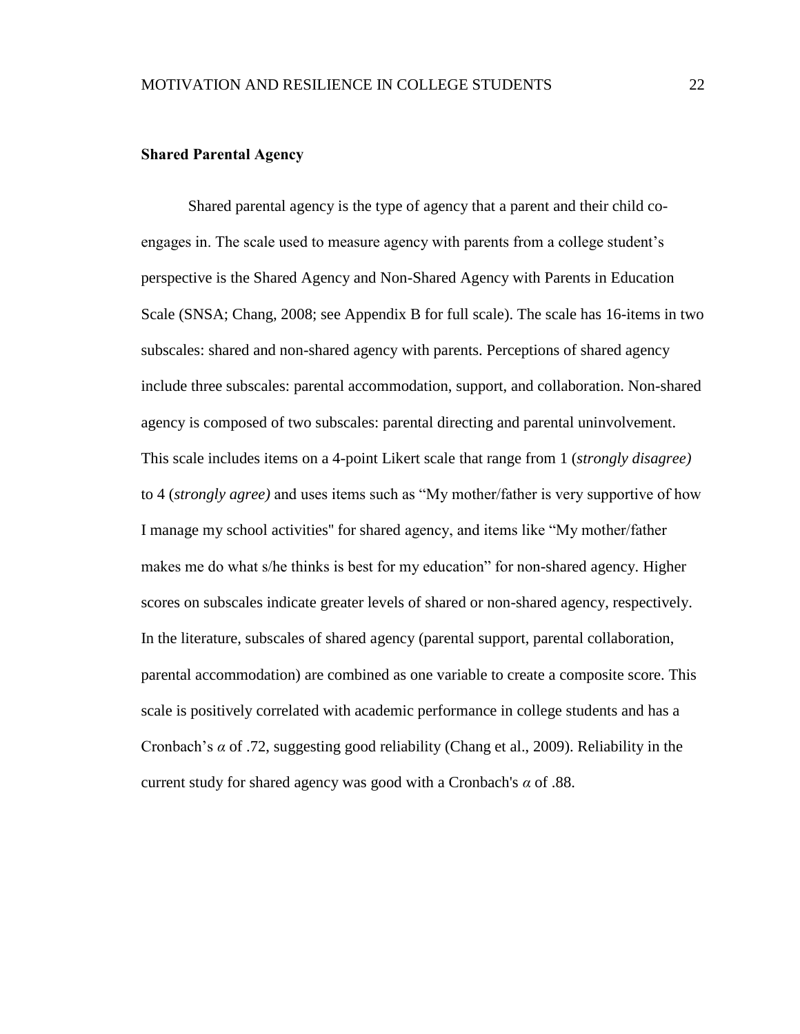**Shared Parental Agency**

Shared parental agency is the type of agency that a parent and their child co-engages in. The scale used to measure agency with parents from a college student's perspective is the Shared Agency and Non-Shared Agency with Parents in Education Scale (SNSA; Chang, 2008; see Appendix B for full scale). The scale has 16-items in two subscales: shared and non-shared agency with parents. Perceptions of shared agency include three subscales: parental accommodation, support, and collaboration. Non-shared agency is composed of two subscales: parental directing and parental uninvolvement. This scale includes items on a 4-point Likert scale that range from 1 (*strongly disagree)* to 4 (*strongly agree)* and uses items such as "My mother/father is very supportive of how I manage my school activities" for shared agency, and items like "My mother/father makes me do what s/he thinks is best for my education" for non-shared agency. Higher scores on subscales indicate greater levels of shared or non-shared agency, respectively. In the literature, subscales of shared agency (parental support, parental collaboration, parental accommodation) are combined as one variable to create a composite score. This scale is positively correlated with academic performance in college students and has a Cronbach's $\alpha$ of .72, suggesting good reliability (Chang et al., 2009). Reliability in the current study for shared agency was good with a Cronbach's $\alpha$ of .88.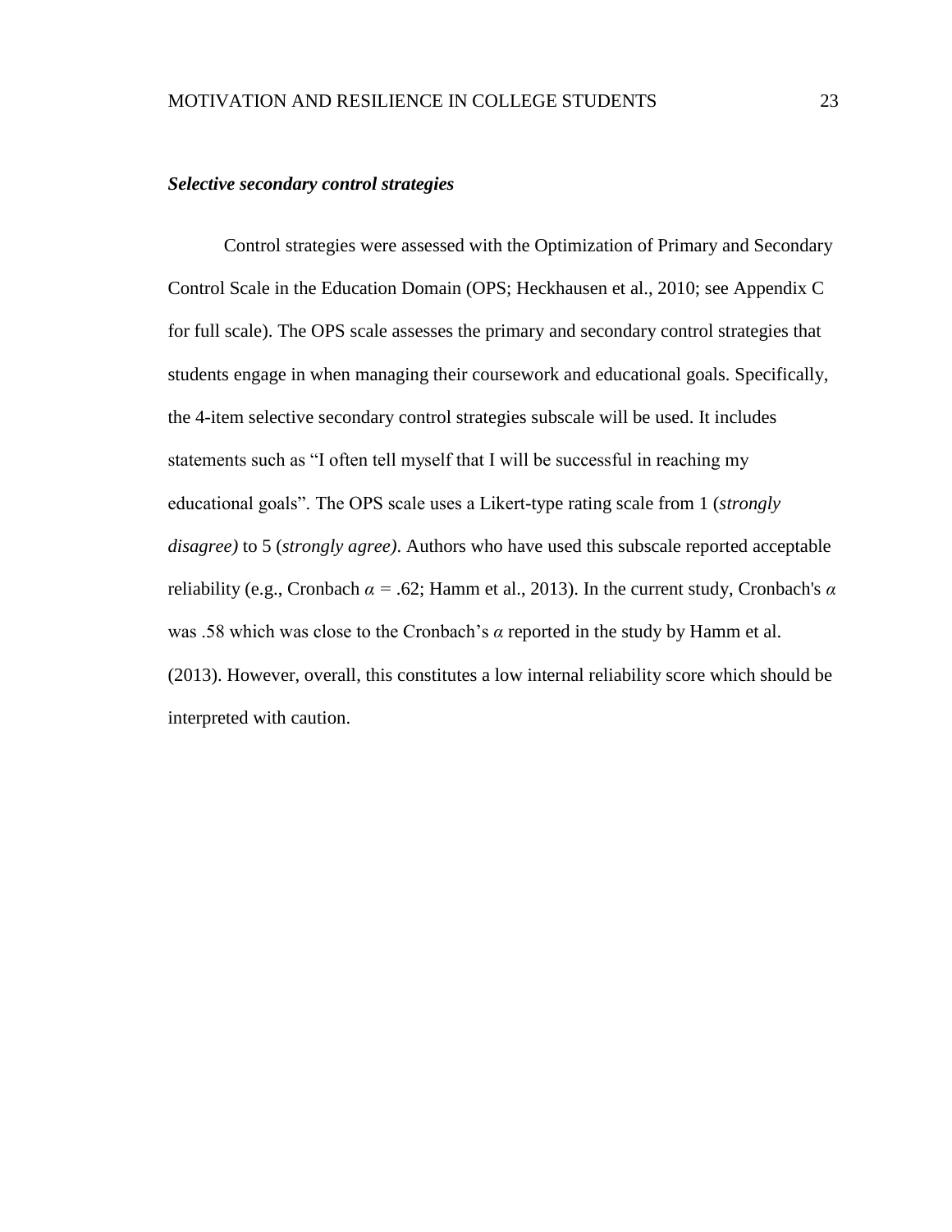### ***Selective secondary control strategies***

Control strategies were assessed with the Optimization of Primary and Secondary Control Scale in the Education Domain (OPS; Heckhausen et al., 2010; see Appendix C for full scale). The OPS scale assesses the primary and secondary control strategies that students engage in when managing their coursework and educational goals. Specifically, the 4-item selective secondary control strategies subscale will be used. It includes statements such as "I often tell myself that I will be successful in reaching my educational goals". The OPS scale uses a Likert-type rating scale from 1 (*strongly disagree)* to 5 (*strongly agree)*. Authors who have used this subscale reported acceptable reliability (e.g., Cronbach $\alpha$ = .62; Hamm et al., 2013). In the current study, Cronbach's $\alpha$ was .58 which was close to the Cronbach's $\alpha$ reported in the study by Hamm et al. (2013). However, overall, this constitutes a low internal reliability score which should be interpreted with caution.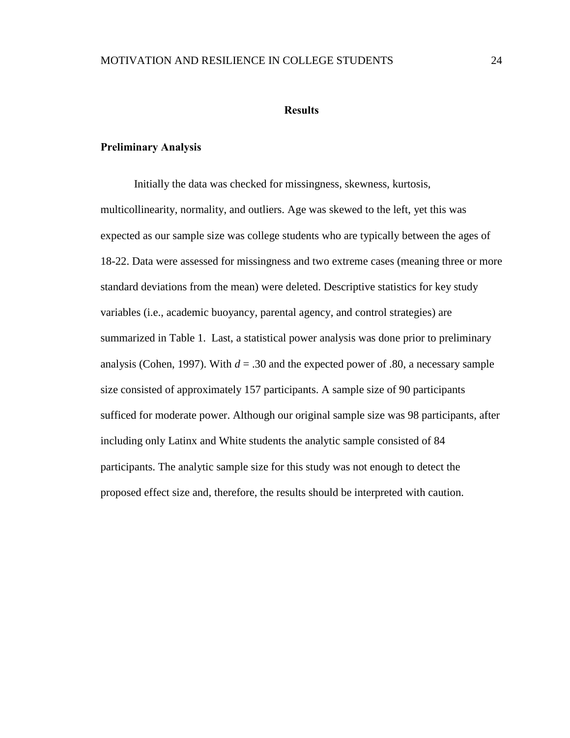# Results

## Preliminary Analysis

Initially the data was checked for missingness, skewness, kurtosis, multicollinearity, normality, and outliers. Age was skewed to the left, yet this was expected as our sample size was college students who are typically between the ages of 18-22. Data were assessed for missingness and two extreme cases (meaning three or more standard deviations from the mean) were deleted. Descriptive statistics for key study variables (i.e., academic buoyancy, parental agency, and control strategies) are summarized in Table 1. Last, a statistical power analysis was done prior to preliminary analysis (Cohen, 1997). With $d = .30$ and the expected power of .80, a necessary sample size consisted of approximately 157 participants. A sample size of 90 participants sufficed for moderate power. Although our original sample size was 98 participants, after including only Latinx and White students the analytic sample consisted of 84 participants. The analytic sample size for this study was not enough to detect the proposed effect size and, therefore, the results should be interpreted with caution.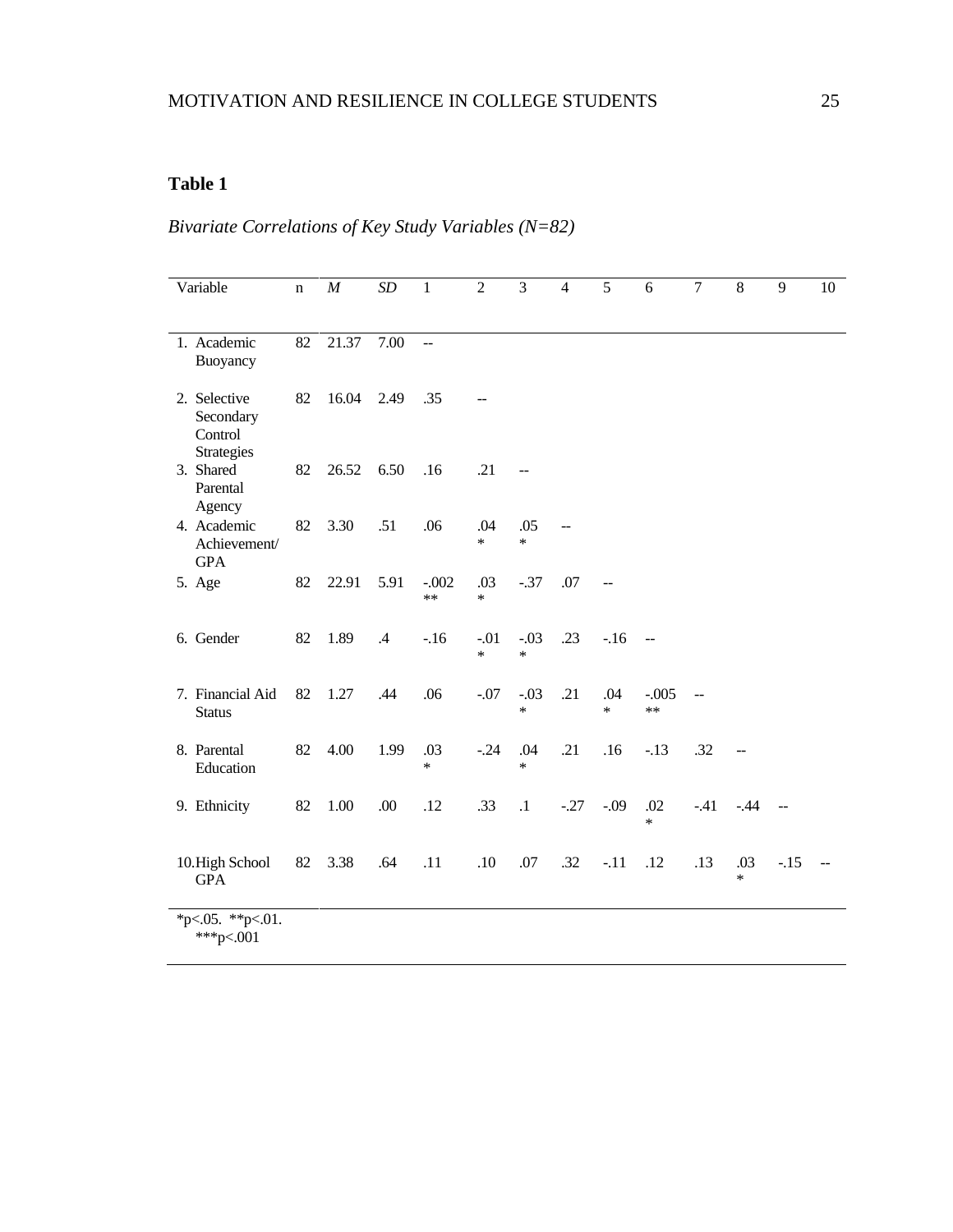**Table 1**

*Bivariate Correlations of Key Study Variables (N=82)*

| Variable | n | *M* | *SD* | 1 | 2 | 3 | 4 | 5 | 6 | 7 | 8 | 9 | 10 |
|---|---|---|---|---|---|---|---|---|---|---|---|---|---|
| 1. Academic Buoyancy | 82 | 21.37 | 7.00 | -- | | | | | | | | | |
| 2. Selective Secondary Control Strategies | 82 | 16.04 | 2.49 | .35 | -- | | | | | | | | |
| 3. Shared Parental Agency | 82 | 26.52 | 6.50 | .16 | .21 | -- | | | | | | | |
| 4. Academic Achievement/ GPA | 82 | 3.30 | .51 | .06 | .04 * | .05 * | -- | | | | | | |
| 5. Age | 82 | 22.91 | 5.91 | -.002 ** | .03 * | -.37 | .07 | -- | | | | | |
| 6. Gender | 82 | 1.89 | .4 | -.16 | -.01 * | -.03 * | .23 | -.16 | -- | | | | |
| 7. Financial Aid Status | 82 | 1.27 | .44 | .06 | -.07 | -.03 * | .21 | .04 * | -.005 ** | -- | | | |
| 8. Parental Education | 82 | 4.00 | 1.99 | .03 * | -.24 | .04 * | .21 | .16 | -.13 | .32 | -- | | |
| 9. Ethnicity | 82 | 1.00 | .00 | .12 | .33 | .1 | -.27 | -.09 | .02 * | -.41 | -.44 | -- | |
| 10. High School GPA | 82 | 3.38 | .64 | .11 | .10 | .07 | .32 | -.11 | .12 | .13 | .03 * | -.15 | -- |

*p<.05. **p<.01. ***p<.001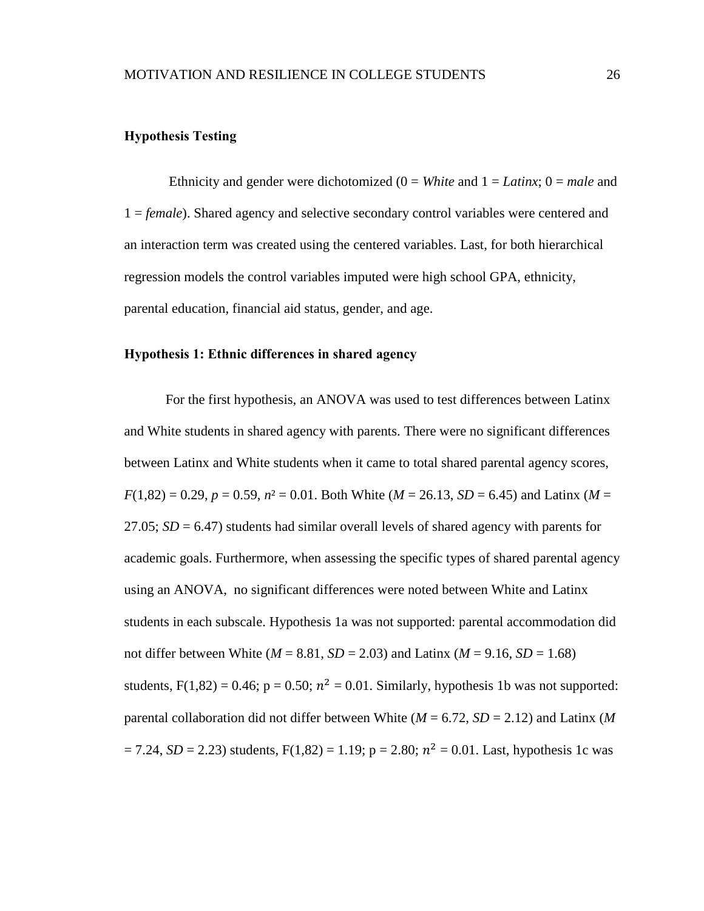**Hypothesis Testing**

Ethnicity and gender were dichotomized (0 = *White* and 1 = *Latinx*; 0 = *male* and 1 = *female*). Shared agency and selective secondary control variables were centered and an interaction term was created using the centered variables. Last, for both hierarchical regression models the control variables imputed were high school GPA, ethnicity, parental education, financial aid status, gender, and age.

**Hypothesis 1: Ethnic differences in shared agency**

For the first hypothesis, an ANOVA was used to test differences between Latinx and White students in shared agency with parents. There were no significant differences between Latinx and White students when it came to total shared parental agency scores, $F(1,82) = 0.29$, $p = 0.59$, $n^2 = 0.01$. Both White (*M* = 26.13, *SD* = 6.45) and Latinx (*M* = 27.05; *SD* = 6.47) students had similar overall levels of shared agency with parents for academic goals. Furthermore, when assessing the specific types of shared parental agency using an ANOVA, no significant differences were noted between White and Latinx students in each subscale. Hypothesis 1a was not supported: parental accommodation did not differ between White (*M* = 8.81, *SD* = 2.03) and Latinx (*M* = 9.16, *SD* = 1.68) students, $F(1,82) = 0.46$; $p = 0.50$; $n^2 = 0.01$. Similarly, hypothesis 1b was not supported: parental collaboration did not differ between White (*M* = 6.72, *SD* = 2.12) and Latinx (*M* = 7.24, *SD* = 2.23) students, $F(1,82) = 1.19$; $p = 2.80$; $n^2 = 0.01$. Last, hypothesis 1c was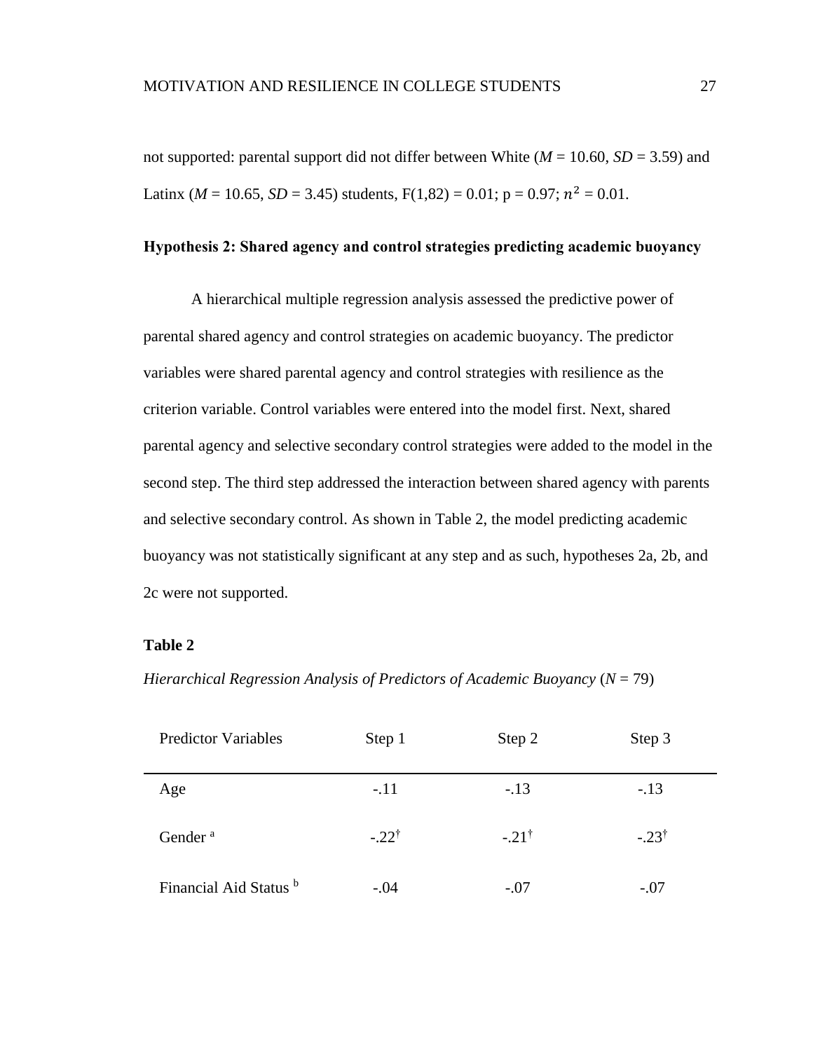not supported: parental support did not differ between White (*M* = 10.60, *SD* = 3.59) and Latinx (*M* = 10.65, *SD* = 3.45) students, $F(1,82) = 0.01$; $p = 0.97$; $n^2 = 0.01$.

### Hypothesis 2: Shared agency and control strategies predicting academic buoyancy

A hierarchical multiple regression analysis assessed the predictive power of parental shared agency and control strategies on academic buoyancy. The predictor variables were shared parental agency and control strategies with resilience as the criterion variable. Control variables were entered into the model first. Next, shared parental agency and selective secondary control strategies were added to the model in the second step. The third step addressed the interaction between shared agency with parents and selective secondary control. As shown in Table 2, the model predicting academic buoyancy was not statistically significant at any step and as such, hypotheses 2a, 2b, and 2c were not supported.

**Table 2**

*Hierarchical Regression Analysis of Predictors of Academic Buoyancy* (*N* = 79)

| Predictor Variables | Step 1 | Step 2 | Step 3 |
|---|---|---|---|
| Age | -.11 | -.13 | -.13 |
| Gender [a] | -.22[†] | -.21[†] | -.23[†] |
| Financial Aid Status [b] | -.04 | -.07 | -.07 |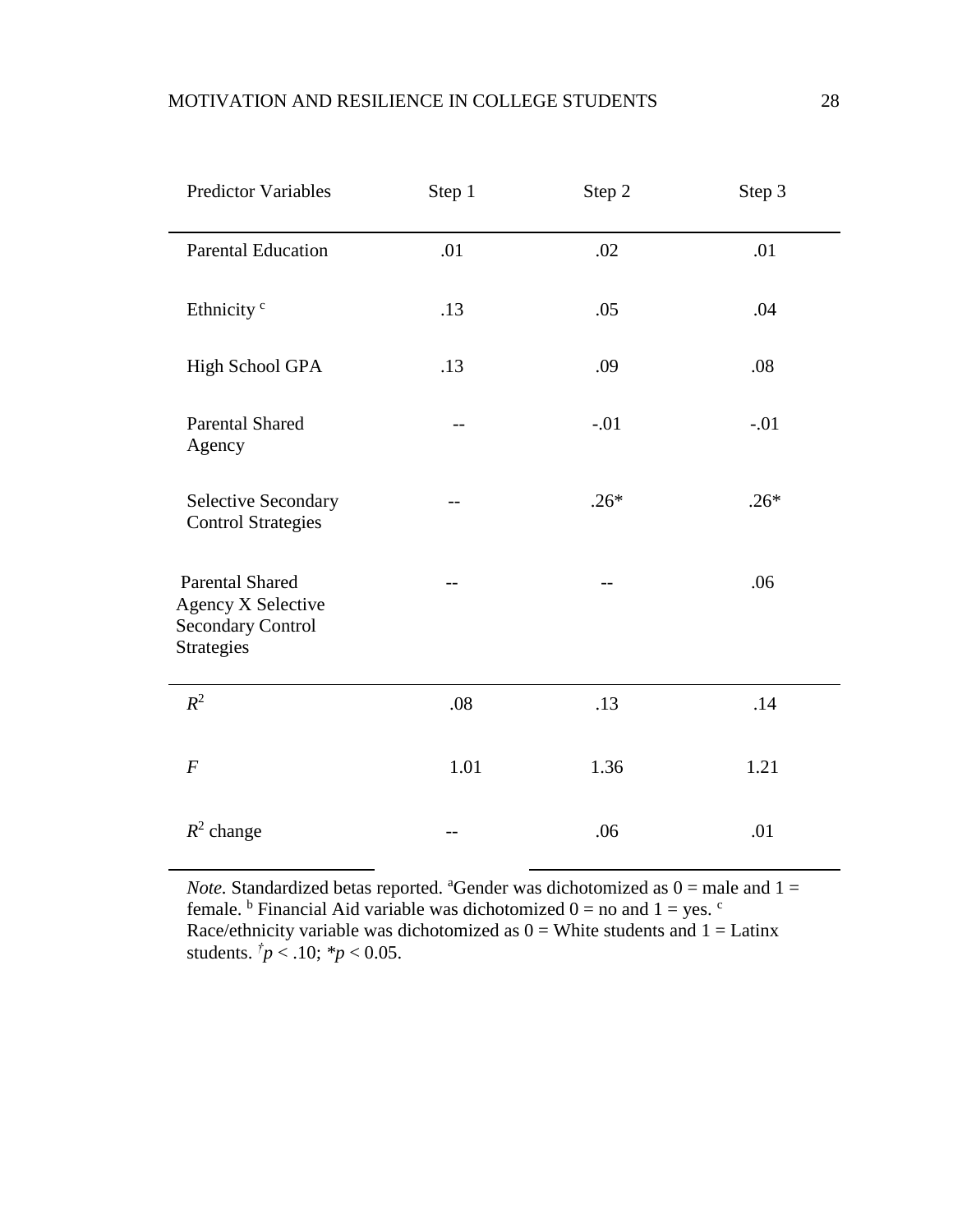| Predictor Variables | Step 1 | Step 2 | Step 3 |
|---|---|---|---|
| Parental Education | .01 | .02 | .01 |
| Ethnicity [c] | .13 | .05 | .04 |
| High School GPA | .13 | .09 | .08 |
| Parental Shared Agency | -- | -.01 | -.01 |
| Selective Secondary Control Strategies | -- | .26* | .26* |
| Parental Shared Agency X Selective Secondary Control Strategies | -- | -- | .06 |
| $R^2$ | .08 | .13 | .14 |
| $F$ | 1.01 | 1.36 | 1.21 |
| $R^2$ change | -- | .06 | .01 |

*Note.* Standardized betas reported. [a]Gender was dichotomized as 0 = male and 1 = female. [b] Financial Aid variable was dichotomized 0 = no and 1 = yes. [c] Race/ethnicity variable was dichotomized as 0 = White students and 1 = Latinx students. $^{\dagger}p < .10$; $^{*}p < 0.05$.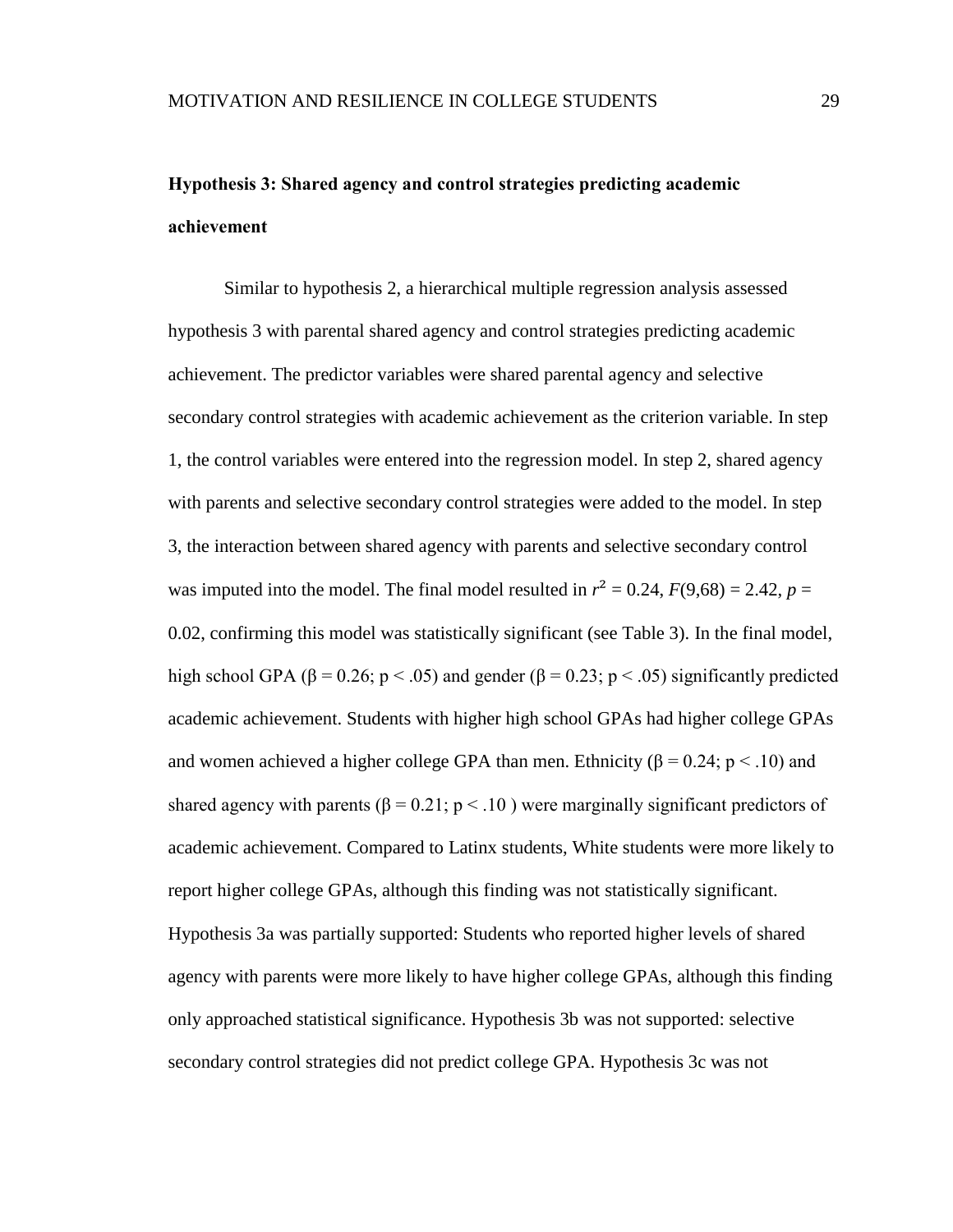**Hypothesis 3: Shared agency and control strategies predicting academic achievement**

Similar to hypothesis 2, a hierarchical multiple regression analysis assessed hypothesis 3 with parental shared agency and control strategies predicting academic achievement. The predictor variables were shared parental agency and selective secondary control strategies with academic achievement as the criterion variable. In step 1, the control variables were entered into the regression model. In step 2, shared agency with parents and selective secondary control strategies were added to the model. In step 3, the interaction between shared agency with parents and selective secondary control was imputed into the model. The final model resulted in $r^2 = 0.24$, $F(9,68) = 2.42$, $p = 0.02$, confirming this model was statistically significant (see Table 3). In the final model, high school GPA ($\beta = 0.26$; $p < .05$) and gender ($\beta = 0.23$; $p < .05$) significantly predicted academic achievement. Students with higher high school GPAs had higher college GPAs and women achieved a higher college GPA than men. Ethnicity ($\beta = 0.24$; $p < .10$) and shared agency with parents ($\beta = 0.21$; $p < .10$ ) were marginally significant predictors of academic achievement. Compared to Latinx students, White students were more likely to report higher college GPAs, although this finding was not statistically significant. Hypothesis 3a was partially supported: Students who reported higher levels of shared agency with parents were more likely to have higher college GPAs, although this finding only approached statistical significance. Hypothesis 3b was not supported: selective secondary control strategies did not predict college GPA. Hypothesis 3c was not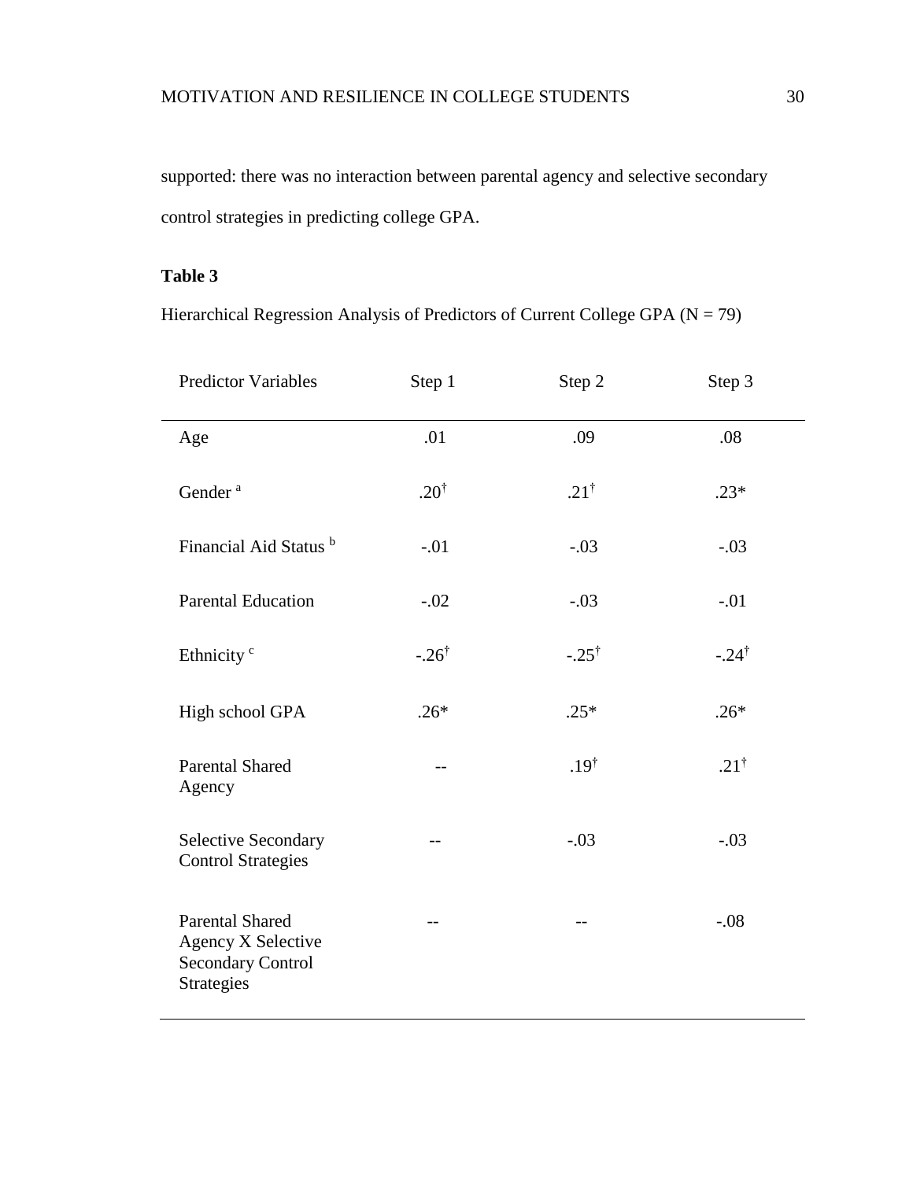supported: there was no interaction between parental agency and selective secondary control strategies in predicting college GPA.

**Table 3**

Hierarchical Regression Analysis of Predictors of Current College GPA (N = 79)

| Predictor Variables | Step 1 | Step 2 | Step 3 |
|---|---|---|---|
| Age | .01 | .09 | .08 |
| Gender [a] | .20[†] | .21[†] | .23* |
| Financial Aid Status [b] | -.01 | -.03 | -.03 |
| Parental Education | -.02 | -.03 | -.01 |
| Ethnicity [c] | -.26[†] | -.25[†] | -.24[†] |
| High school GPA | .26* | .25* | .26* |
| Parental Shared Agency | -- | .19[†] | .21[†] |
| Selective Secondary Control Strategies | -- | -.03 | -.03 |
| Parental Shared Agency X Selective Secondary Control Strategies | -- | -- | -.08 |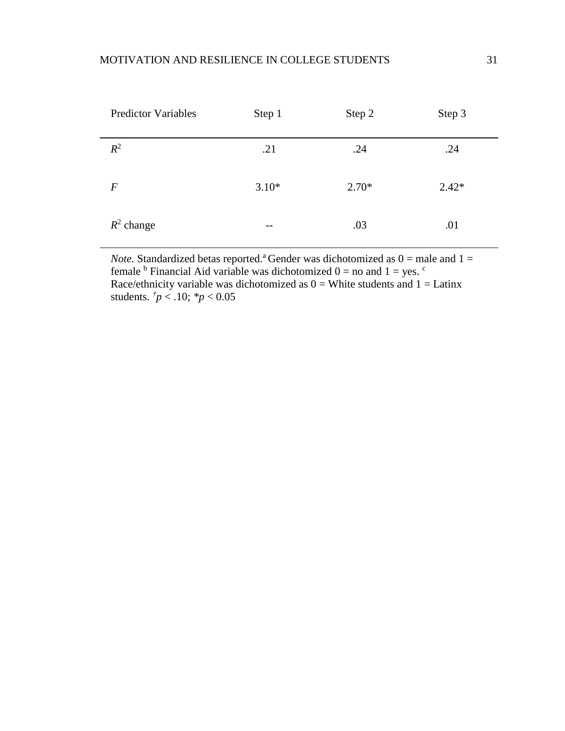| Predictor Variables | Step 1 | Step 2 | Step 3 |
| --- | --- | --- | --- |
| $R^2$ | .21 | .24 | .24 |
| $F$ | 3.10* | 2.70* | 2.42* |
| $R^2$ change | -- | .03 | .01 |

*Note.* Standardized betas reported.[a] Gender was dichotomized as 0 = male and 1 = female [b] Financial Aid variable was dichotomized 0 = no and 1 = yes. [c] Race/ethnicity variable was dichotomized as 0 = White students and 1 = Latinx students. $^{\dagger}p < .10$; $*p < 0.05$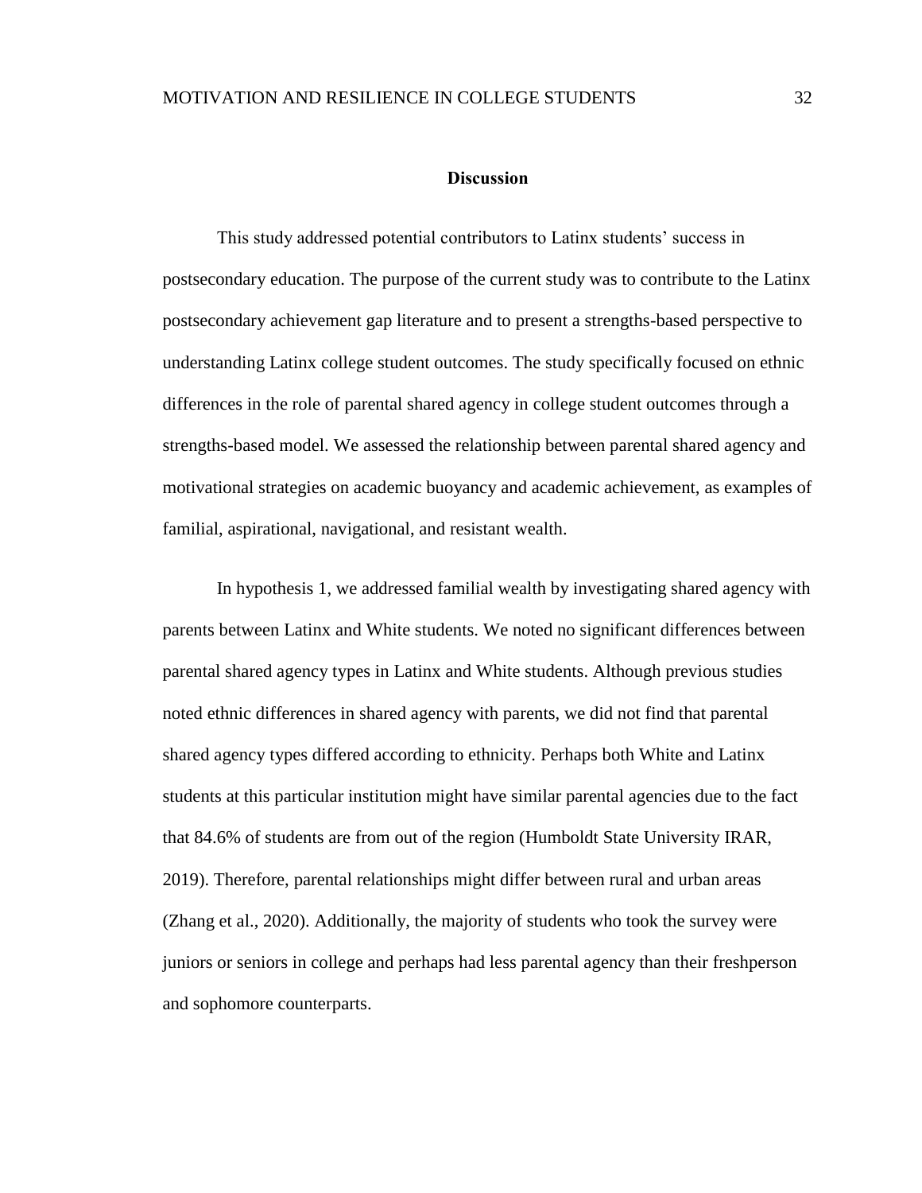## Discussion

This study addressed potential contributors to Latinx students' success in postsecondary education. The purpose of the current study was to contribute to the Latinx postsecondary achievement gap literature and to present a strengths-based perspective to understanding Latinx college student outcomes. The study specifically focused on ethnic differences in the role of parental shared agency in college student outcomes through a strengths-based model. We assessed the relationship between parental shared agency and motivational strategies on academic buoyancy and academic achievement, as examples of familial, aspirational, navigational, and resistant wealth.

In hypothesis 1, we addressed familial wealth by investigating shared agency with parents between Latinx and White students. We noted no significant differences between parental shared agency types in Latinx and White students. Although previous studies noted ethnic differences in shared agency with parents, we did not find that parental shared agency types differed according to ethnicity. Perhaps both White and Latinx students at this particular institution might have similar parental agencies due to the fact that 84.6% of students are from out of the region (Humboldt State University IRAR, 2019). Therefore, parental relationships might differ between rural and urban areas (Zhang et al., 2020). Additionally, the majority of students who took the survey were juniors or seniors in college and perhaps had less parental agency than their freshperson and sophomore counterparts.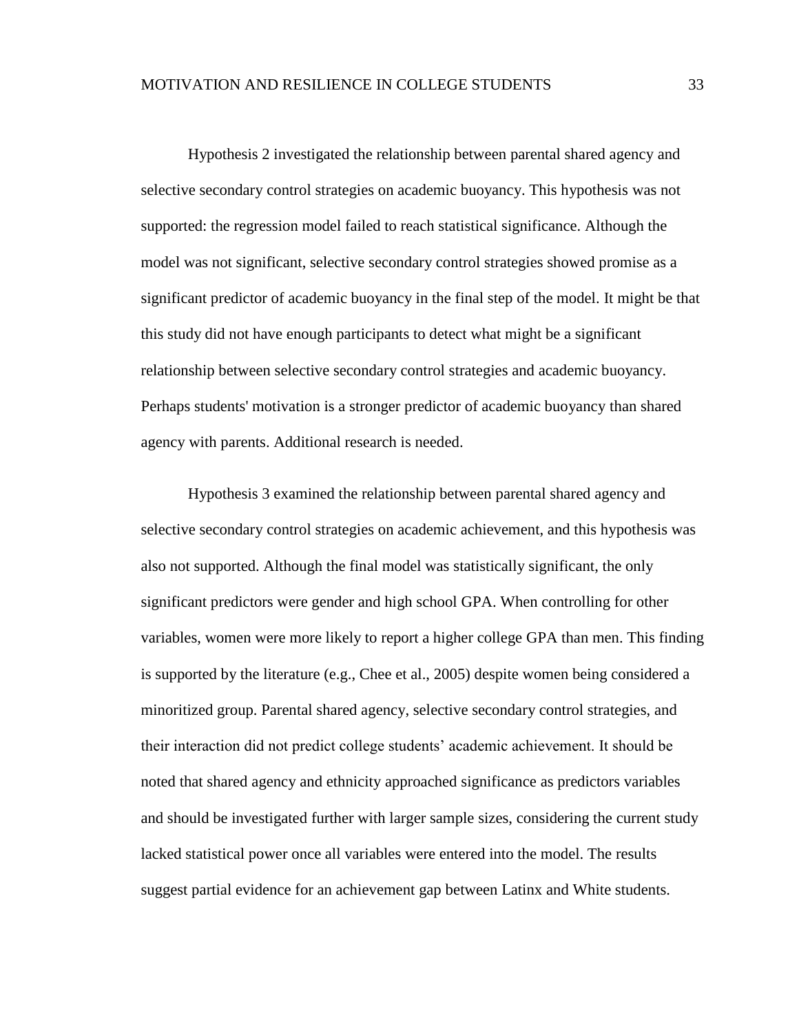Hypothesis 2 investigated the relationship between parental shared agency and selective secondary control strategies on academic buoyancy. This hypothesis was not supported: the regression model failed to reach statistical significance. Although the model was not significant, selective secondary control strategies showed promise as a significant predictor of academic buoyancy in the final step of the model. It might be that this study did not have enough participants to detect what might be a significant relationship between selective secondary control strategies and academic buoyancy. Perhaps students' motivation is a stronger predictor of academic buoyancy than shared agency with parents. Additional research is needed.

Hypothesis 3 examined the relationship between parental shared agency and selective secondary control strategies on academic achievement, and this hypothesis was also not supported. Although the final model was statistically significant, the only significant predictors were gender and high school GPA. When controlling for other variables, women were more likely to report a higher college GPA than men. This finding is supported by the literature (e.g., Chee et al., 2005) despite women being considered a minoritized group. Parental shared agency, selective secondary control strategies, and their interaction did not predict college students' academic achievement. It should be noted that shared agency and ethnicity approached significance as predictors variables and should be investigated further with larger sample sizes, considering the current study lacked statistical power once all variables were entered into the model. The results suggest partial evidence for an achievement gap between Latinx and White students.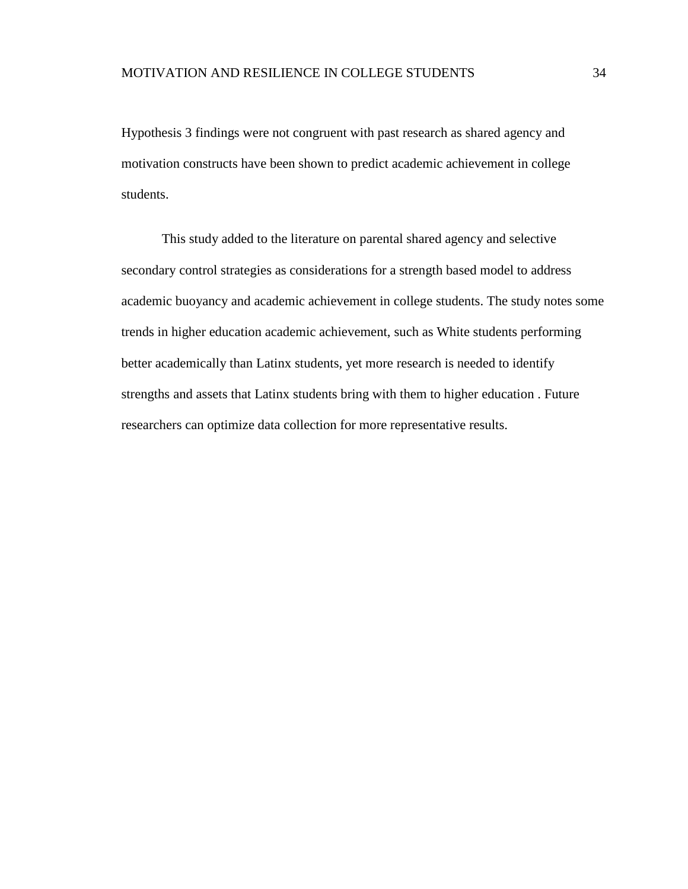Hypothesis 3 findings were not congruent with past research as shared agency and motivation constructs have been shown to predict academic achievement in college students.

This study added to the literature on parental shared agency and selective secondary control strategies as considerations for a strength based model to address academic buoyancy and academic achievement in college students. The study notes some trends in higher education academic achievement, such as White students performing better academically than Latinx students, yet more research is needed to identify strengths and assets that Latinx students bring with them to higher education . Future researchers can optimize data collection for more representative results.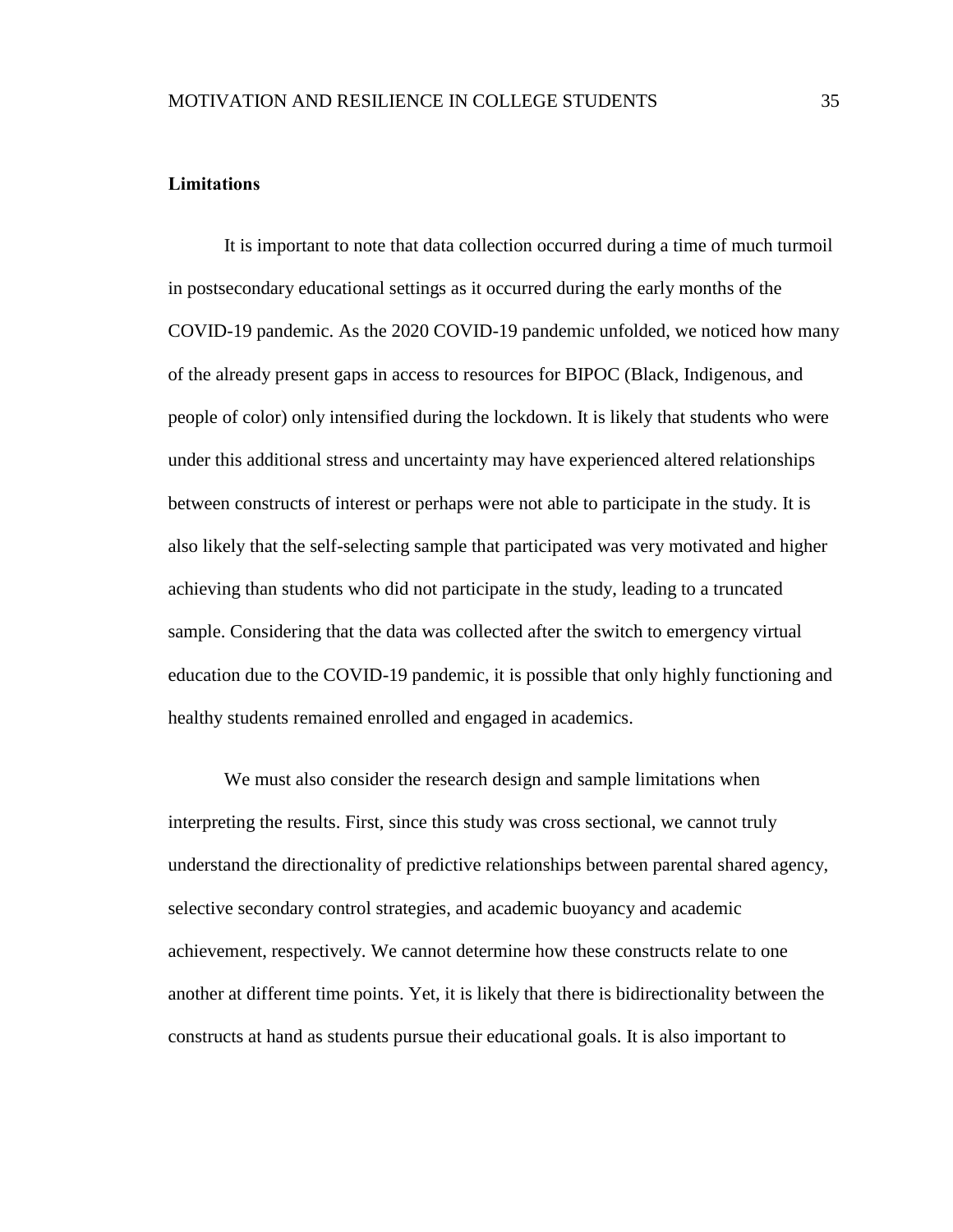## Limitations

It is important to note that data collection occurred during a time of much turmoil in postsecondary educational settings as it occurred during the early months of the COVID-19 pandemic. As the 2020 COVID-19 pandemic unfolded, we noticed how many of the already present gaps in access to resources for BIPOC (Black, Indigenous, and people of color) only intensified during the lockdown. It is likely that students who were under this additional stress and uncertainty may have experienced altered relationships between constructs of interest or perhaps were not able to participate in the study. It is also likely that the self-selecting sample that participated was very motivated and higher achieving than students who did not participate in the study, leading to a truncated sample. Considering that the data was collected after the switch to emergency virtual education due to the COVID-19 pandemic, it is possible that only highly functioning and healthy students remained enrolled and engaged in academics.

We must also consider the research design and sample limitations when interpreting the results. First, since this study was cross sectional, we cannot truly understand the directionality of predictive relationships between parental shared agency, selective secondary control strategies, and academic buoyancy and academic achievement, respectively. We cannot determine how these constructs relate to one another at different time points. Yet, it is likely that there is bidirectionality between the constructs at hand as students pursue their educational goals. It is also important to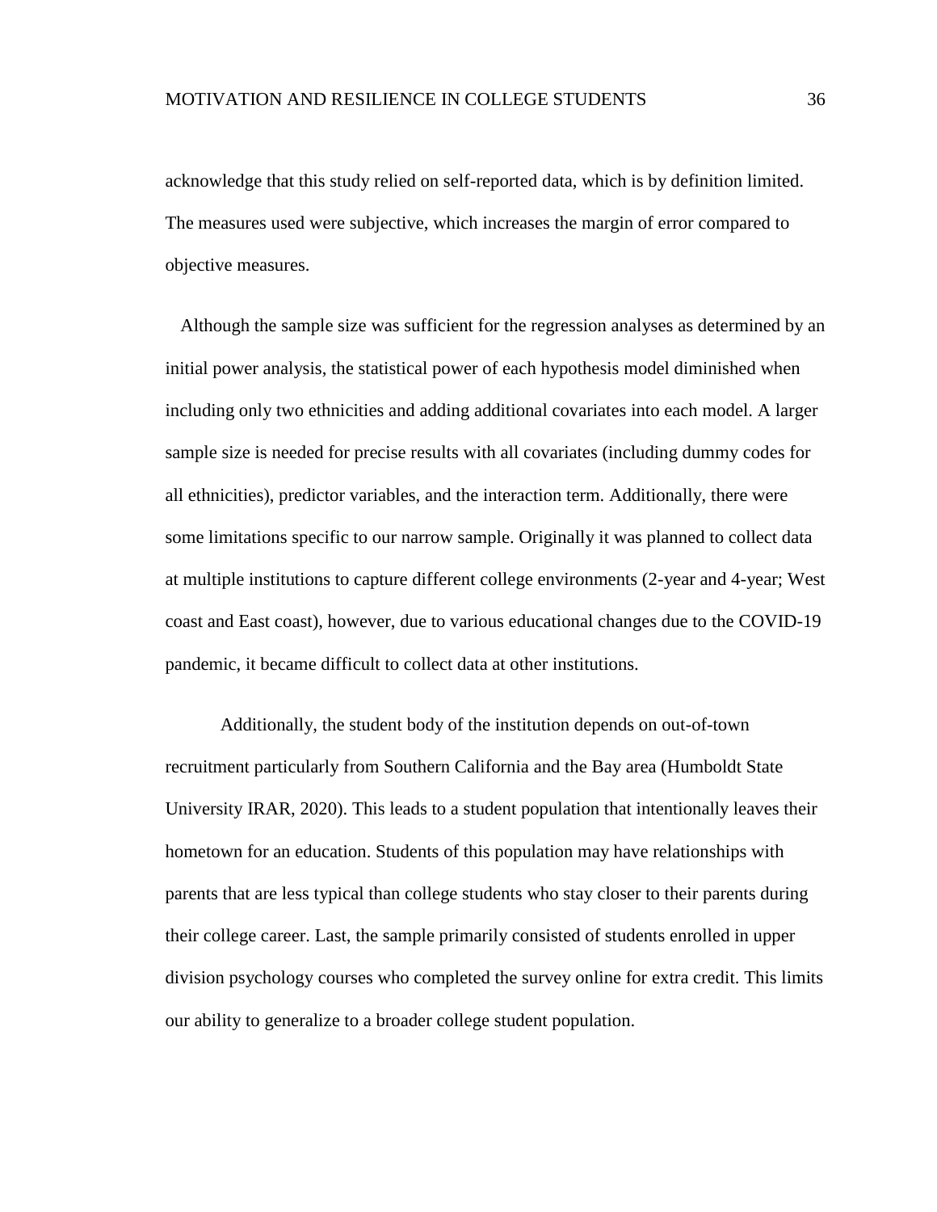acknowledge that this study relied on self-reported data, which is by definition limited. The measures used were subjective, which increases the margin of error compared to objective measures.

Although the sample size was sufficient for the regression analyses as determined by an initial power analysis, the statistical power of each hypothesis model diminished when including only two ethnicities and adding additional covariates into each model. A larger sample size is needed for precise results with all covariates (including dummy codes for all ethnicities), predictor variables, and the interaction term. Additionally, there were some limitations specific to our narrow sample. Originally it was planned to collect data at multiple institutions to capture different college environments (2-year and 4-year; West coast and East coast), however, due to various educational changes due to the COVID-19 pandemic, it became difficult to collect data at other institutions.

Additionally, the student body of the institution depends on out-of-town recruitment particularly from Southern California and the Bay area (Humboldt State University IRAR, 2020). This leads to a student population that intentionally leaves their hometown for an education. Students of this population may have relationships with parents that are less typical than college students who stay closer to their parents during their college career. Last, the sample primarily consisted of students enrolled in upper division psychology courses who completed the survey online for extra credit. This limits our ability to generalize to a broader college student population.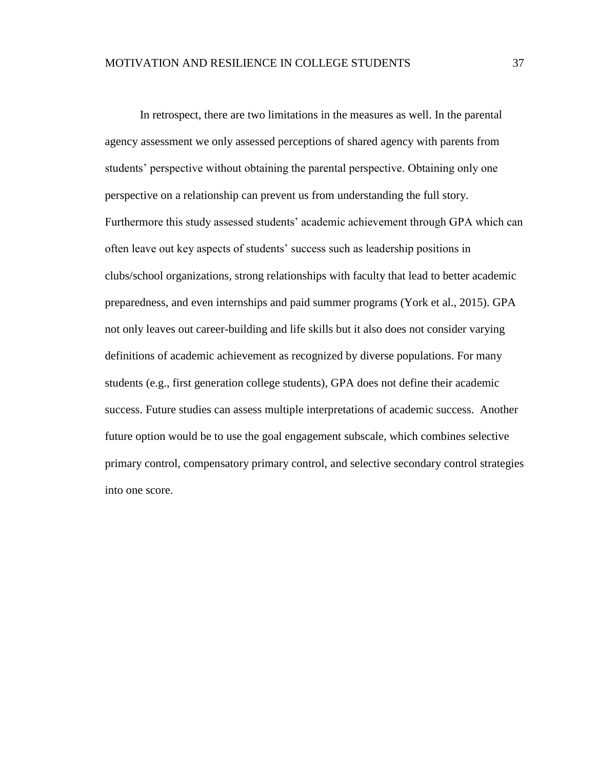In retrospect, there are two limitations in the measures as well. In the parental agency assessment we only assessed perceptions of shared agency with parents from students' perspective without obtaining the parental perspective. Obtaining only one perspective on a relationship can prevent us from understanding the full story. Furthermore this study assessed students' academic achievement through GPA which can often leave out key aspects of students' success such as leadership positions in clubs/school organizations, strong relationships with faculty that lead to better academic preparedness, and even internships and paid summer programs (York et al., 2015). GPA not only leaves out career-building and life skills but it also does not consider varying definitions of academic achievement as recognized by diverse populations. For many students (e.g., first generation college students), GPA does not define their academic success. Future studies can assess multiple interpretations of academic success. Another future option would be to use the goal engagement subscale, which combines selective primary control, compensatory primary control, and selective secondary control strategies into one score.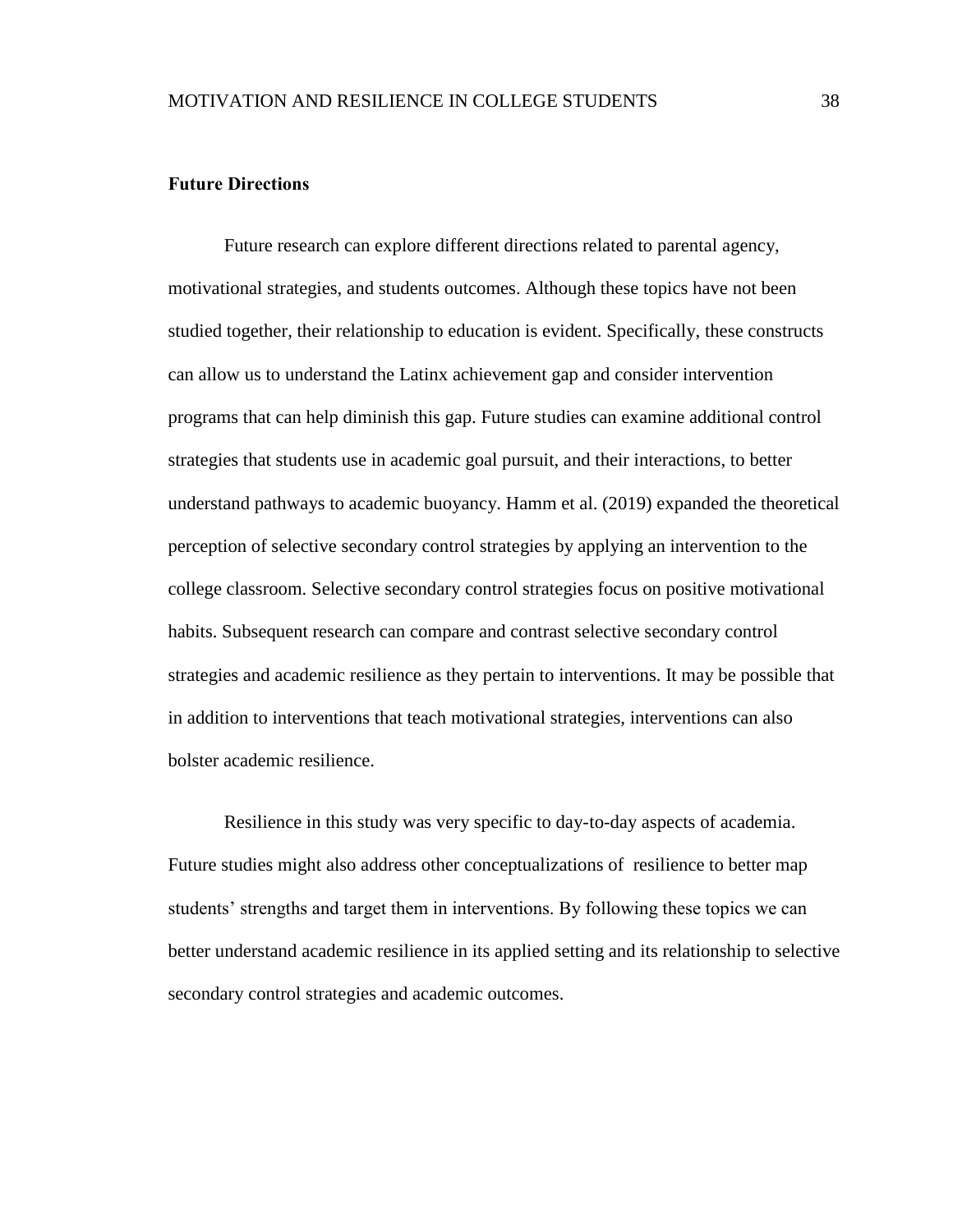## Future Directions

Future research can explore different directions related to parental agency, motivational strategies, and students outcomes. Although these topics have not been studied together, their relationship to education is evident. Specifically, these constructs can allow us to understand the Latinx achievement gap and consider intervention programs that can help diminish this gap. Future studies can examine additional control strategies that students use in academic goal pursuit, and their interactions, to better understand pathways to academic buoyancy. Hamm et al. (2019) expanded the theoretical perception of selective secondary control strategies by applying an intervention to the college classroom. Selective secondary control strategies focus on positive motivational habits. Subsequent research can compare and contrast selective secondary control strategies and academic resilience as they pertain to interventions. It may be possible that in addition to interventions that teach motivational strategies, interventions can also bolster academic resilience.

Resilience in this study was very specific to day-to-day aspects of academia. Future studies might also address other conceptualizations of resilience to better map students' strengths and target them in interventions. By following these topics we can better understand academic resilience in its applied setting and its relationship to selective secondary control strategies and academic outcomes.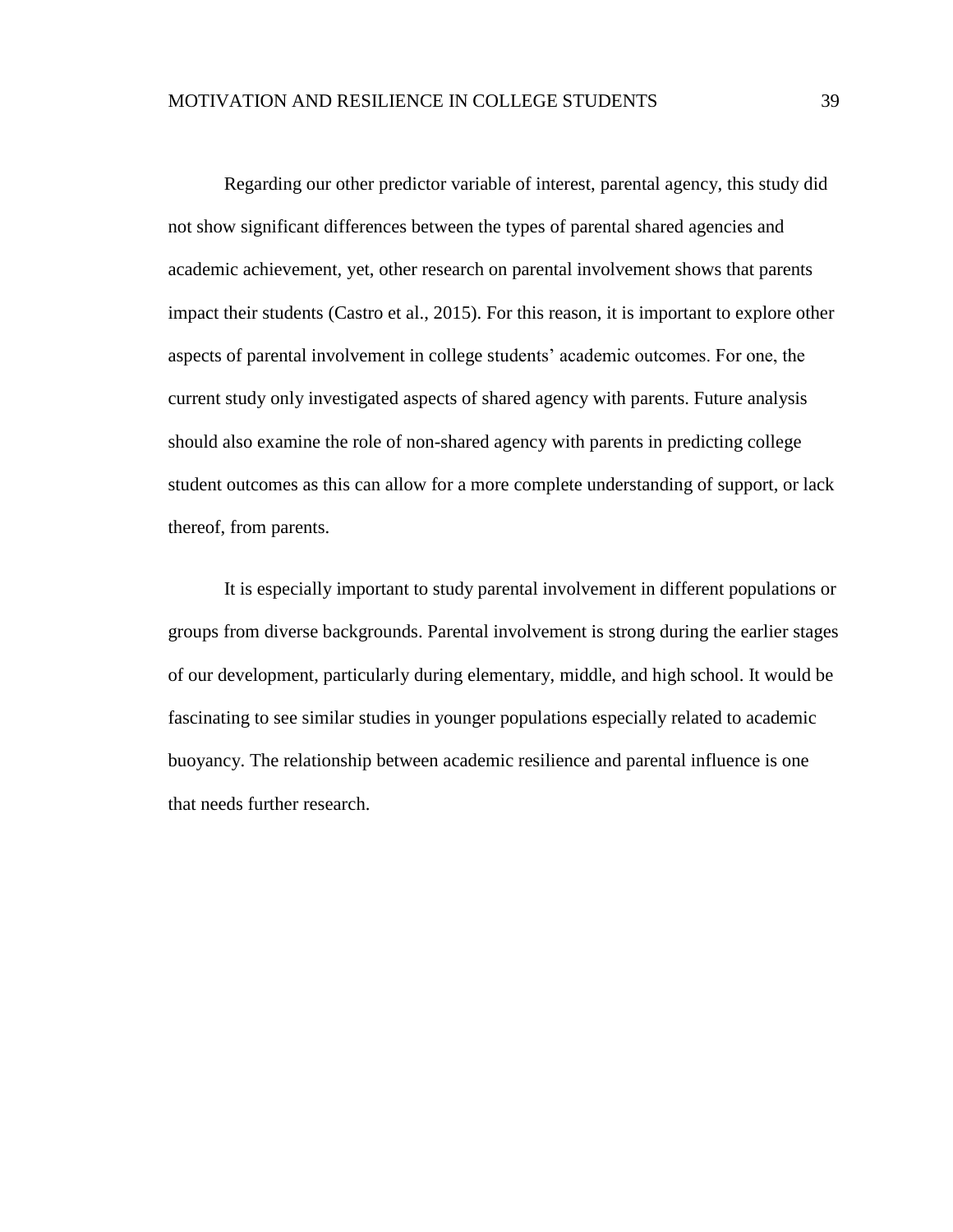Regarding our other predictor variable of interest, parental agency, this study did not show significant differences between the types of parental shared agencies and academic achievement, yet, other research on parental involvement shows that parents impact their students (Castro et al., 2015). For this reason, it is important to explore other aspects of parental involvement in college students' academic outcomes. For one, the current study only investigated aspects of shared agency with parents. Future analysis should also examine the role of non-shared agency with parents in predicting college student outcomes as this can allow for a more complete understanding of support, or lack thereof, from parents.

It is especially important to study parental involvement in different populations or groups from diverse backgrounds. Parental involvement is strong during the earlier stages of our development, particularly during elementary, middle, and high school. It would be fascinating to see similar studies in younger populations especially related to academic buoyancy. The relationship between academic resilience and parental influence is one that needs further research.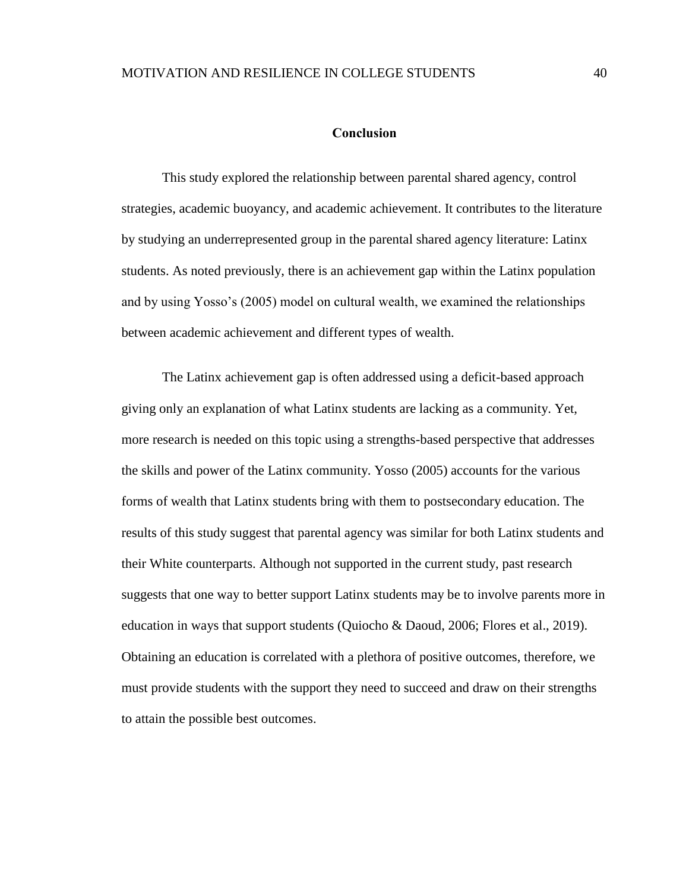## Conclusion

This study explored the relationship between parental shared agency, control strategies, academic buoyancy, and academic achievement. It contributes to the literature by studying an underrepresented group in the parental shared agency literature: Latinx students. As noted previously, there is an achievement gap within the Latinx population and by using Yosso's (2005) model on cultural wealth, we examined the relationships between academic achievement and different types of wealth.

The Latinx achievement gap is often addressed using a deficit-based approach giving only an explanation of what Latinx students are lacking as a community. Yet, more research is needed on this topic using a strengths-based perspective that addresses the skills and power of the Latinx community. Yosso (2005) accounts for the various forms of wealth that Latinx students bring with them to postsecondary education. The results of this study suggest that parental agency was similar for both Latinx students and their White counterparts. Although not supported in the current study, past research suggests that one way to better support Latinx students may be to involve parents more in education in ways that support students (Quiocho & Daoud, 2006; Flores et al., 2019). Obtaining an education is correlated with a plethora of positive outcomes, therefore, we must provide students with the support they need to succeed and draw on their strengths to attain the possible best outcomes.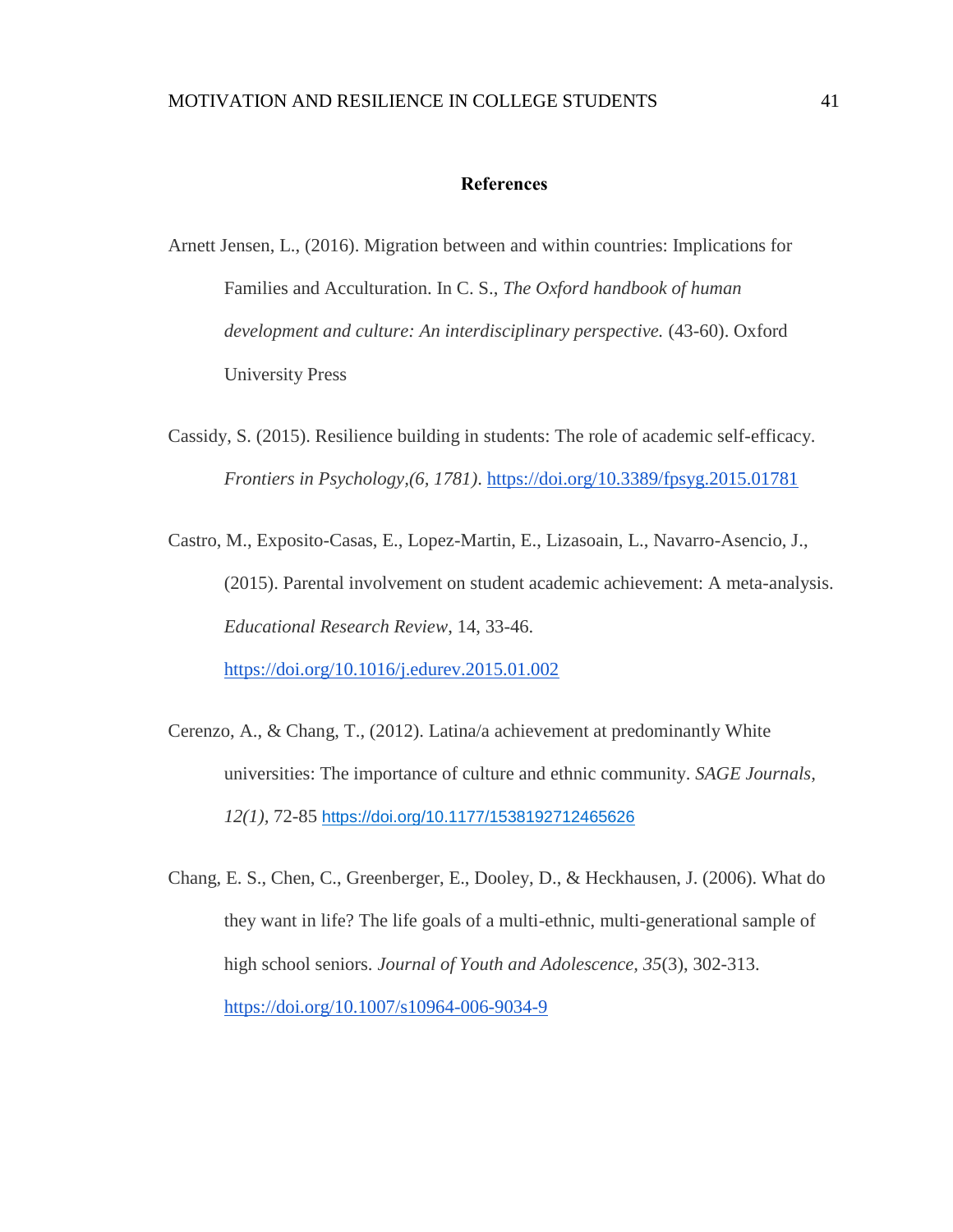## References

Arnett Jensen, L., (2016). Migration between and within countries: Implications for Families and Acculturation. In C. S., *The Oxford handbook of human development and culture: An interdisciplinary perspective.* (43-60). Oxford University Press

Cassidy, S. (2015). Resilience building in students: The role of academic self-efficacy. *Frontiers in Psychology,(6, 1781)*. https://doi.org/10.3389/fpsyg.2015.01781

Castro, M., Exposito-Casas, E., Lopez-Martin, E., Lizasoain, L., Navarro-Asencio, J., (2015). Parental involvement on student academic achievement: A meta-analysis. *Educational Research Review*, 14, 33-46. https://doi.org/10.1016/j.edurev.2015.01.002

Cerenzo, A., & Chang, T., (2012). Latina/a achievement at predominantly White universities: The importance of culture and ethnic community. *SAGE Journals, 12(1)*, 72-85 https://doi.org/10.1177/1538192712465626

Chang, E. S., Chen, C., Greenberger, E., Dooley, D., & Heckhausen, J. (2006). What do they want in life? The life goals of a multi-ethnic, multi-generational sample of high school seniors. *Journal of Youth and Adolescence, 35*(3), 302-313. https://doi.org/10.1007/s10964-006-9034-9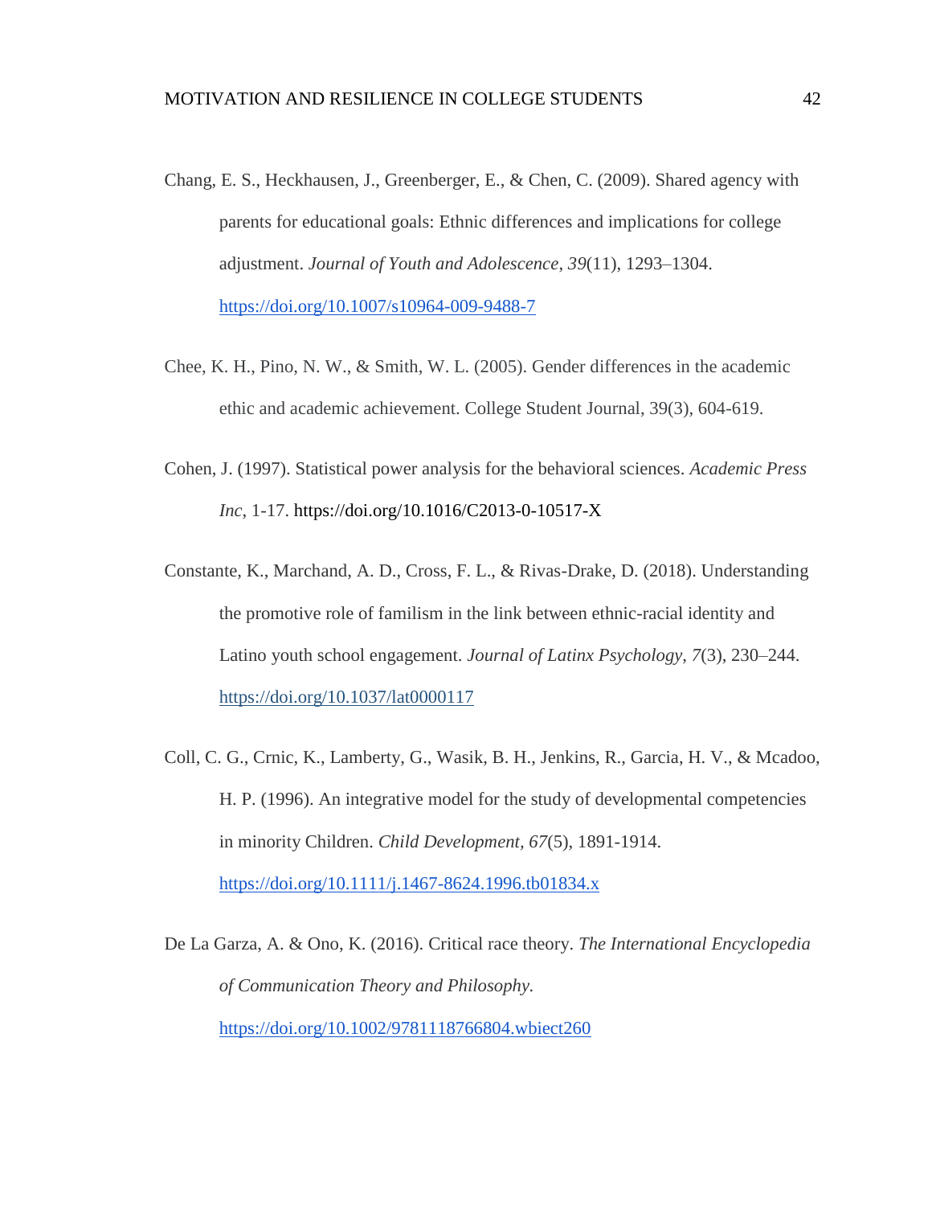Chang, E. S., Heckhausen, J., Greenberger, E., & Chen, C. (2009). Shared agency with parents for educational goals: Ethnic differences and implications for college adjustment. *Journal of Youth and Adolescence*, *39*(11), 1293–1304. https://doi.org/10.1007/s10964-009-9488-7

Chee, K. H., Pino, N. W., & Smith, W. L. (2005). Gender differences in the academic ethic and academic achievement. College Student Journal, 39(3), 604-619.

Cohen, J. (1997). Statistical power analysis for the behavioral sciences. *Academic Press Inc*, 1-17. https://doi.org/10.1016/C2013-0-10517-X

Constante, K., Marchand, A. D., Cross, F. L., & Rivas-Drake, D. (2018). Understanding the promotive role of familism in the link between ethnic-racial identity and Latino youth school engagement. *Journal of Latinx Psychology*, *7*(3), 230–244. https://doi.org/10.1037/lat0000117

Coll, C. G., Crnic, K., Lamberty, G., Wasik, B. H., Jenkins, R., Garcia, H. V., & Mcadoo, H. P. (1996). An integrative model for the study of developmental competencies in minority Children. *Child Development*, *67*(5), 1891-1914. https://doi.org/10.1111/j.1467-8624.1996.tb01834.x

De La Garza, A. & Ono, K. (2016). Critical race theory. *The International Encyclopedia of Communication Theory and Philosophy*. https://doi.org/10.1002/9781118766804.wbiect260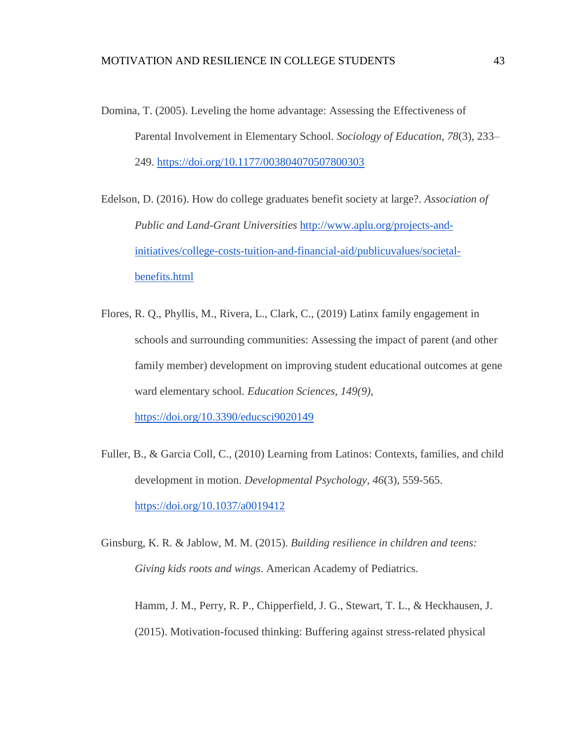Domina, T. (2005). Leveling the home advantage: Assessing the Effectiveness of Parental Involvement in Elementary School. *Sociology of Education, 78*(3), 233–249. https://doi.org/10.1177/003804070507800303

Edelson, D. (2016). How do college graduates benefit society at large?. *Association of Public and Land-Grant Universities* http://www.aplu.org/projects-and-initiatives/college-costs-tuition-and-financial-aid/publicuvalues/societal-benefits.html

Flores, R. Q., Phyllis, M., Rivera, L., Clark, C., (2019) Latinx family engagement in schools and surrounding communities: Assessing the impact of parent (and other family member) development on improving student educational outcomes at gene ward elementary school. *Education Sciences, 149(9)*, https://doi.org/10.3390/educsci9020149

Fuller, B., & Garcia Coll, C., (2010) Learning from Latinos: Contexts, families, and child development in motion. *Developmental Psychology, 46*(3), 559-565. https://doi.org/10.1037/a0019412

Ginsburg, K. R. & Jablow, M. M. (2015). *Building resilience in children and teens: Giving kids roots and wings*. American Academy of Pediatrics.

Hamm, J. M., Perry, R. P., Chipperfield, J. G., Stewart, T. L., & Heckhausen, J. (2015). Motivation-focused thinking: Buffering against stress-related physical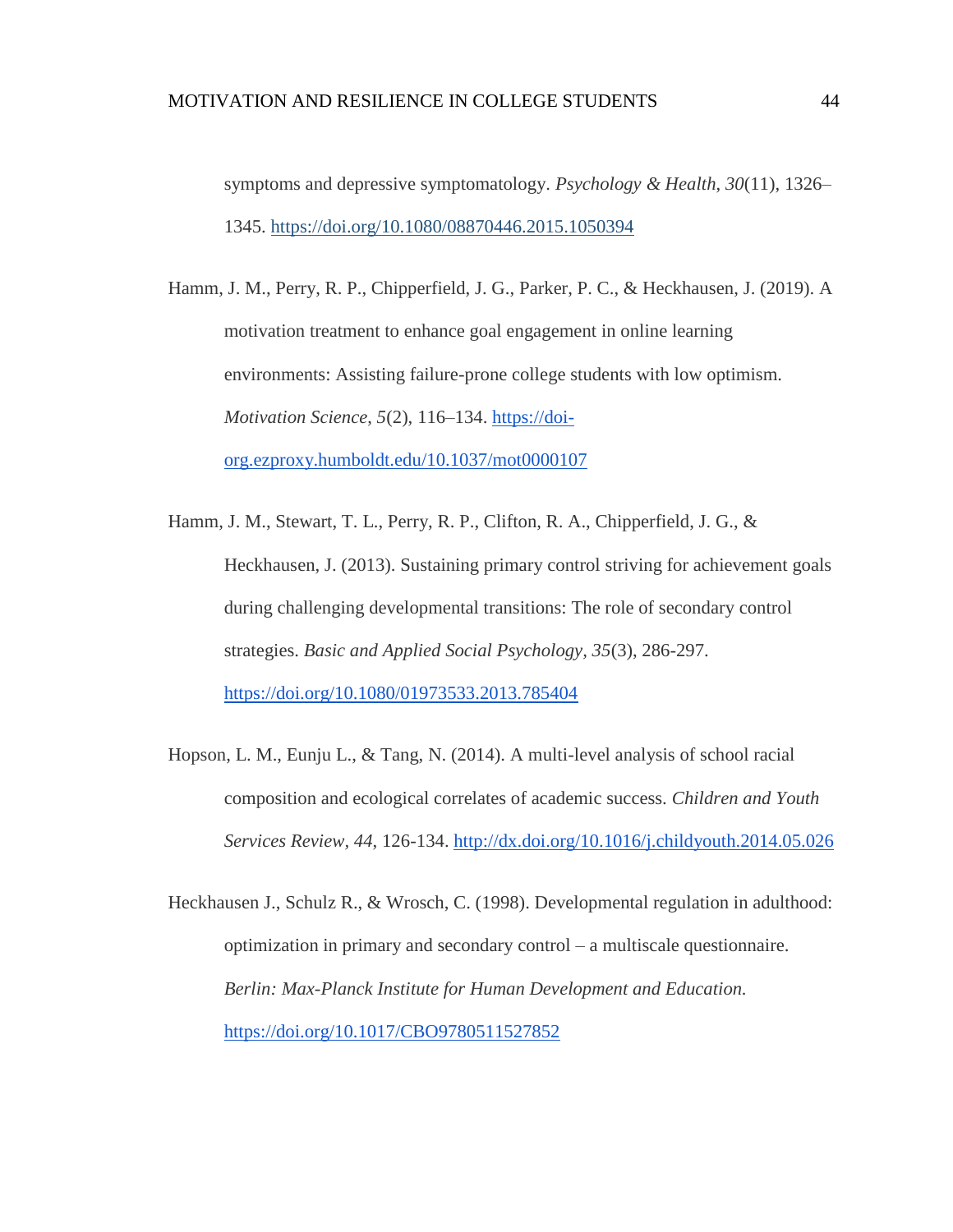symptoms and depressive symptomatology. *Psychology & Health*, *30*(11), 1326–1345. https://doi.org/10.1080/08870446.2015.1050394

Hamm, J. M., Perry, R. P., Chipperfield, J. G., Parker, P. C., & Heckhausen, J. (2019). A motivation treatment to enhance goal engagement in online learning environments: Assisting failure-prone college students with low optimism. *Motivation Science*, *5*(2), 116–134. https://doi-org.ezproxy.humboldt.edu/10.1037/mot0000107

Hamm, J. M., Stewart, T. L., Perry, R. P., Clifton, R. A., Chipperfield, J. G., & Heckhausen, J. (2013). Sustaining primary control striving for achievement goals during challenging developmental transitions: The role of secondary control strategies. *Basic and Applied Social Psychology*, *35*(3), 286-297. https://doi.org/10.1080/01973533.2013.785404

Hopson, L. M., Eunju L., & Tang, N. (2014). A multi-level analysis of school racial composition and ecological correlates of academic success. *Children and Youth Services Review*, *44*, 126-134. http://dx.doi.org/10.1016/j.childyouth.2014.05.026

Heckhausen J., Schulz R., & Wrosch, C. (1998). Developmental regulation in adulthood: optimization in primary and secondary control – a multiscale questionnaire. *Berlin: Max-Planck Institute for Human Development and Education.* https://doi.org/10.1017/CBO9780511527852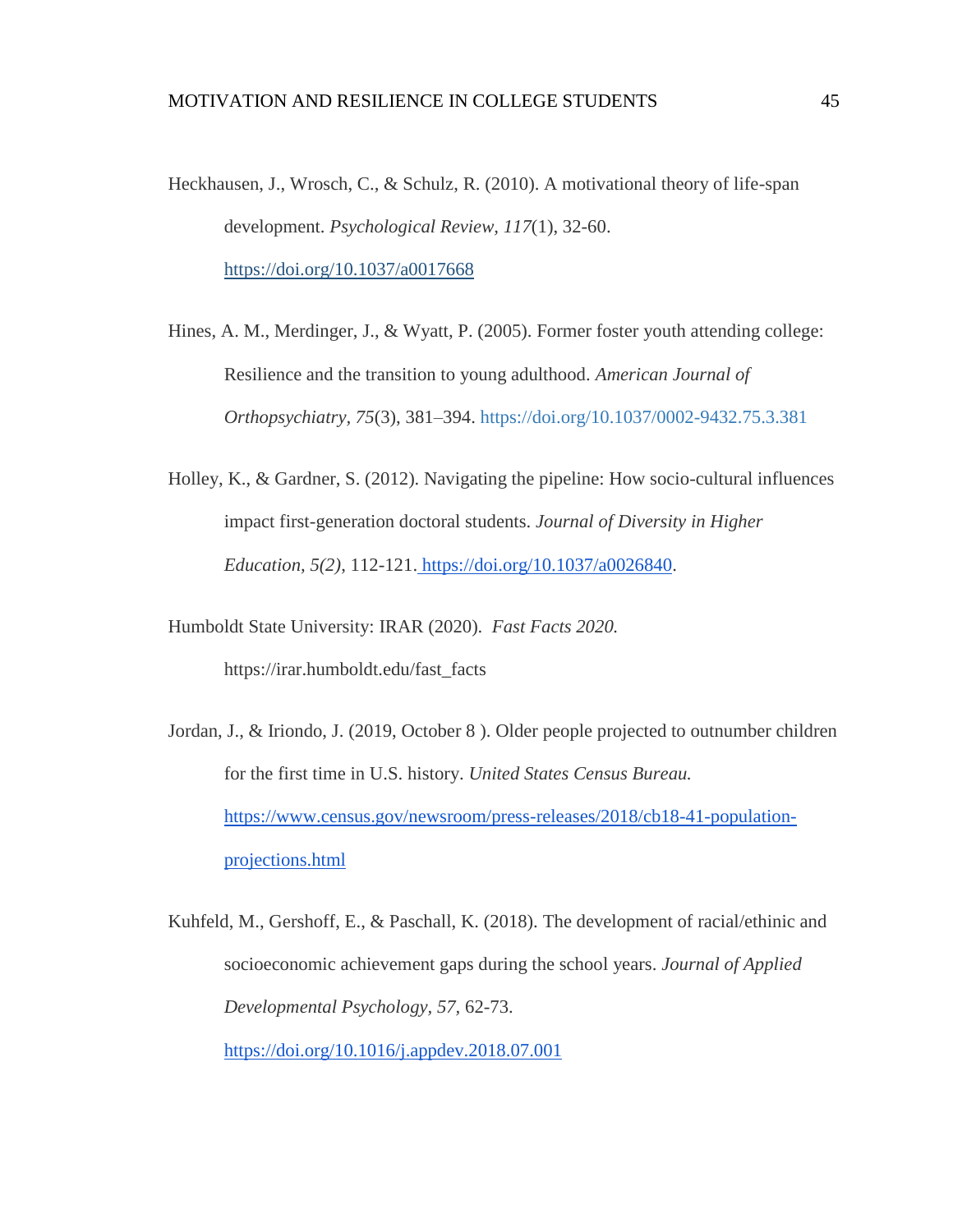Heckhausen, J., Wrosch, C., & Schulz, R. (2010). A motivational theory of life-span development. *Psychological Review, 117*(1), 32-60. https://doi.org/10.1037/a0017668

Hines, A. M., Merdinger, J., & Wyatt, P. (2005). Former foster youth attending college: Resilience and the transition to young adulthood. *American Journal of Orthopsychiatry, 75*(3), 381–394. https://doi.org/10.1037/0002-9432.75.3.381

Holley, K., & Gardner, S. (2012). Navigating the pipeline: How socio-cultural influences impact first-generation doctoral students. *Journal of Diversity in Higher Education, 5(2)*, 112-121. https://doi.org/10.1037/a0026840.

Humboldt State University: IRAR (2020). *Fast Facts 2020.* https://irar.humboldt.edu/fast_facts

Jordan, J., & Iriondo, J. (2019, October 8 ). Older people projected to outnumber children for the first time in U.S. history. *United States Census Bureau.* https://www.census.gov/newsroom/press-releases/2018/cb18-41-population-projections.html

Kuhfeld, M., Gershoff, E., & Paschall, K. (2018). The development of racial/ethinic and socioeconomic achievement gaps during the school years. *Journal of Applied Developmental Psychology, 57*, 62-73. https://doi.org/10.1016/j.appdev.2018.07.001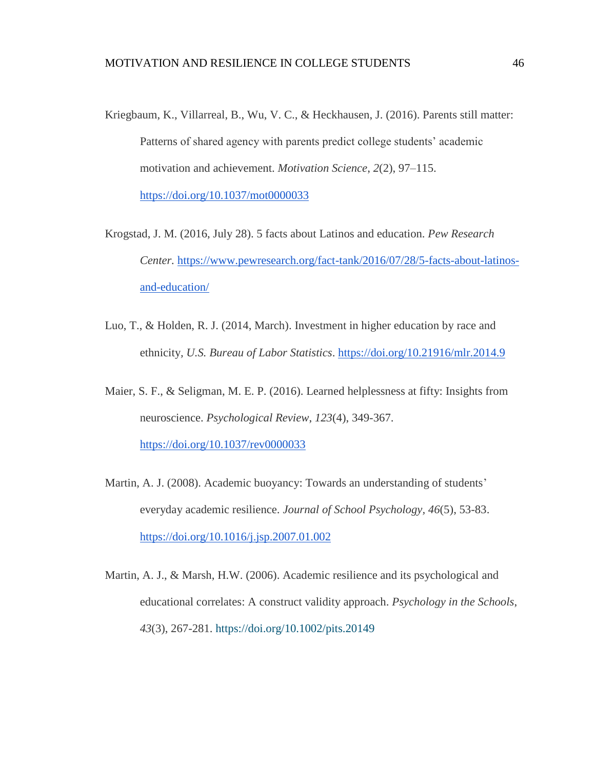Kriegbaum, K., Villarreal, B., Wu, V. C., & Heckhausen, J. (2016). Parents still matter: Patterns of shared agency with parents predict college students' academic motivation and achievement. *Motivation Science*, *2*(2), 97–115. https://doi.org/10.1037/mot0000033

Krogstad, J. M. (2016, July 28). 5 facts about Latinos and education. *Pew Research Center*. https://www.pewresearch.org/fact-tank/2016/07/28/5-facts-about-latinos-and-education/

Luo, T., & Holden, R. J. (2014, March). Investment in higher education by race and ethnicity, *U.S. Bureau of Labor Statistics*. https://doi.org/10.21916/mlr.2014.9

Maier, S. F., & Seligman, M. E. P. (2016). Learned helplessness at fifty: Insights from neuroscience. *Psychological Review*, *123*(4), 349-367. https://doi.org/10.1037/rev0000033

Martin, A. J. (2008). Academic buoyancy: Towards an understanding of students' everyday academic resilience. *Journal of School Psychology*, *46*(5), 53-83. https://doi.org/10.1016/j.jsp.2007.01.002

Martin, A. J., & Marsh, H.W. (2006). Academic resilience and its psychological and educational correlates: A construct validity approach. *Psychology in the Schools*, *43*(3), 267-281. https://doi.org/10.1002/pits.20149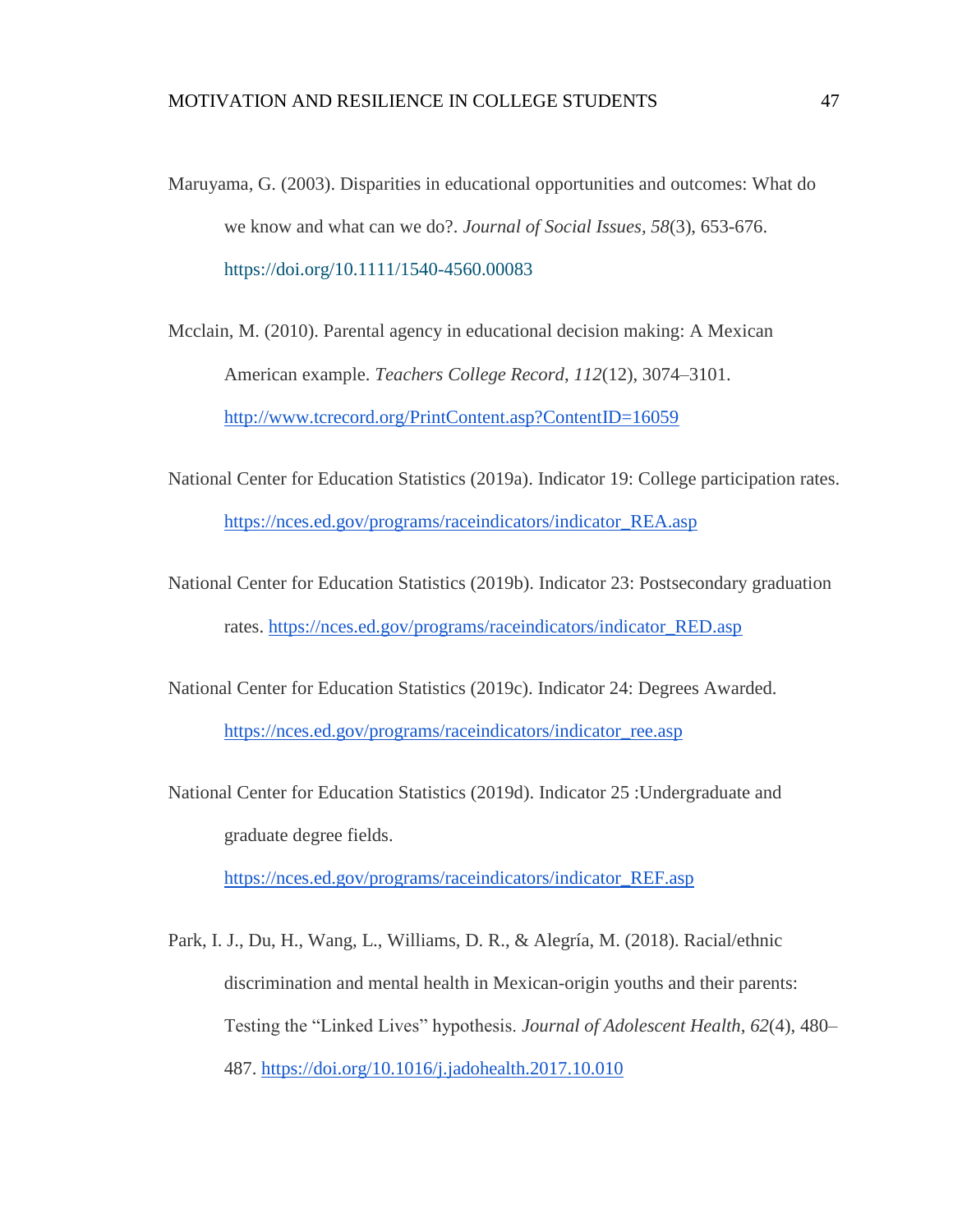Maruyama, G. (2003). Disparities in educational opportunities and outcomes: What do we know and what can we do?. *Journal of Social Issues*, *58*(3), 653-676. https://doi.org/10.1111/1540-4560.00083

Mcclain, M. (2010). Parental agency in educational decision making: A Mexican American example. *Teachers College Record*, *112*(12), 3074–3101. http://www.tcrecord.org/PrintContent.asp?ContentID=16059

National Center for Education Statistics (2019a). Indicator 19: College participation rates. https://nces.ed.gov/programs/raceindicators/indicator_REA.asp

National Center for Education Statistics (2019b). Indicator 23: Postsecondary graduation rates. https://nces.ed.gov/programs/raceindicators/indicator_RED.asp

National Center for Education Statistics (2019c). Indicator 24: Degrees Awarded. https://nces.ed.gov/programs/raceindicators/indicator_ree.asp

National Center for Education Statistics (2019d). Indicator 25 :Undergraduate and graduate degree fields. https://nces.ed.gov/programs/raceindicators/indicator_REF.asp

Park, I. J., Du, H., Wang, L., Williams, D. R., & Alegría, M. (2018). Racial/ethnic discrimination and mental health in Mexican-origin youths and their parents: Testing the "Linked Lives" hypothesis. *Journal of Adolescent Health*, *62*(4), 480–487. https://doi.org/10.1016/j.jadohealth.2017.10.010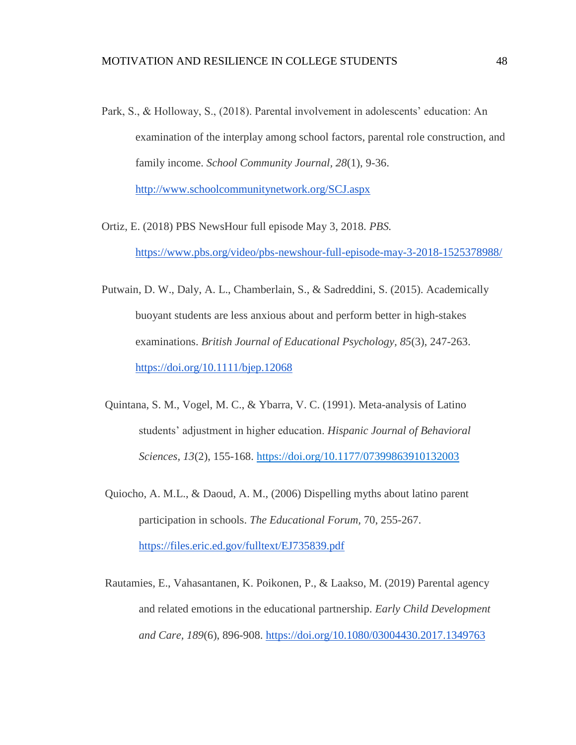Park, S., & Holloway, S., (2018). Parental involvement in adolescents' education: An examination of the interplay among school factors, parental role construction, and family income. *School Community Journal, 28*(1), 9-36. http://www.schoolcommunitynetwork.org/SCJ.aspx

Ortiz, E. (2018) PBS NewsHour full episode May 3, 2018. *PBS.* https://www.pbs.org/video/pbs-newshour-full-episode-may-3-2018-1525378988/

Putwain, D. W., Daly, A. L., Chamberlain, S., & Sadreddini, S. (2015). Academically buoyant students are less anxious about and perform better in high-stakes examinations. *British Journal of Educational Psychology, 85*(3), 247-263. https://doi.org/10.1111/bjep.12068

Quintana, S. M., Vogel, M. C., & Ybarra, V. C. (1991). Meta-analysis of Latino students' adjustment in higher education. *Hispanic Journal of Behavioral Sciences, 13*(2), 155-168. https://doi.org/10.1177/07399863910132003

Quiocho, A. M.L., & Daoud, A. M., (2006) Dispelling myths about latino parent participation in schools. *The Educational Forum,* 70, 255-267. https://files.eric.ed.gov/fulltext/EJ735839.pdf

Rautamies, E., Vahasantanen, K. Poikonen, P., & Laakso, M. (2019) Parental agency and related emotions in the educational partnership. *Early Child Development and Care, 189*(6), 896-908. https://doi.org/10.1080/03004430.2017.1349763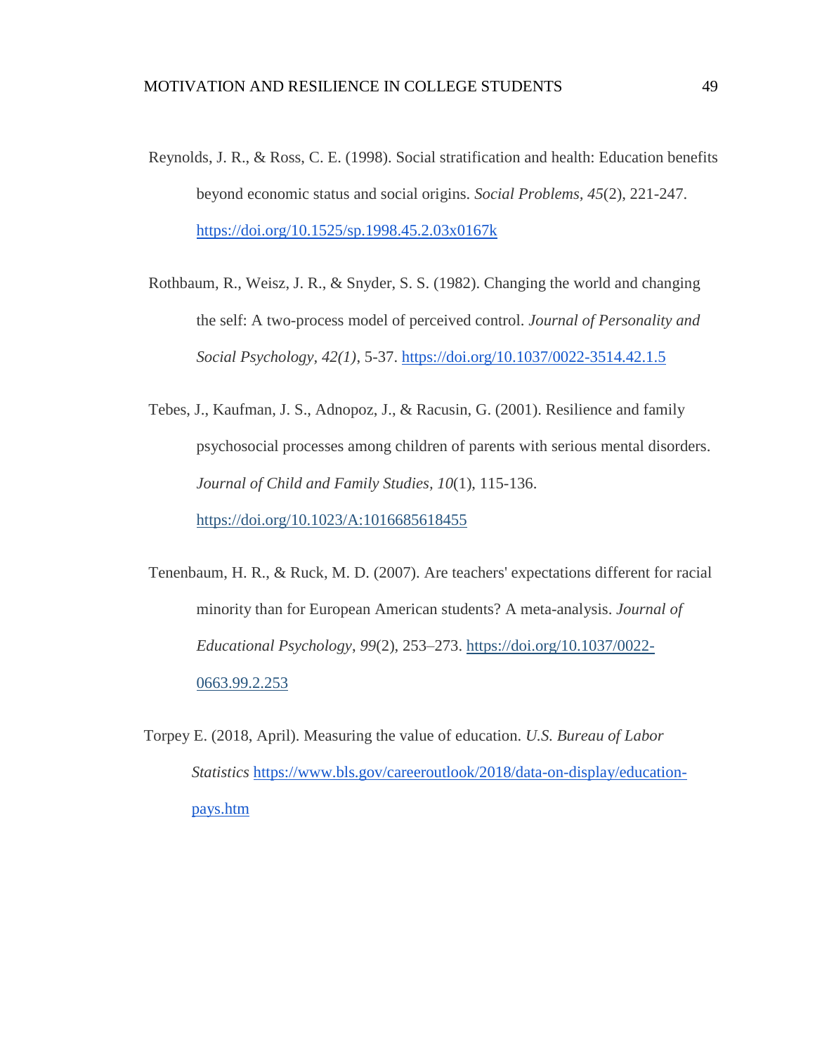Reynolds, J. R., & Ross, C. E. (1998). Social stratification and health: Education benefits beyond economic status and social origins. *Social Problems, 45*(2), 221-247. https://doi.org/10.1525/sp.1998.45.2.03x0167k

Rothbaum, R., Weisz, J. R., & Snyder, S. S. (1982). Changing the world and changing the self: A two-process model of perceived control. *Journal of Personality and Social Psychology, 42(1)*, 5-37. https://doi.org/10.1037/0022-3514.42.1.5

Tebes, J., Kaufman, J. S., Adnopoz, J., & Racusin, G. (2001). Resilience and family psychosocial processes among children of parents with serious mental disorders. *Journal of Child and Family Studies, 10*(1), 115-136. https://doi.org/10.1023/A:1016685618455

Tenenbaum, H. R., & Ruck, M. D. (2007). Are teachers' expectations different for racial minority than for European American students? A meta-analysis. *Journal of Educational Psychology*, *99*(2), 253–273. https://doi.org/10.1037/0022-0663.99.2.253

Torpey E. (2018, April). Measuring the value of education. *U.S. Bureau of Labor Statistics* https://www.bls.gov/careeroutlook/2018/data-on-display/education-pays.htm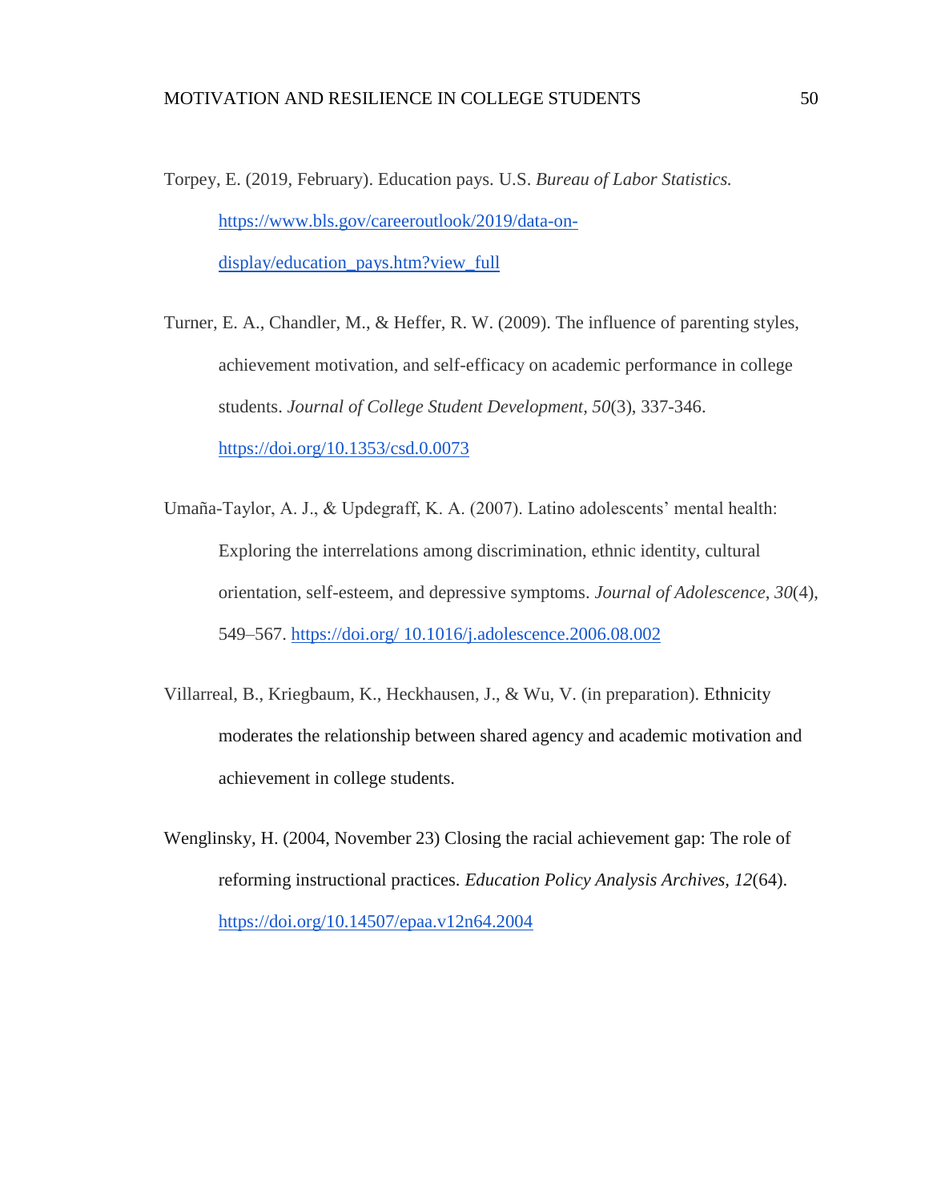Torpey, E. (2019, February). Education pays. U.S. *Bureau of Labor Statistics.* https://www.bls.gov/careeroutlook/2019/data-on-display/education_pays.htm?view_full

Turner, E. A., Chandler, M., & Heffer, R. W. (2009). The influence of parenting styles, achievement motivation, and self-efficacy on academic performance in college students. *Journal of College Student Development*, *50*(3), 337-346. https://doi.org/10.1353/csd.0.0073

Umaña-Taylor, A. J., & Updegraff, K. A. (2007). Latino adolescents' mental health: Exploring the interrelations among discrimination, ethnic identity, cultural orientation, self-esteem, and depressive symptoms. *Journal of Adolescence*, *30*(4), 549–567. https://doi.org/ 10.1016/j.adolescence.2006.08.002

Villarreal, B., Kriegbaum, K., Heckhausen, J., & Wu, V. (in preparation). Ethnicity moderates the relationship between shared agency and academic motivation and achievement in college students.

Wenglinsky, H. (2004, November 23) Closing the racial achievement gap: The role of reforming instructional practices. *Education Policy Analysis Archives, 12*(64). https://doi.org/10.14507/epaa.v12n64.2004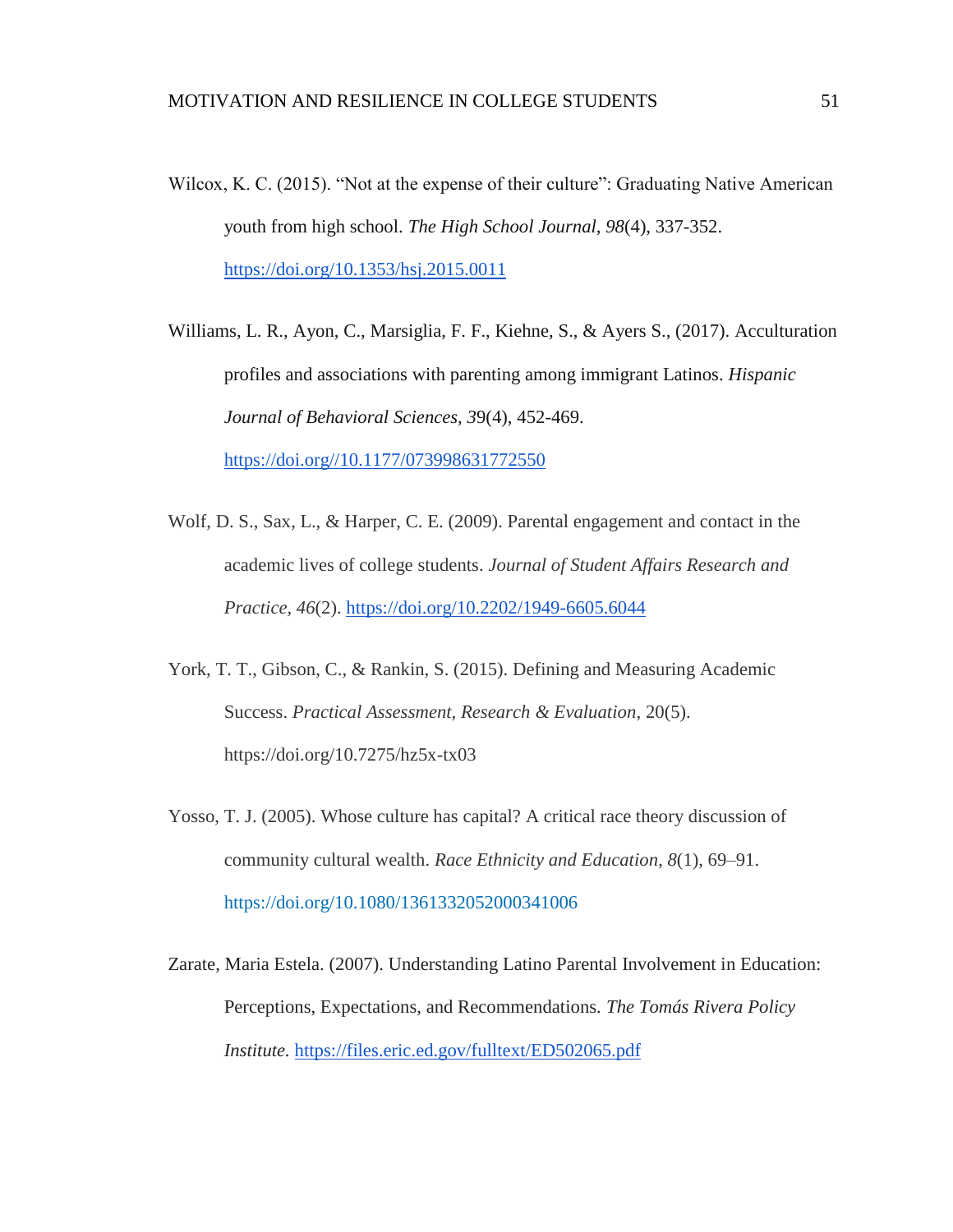Wilcox, K. C. (2015). “Not at the expense of their culture”: Graduating Native American youth from high school. *The High School Journal*, *98*(4), 337-352. https://doi.org/10.1353/hsj.2015.0011

Williams, L. R., Ayon, C., Marsiglia, F. F., Kiehne, S., & Ayers S., (2017). Acculturation profiles and associations with parenting among immigrant Latinos. *Hispanic Journal of Behavioral Sciences, 3*9(4), 452-469. https://doi.org//10.1177/073998631772550

Wolf, D. S., Sax, L., & Harper, C. E. (2009). Parental engagement and contact in the academic lives of college students. *Journal of Student Affairs Research and Practice, 46*(2). https://doi.org/10.2202/1949-6605.6044

York, T. T., Gibson, C., & Rankin, S. (2015). Defining and Measuring Academic Success. *Practical Assessment, Research & Evaluation*, 20(5). https://doi.org/10.7275/hz5x-tx03

Yosso, T. J. (2005). Whose culture has capital? A critical race theory discussion of community cultural wealth. *Race Ethnicity and Education*, *8*(1), 69–91. https://doi.org/10.1080/1361332052000341006

Zarate, Maria Estela. (2007). Understanding Latino Parental Involvement in Education: Perceptions, Expectations, and Recommendations. *The Tomás Rivera Policy Institute.* https://files.eric.ed.gov/fulltext/ED502065.pdf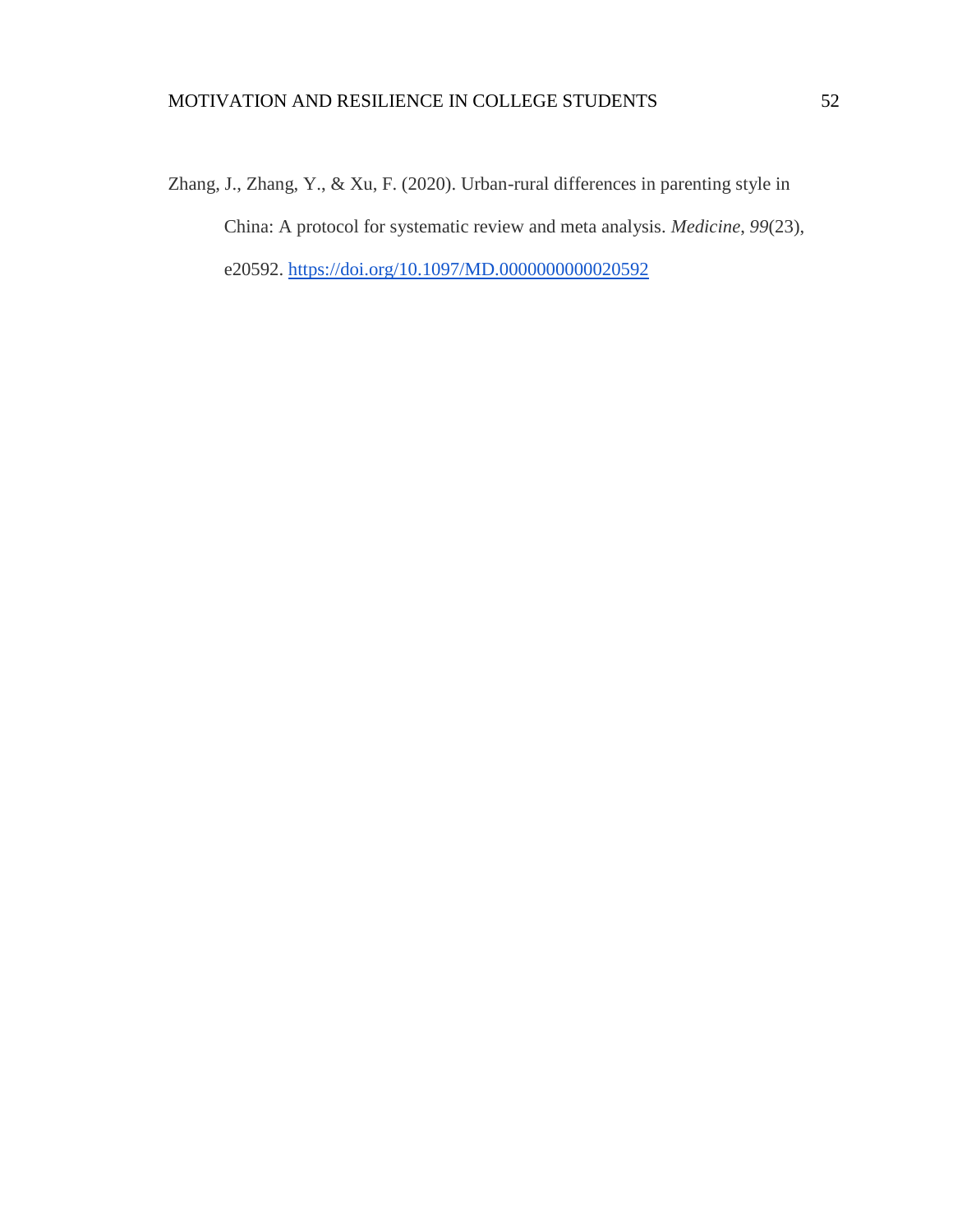Zhang, J., Zhang, Y., & Xu, F. (2020). Urban-rural differences in parenting style in China: A protocol for systematic review and meta analysis. *Medicine*, *99*(23), e20592. https://doi.org/10.1097/MD.0000000000020592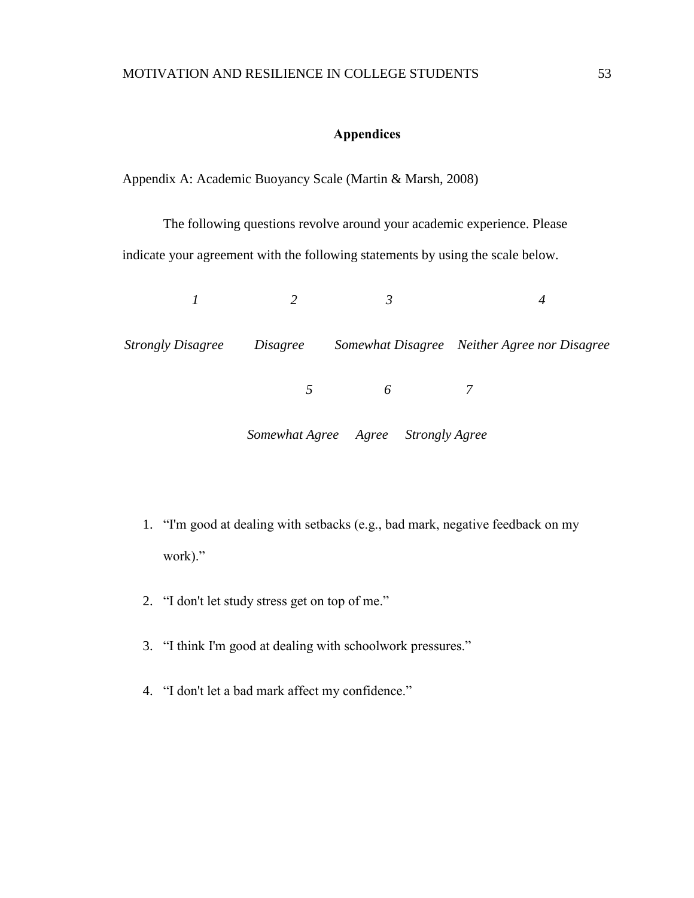## Appendices

Appendix A: Academic Buoyancy Scale (Martin & Marsh, 2008)

The following questions revolve around your academic experience. Please indicate your agreement with the following statements by using the scale below.

| *1* | *2* | *3* | *4* |
|---|---|---|---|
| *Strongly Disagree* | *Disagree* | *Somewhat Disagree* | *Neither Agree nor Disagree* |

| *5* | *6* | *7* |
|---|---|---|
| *Somewhat Agree* | *Agree* | *Strongly Agree* |

1. "I'm good at dealing with setbacks (e.g., bad mark, negative feedback on my work)."
2. "I don't let study stress get on top of me."
3. "I think I'm good at dealing with schoolwork pressures."
4. "I don't let a bad mark affect my confidence."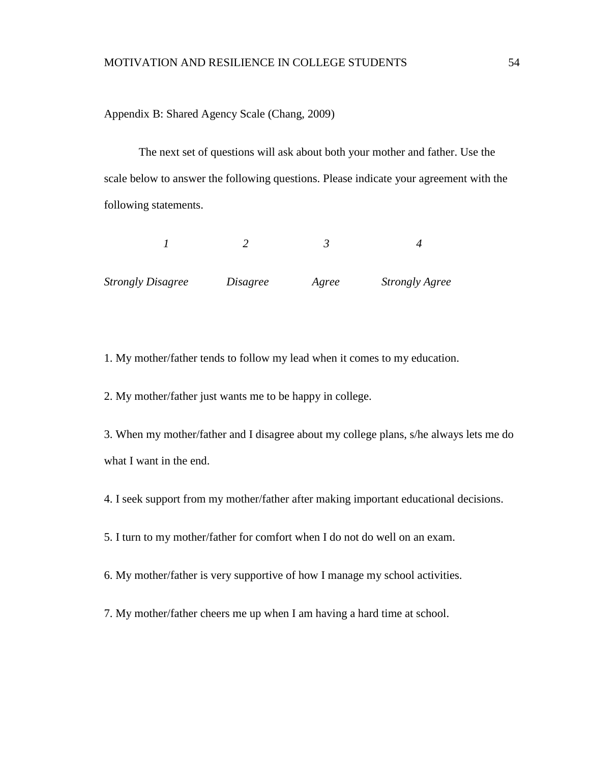Appendix B: Shared Agency Scale (Chang, 2009)

The next set of questions will ask about both your mother and father. Use the scale below to answer the following questions. Please indicate your agreement with the following statements.

| *1* | *2* | *3* | *4* |
|---|---|---|---|
| *Strongly Disagree* | *Disagree* | *Agree* | *Strongly Agree* |

1. My mother/father tends to follow my lead when it comes to my education.

2. My mother/father just wants me to be happy in college.

3. When my mother/father and I disagree about my college plans, s/he always lets me do what I want in the end.

4. I seek support from my mother/father after making important educational decisions.

5. I turn to my mother/father for comfort when I do not do well on an exam.

6. My mother/father is very supportive of how I manage my school activities.

7. My mother/father cheers me up when I am having a hard time at school.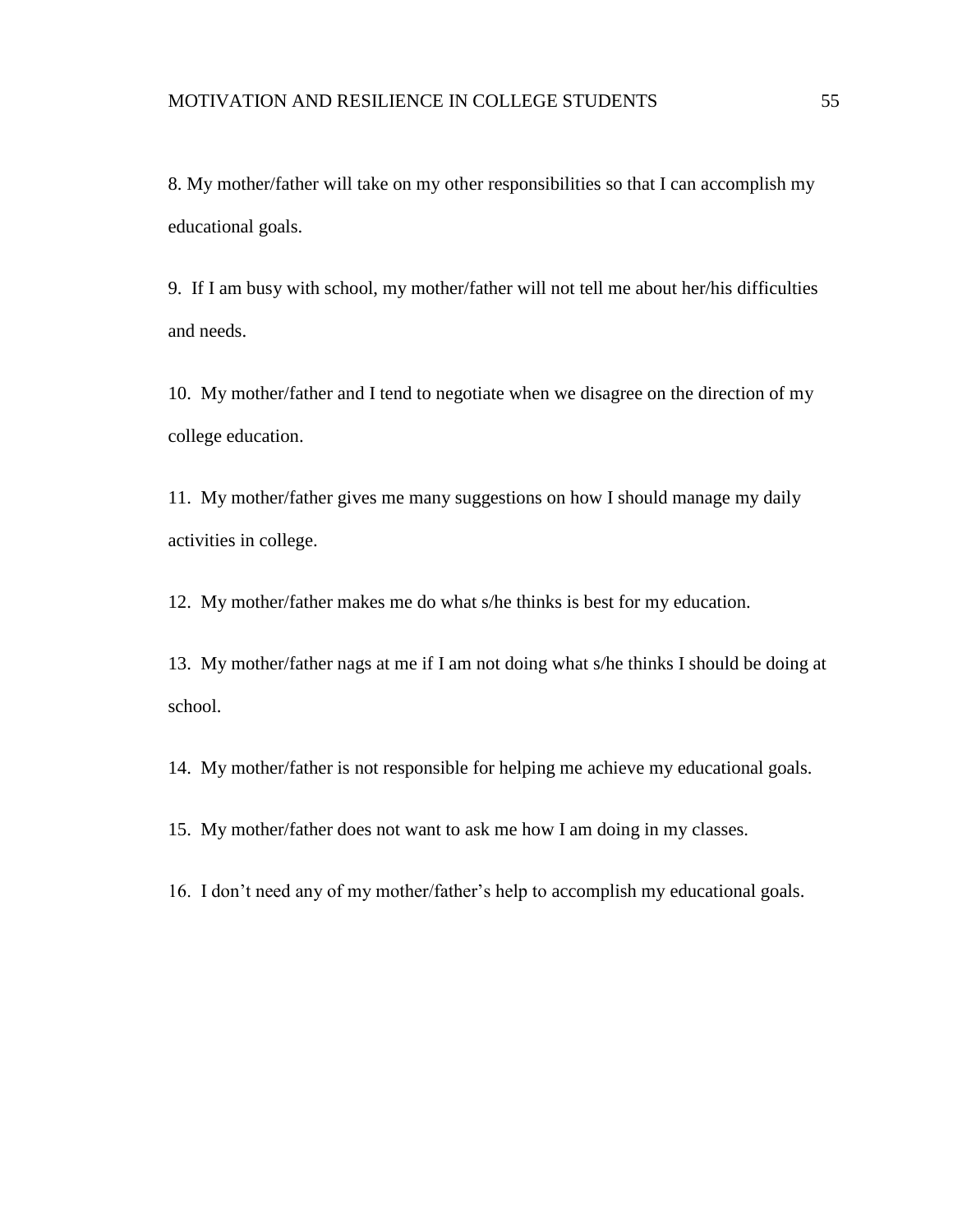8. My mother/father will take on my other responsibilities so that I can accomplish my educational goals.

9. If I am busy with school, my mother/father will not tell me about her/his difficulties and needs.

10. My mother/father and I tend to negotiate when we disagree on the direction of my college education.

11. My mother/father gives me many suggestions on how I should manage my daily activities in college.

12. My mother/father makes me do what s/he thinks is best for my education.

13. My mother/father nags at me if I am not doing what s/he thinks I should be doing at school.

14. My mother/father is not responsible for helping me achieve my educational goals.

15. My mother/father does not want to ask me how I am doing in my classes.

16. I don't need any of my mother/father's help to accomplish my educational goals.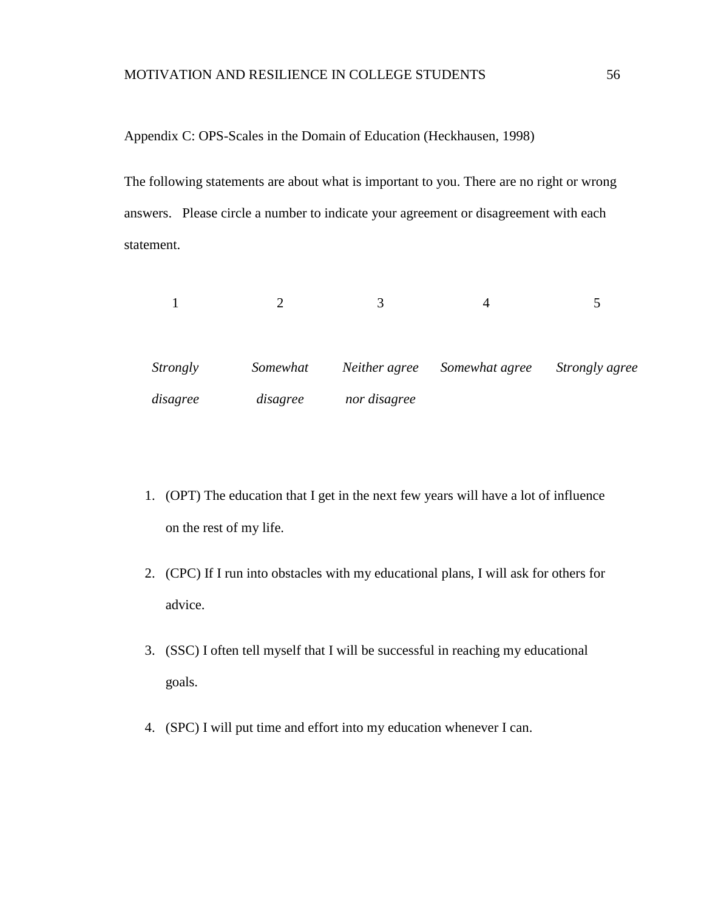Appendix C: OPS-Scales in the Domain of Education (Heckhausen, 1998)

The following statements are about what is important to you. There are no right or wrong answers. Please circle a number to indicate your agreement or disagreement with each statement.

| 1 | 2 | 3 | 4 | 5 |
|---|---|---|---|---|
| *Strongly disagree* | *Somewhat disagree* | *Neither agree nor disagree* | *Somewhat agree* | *Strongly agree* |

1. (OPT) The education that I get in the next few years will have a lot of influence on the rest of my life.
2. (CPC) If I run into obstacles with my educational plans, I will ask for others for advice.
3. (SSC) I often tell myself that I will be successful in reaching my educational goals.
4. (SPC) I will put time and effort into my education whenever I can.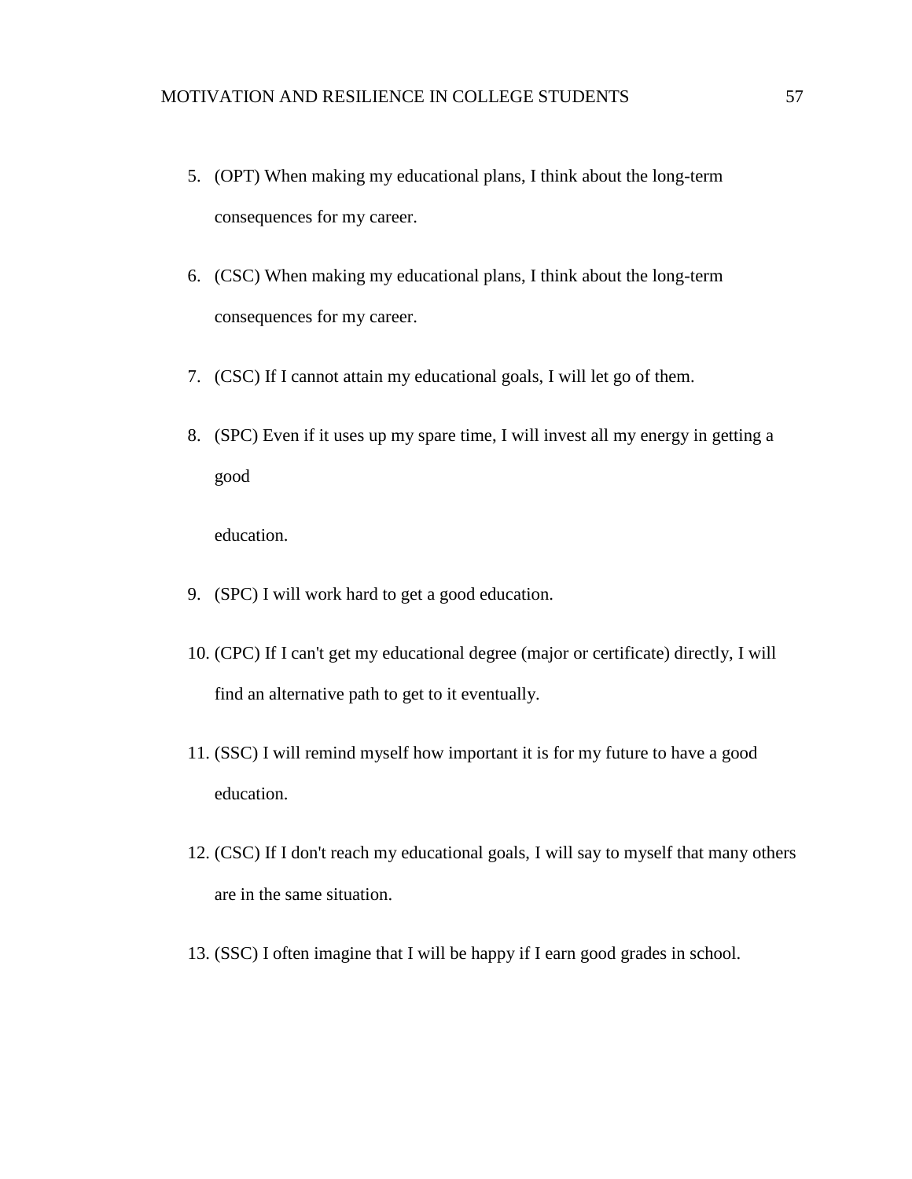5. (OPT) When making my educational plans, I think about the long-term consequences for my career.
6. (CSC) When making my educational plans, I think about the long-term consequences for my career.
7. (CSC) If I cannot attain my educational goals, I will let go of them.
8. (SPC) Even if it uses up my spare time, I will invest all my energy in getting a good

   education.
9. (SPC) I will work hard to get a good education.
10. (CPC) If I can't get my educational degree (major or certificate) directly, I will find an alternative path to get to it eventually.
11. (SSC) I will remind myself how important it is for my future to have a good education.
12. (CSC) If I don't reach my educational goals, I will say to myself that many others are in the same situation.
13. (SSC) I often imagine that I will be happy if I earn good grades in school.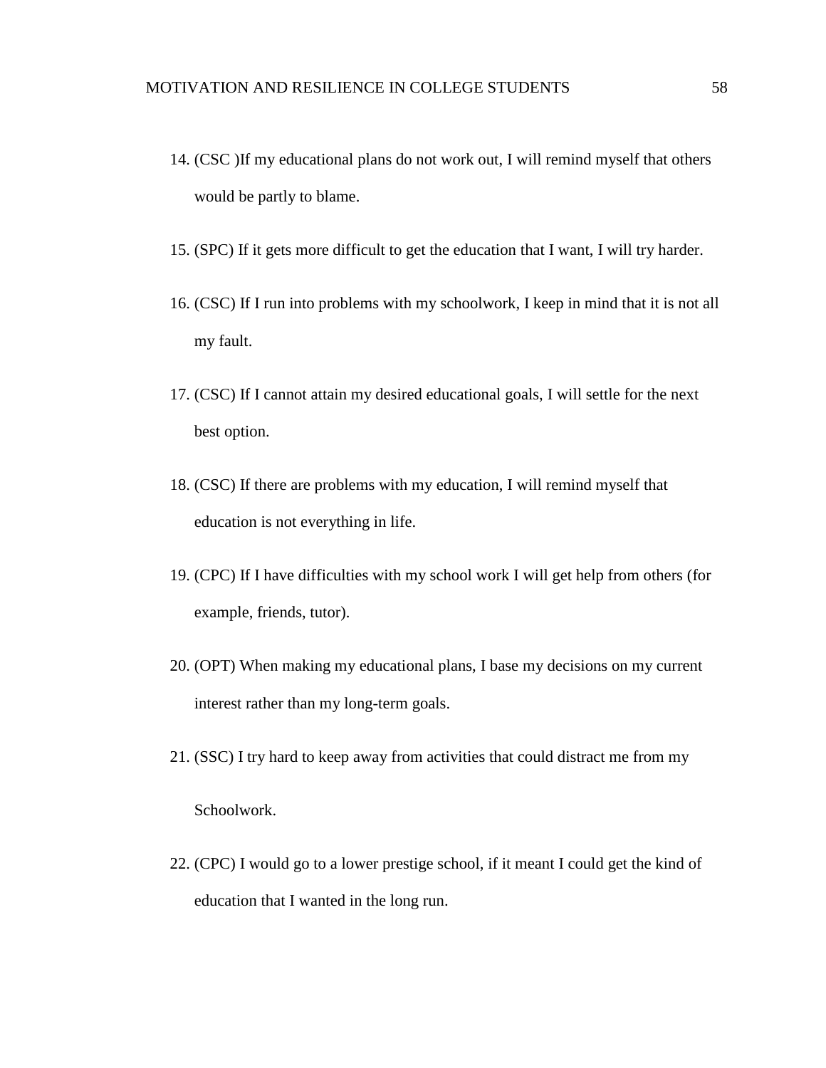14. (CSC )If my educational plans do not work out, I will remind myself that others would be partly to blame.

15. (SPC) If it gets more difficult to get the education that I want, I will try harder.

16. (CSC) If I run into problems with my schoolwork, I keep in mind that it is not all my fault.

17. (CSC) If I cannot attain my desired educational goals, I will settle for the next best option.

18. (CSC) If there are problems with my education, I will remind myself that education is not everything in life.

19. (CPC) If I have difficulties with my school work I will get help from others (for example, friends, tutor).

20. (OPT) When making my educational plans, I base my decisions on my current interest rather than my long-term goals.

21. (SSC) I try hard to keep away from activities that could distract me from my

    Schoolwork.

22. (CPC) I would go to a lower prestige school, if it meant I could get the kind of education that I wanted in the long run.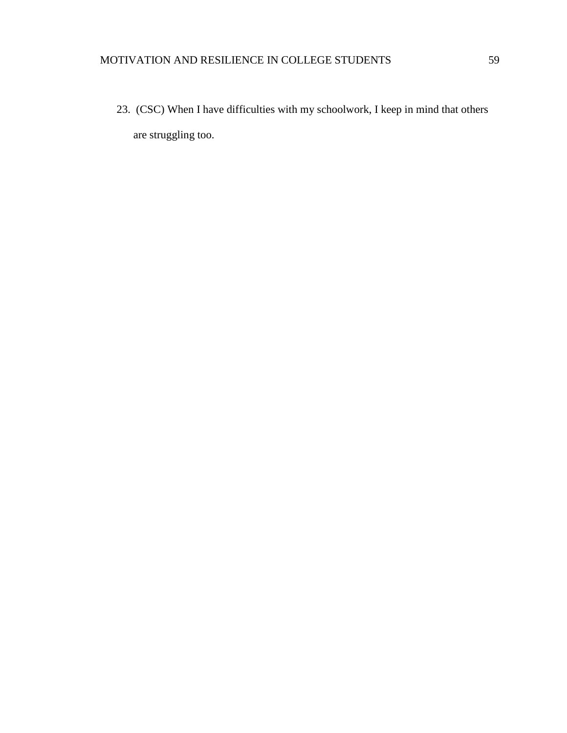23. (CSC) When I have difficulties with my schoolwork, I keep in mind that others are struggling too.